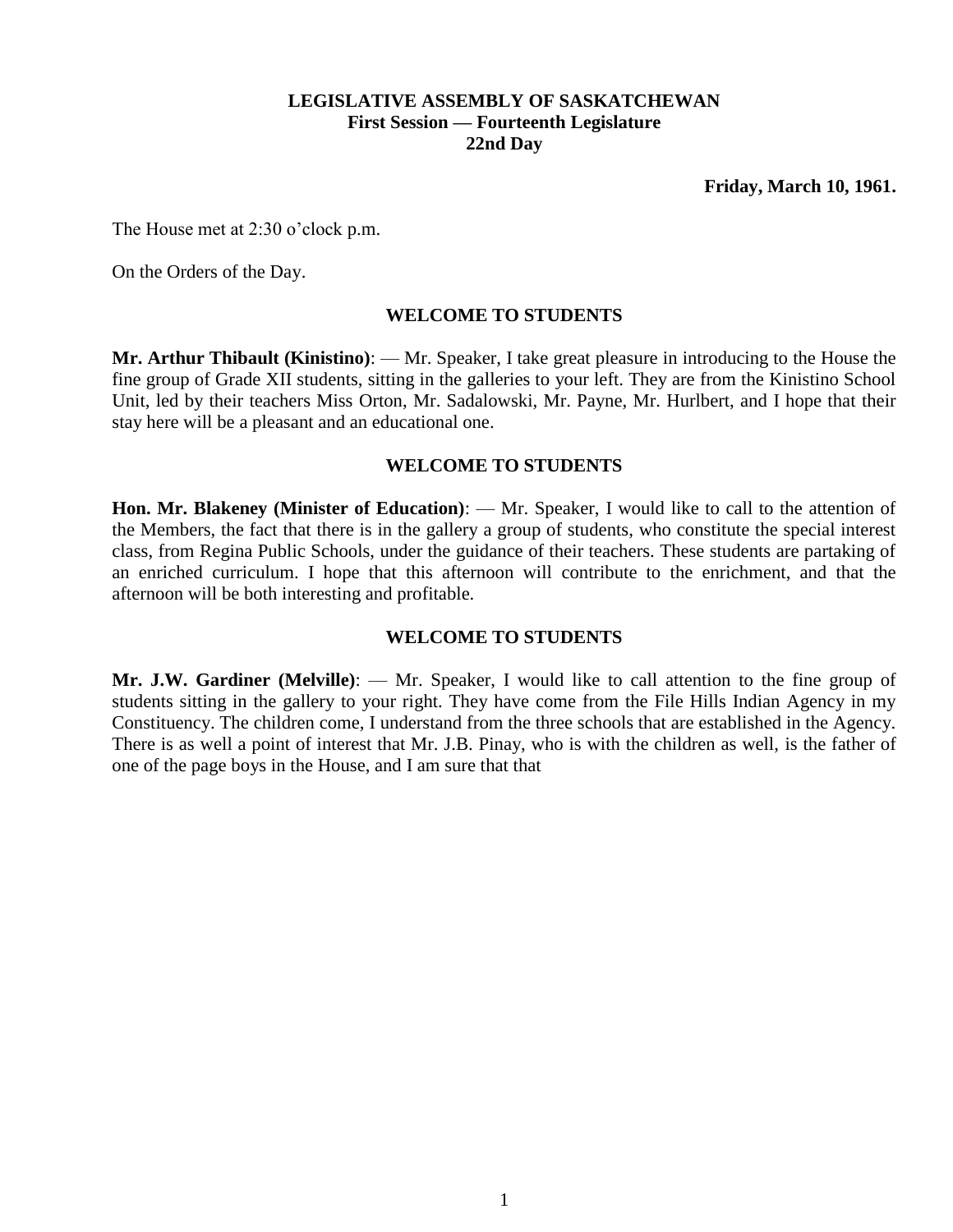**LEGISLATIVE ASSEMBLY OF SASKATCHEWAN**
**First Session — Fourteenth Legislature**
**22nd Day**

**Friday, March 10, 1961.**

The House met at 2:30 o'clock p.m.

On the Orders of the Day.

## WELCOME TO STUDENTS

**Mr. Arthur Thibault (Kinistino)**: — Mr. Speaker, I take great pleasure in introducing to the House the fine group of Grade XII students, sitting in the galleries to your left. They are from the Kinistino School Unit, led by their teachers Miss Orton, Mr. Sadalowski, Mr. Payne, Mr. Hurlbert, and I hope that their stay here will be a pleasant and an educational one.

## WELCOME TO STUDENTS

**Hon. Mr. Blakeney (Minister of Education)**: — Mr. Speaker, I would like to call to the attention of the Members, the fact that there is in the gallery a group of students, who constitute the special interest class, from Regina Public Schools, under the guidance of their teachers. These students are partaking of an enriched curriculum. I hope that this afternoon will contribute to the enrichment, and that the afternoon will be both interesting and profitable.

## WELCOME TO STUDENTS

**Mr. J.W. Gardiner (Melville)**: — Mr. Speaker, I would like to call attention to the fine group of students sitting in the gallery to your right. They have come from the File Hills Indian Agency in my Constituency. The children come, I understand from the three schools that are established in the Agency. There is as well a point of interest that Mr. J.B. Pinay, who is with the children as well, is the father of one of the page boys in the House, and I am sure that that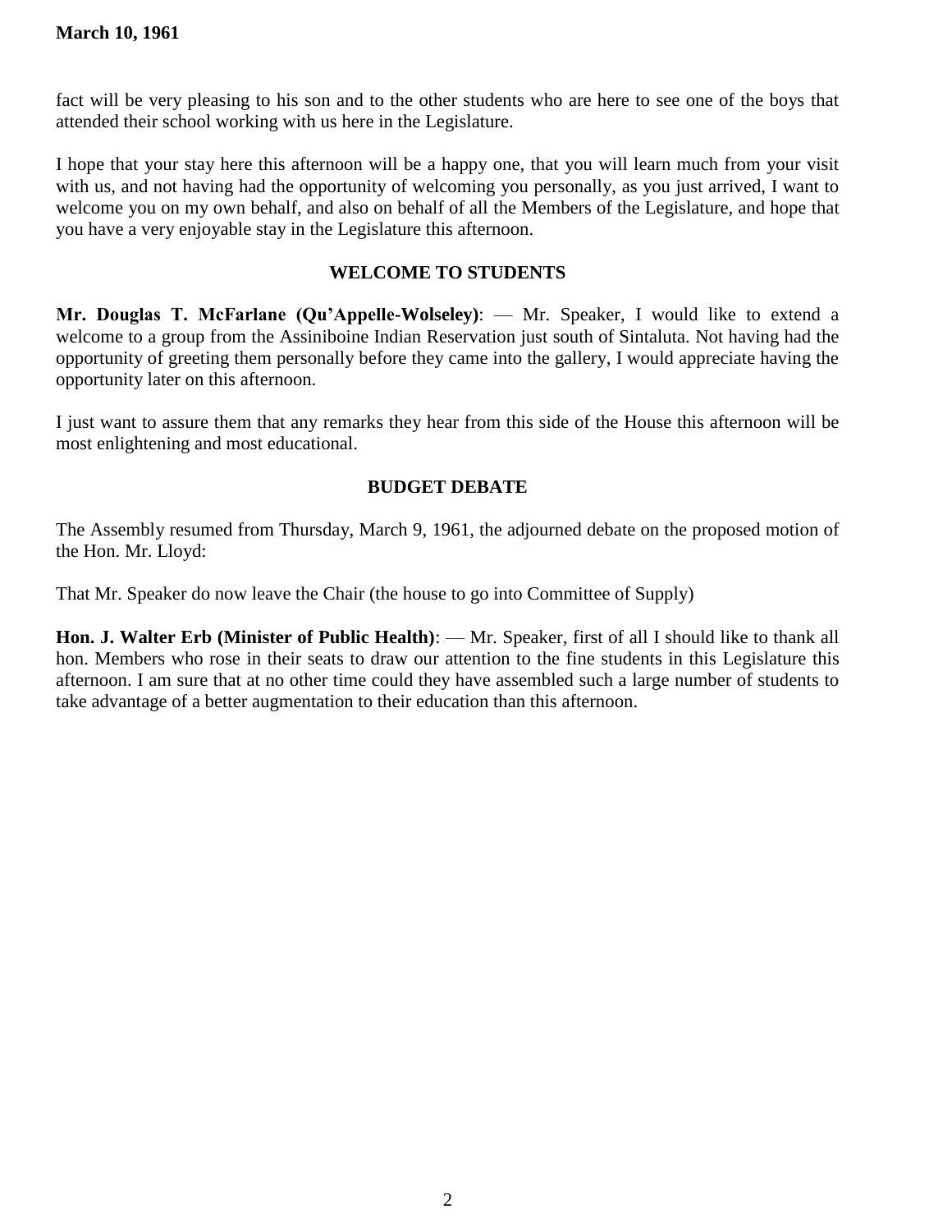fact will be very pleasing to his son and to the other students who are here to see one of the boys that attended their school working with us here in the Legislature.

I hope that your stay here this afternoon will be a happy one, that you will learn much from your visit with us, and not having had the opportunity of welcoming you personally, as you just arrived, I want to welcome you on my own behalf, and also on behalf of all the Members of the Legislature, and hope that you have a very enjoyable stay in the Legislature this afternoon.

## WELCOME TO STUDENTS

**Mr. Douglas T. McFarlane (Qu'Appelle-Wolseley)**: — Mr. Speaker, I would like to extend a welcome to a group from the Assiniboine Indian Reservation just south of Sintaluta. Not having had the opportunity of greeting them personally before they came into the gallery, I would appreciate having the opportunity later on this afternoon.

I just want to assure them that any remarks they hear from this side of the House this afternoon will be most enlightening and most educational.

## BUDGET DEBATE

The Assembly resumed from Thursday, March 9, 1961, the adjourned debate on the proposed motion of the Hon. Mr. Lloyd:

That Mr. Speaker do now leave the Chair (the house to go into Committee of Supply)

**Hon. J. Walter Erb (Minister of Public Health)**: — Mr. Speaker, first of all I should like to thank all hon. Members who rose in their seats to draw our attention to the fine students in this Legislature this afternoon. I am sure that at no other time could they have assembled such a large number of students to take advantage of a better augmentation to their education than this afternoon.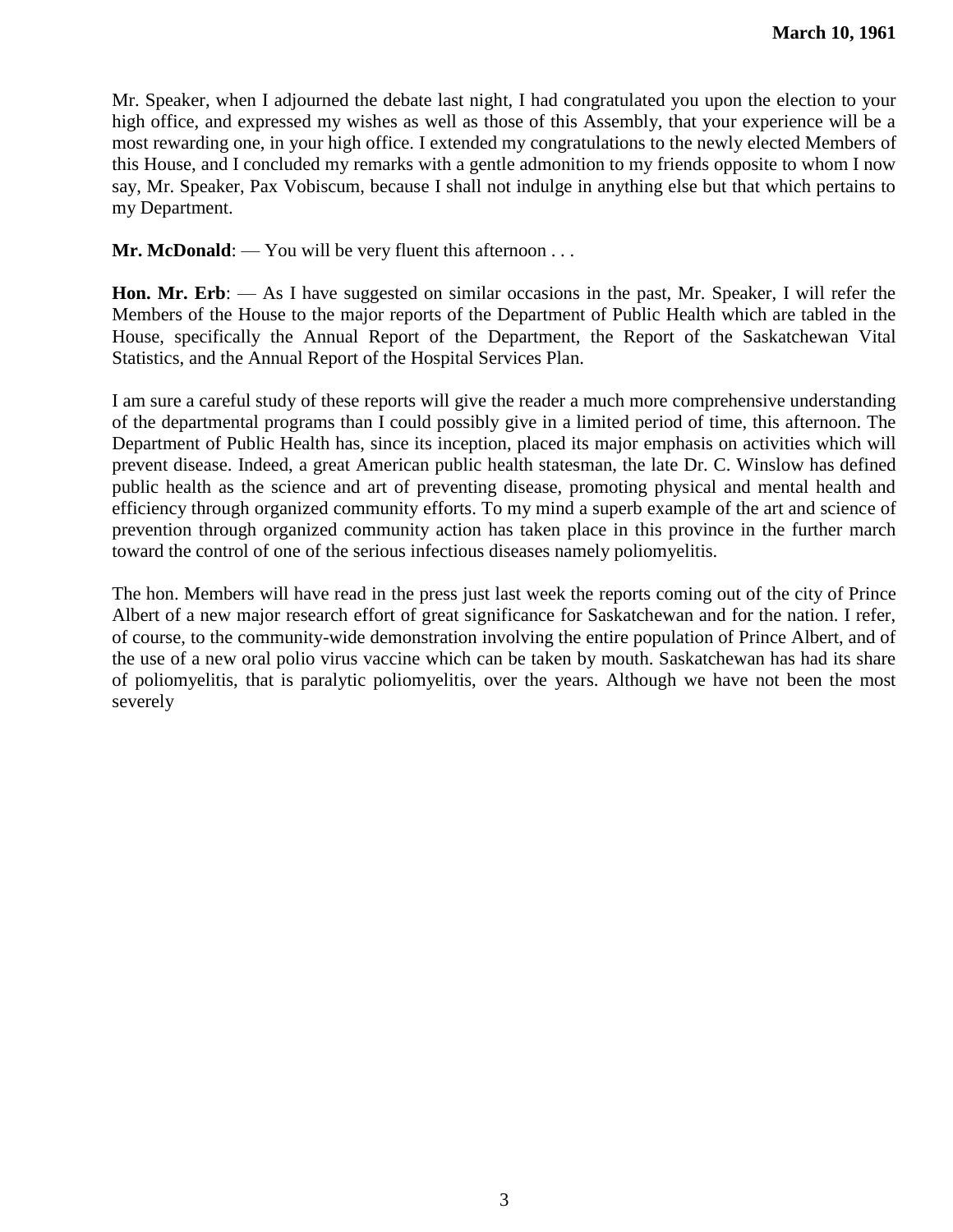Mr. Speaker, when I adjourned the debate last night, I had congratulated you upon the election to your high office, and expressed my wishes as well as those of this Assembly, that your experience will be a most rewarding one, in your high office. I extended my congratulations to the newly elected Members of this House, and I concluded my remarks with a gentle admonition to my friends opposite to whom I now say, Mr. Speaker, Pax Vobiscum, because I shall not indulge in anything else but that which pertains to my Department.

**Mr. McDonald**: — You will be very fluent this afternoon . . .

**Hon. Mr. Erb**: — As I have suggested on similar occasions in the past, Mr. Speaker, I will refer the Members of the House to the major reports of the Department of Public Health which are tabled in the House, specifically the Annual Report of the Department, the Report of the Saskatchewan Vital Statistics, and the Annual Report of the Hospital Services Plan.

I am sure a careful study of these reports will give the reader a much more comprehensive understanding of the departmental programs than I could possibly give in a limited period of time, this afternoon. The Department of Public Health has, since its inception, placed its major emphasis on activities which will prevent disease. Indeed, a great American public health statesman, the late Dr. C. Winslow has defined public health as the science and art of preventing disease, promoting physical and mental health and efficiency through organized community efforts. To my mind a superb example of the art and science of prevention through organized community action has taken place in this province in the further march toward the control of one of the serious infectious diseases namely poliomyelitis.

The hon. Members will have read in the press just last week the reports coming out of the city of Prince Albert of a new major research effort of great significance for Saskatchewan and for the nation. I refer, of course, to the community-wide demonstration involving the entire population of Prince Albert, and of the use of a new oral polio virus vaccine which can be taken by mouth. Saskatchewan has had its share of poliomyelitis, that is paralytic poliomyelitis, over the years. Although we have not been the most severely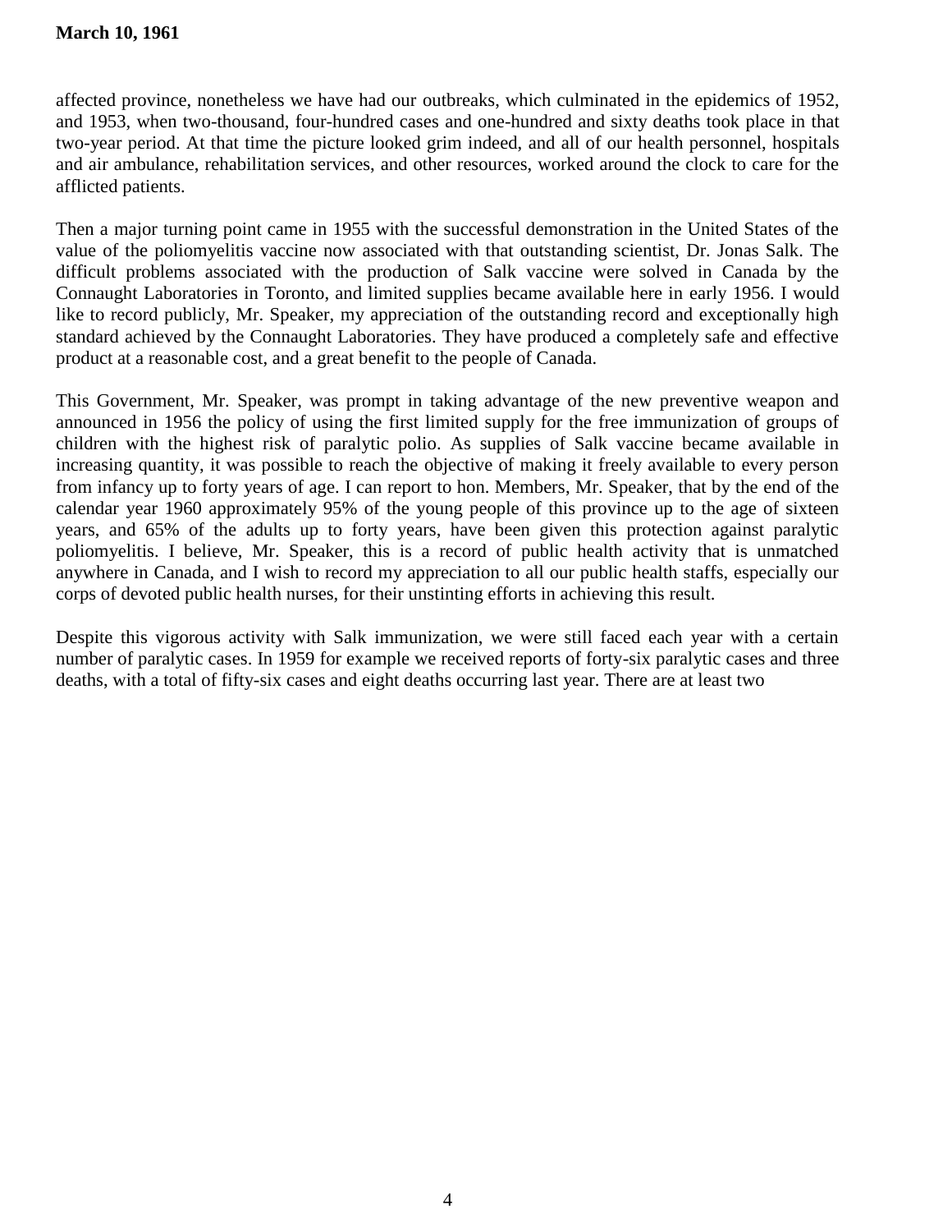affected province, nonetheless we have had our outbreaks, which culminated in the epidemics of 1952, and 1953, when two-thousand, four-hundred cases and one-hundred and sixty deaths took place in that two-year period. At that time the picture looked grim indeed, and all of our health personnel, hospitals and air ambulance, rehabilitation services, and other resources, worked around the clock to care for the afflicted patients.

Then a major turning point came in 1955 with the successful demonstration in the United States of the value of the poliomyelitis vaccine now associated with that outstanding scientist, Dr. Jonas Salk. The difficult problems associated with the production of Salk vaccine were solved in Canada by the Connaught Laboratories in Toronto, and limited supplies became available here in early 1956. I would like to record publicly, Mr. Speaker, my appreciation of the outstanding record and exceptionally high standard achieved by the Connaught Laboratories. They have produced a completely safe and effective product at a reasonable cost, and a great benefit to the people of Canada.

This Government, Mr. Speaker, was prompt in taking advantage of the new preventive weapon and announced in 1956 the policy of using the first limited supply for the free immunization of groups of children with the highest risk of paralytic polio. As supplies of Salk vaccine became available in increasing quantity, it was possible to reach the objective of making it freely available to every person from infancy up to forty years of age. I can report to hon. Members, Mr. Speaker, that by the end of the calendar year 1960 approximately 95% of the young people of this province up to the age of sixteen years, and 65% of the adults up to forty years, have been given this protection against paralytic poliomyelitis. I believe, Mr. Speaker, this is a record of public health activity that is unmatched anywhere in Canada, and I wish to record my appreciation to all our public health staffs, especially our corps of devoted public health nurses, for their unstinting efforts in achieving this result.

Despite this vigorous activity with Salk immunization, we were still faced each year with a certain number of paralytic cases. In 1959 for example we received reports of forty-six paralytic cases and three deaths, with a total of fifty-six cases and eight deaths occurring last year. There are at least two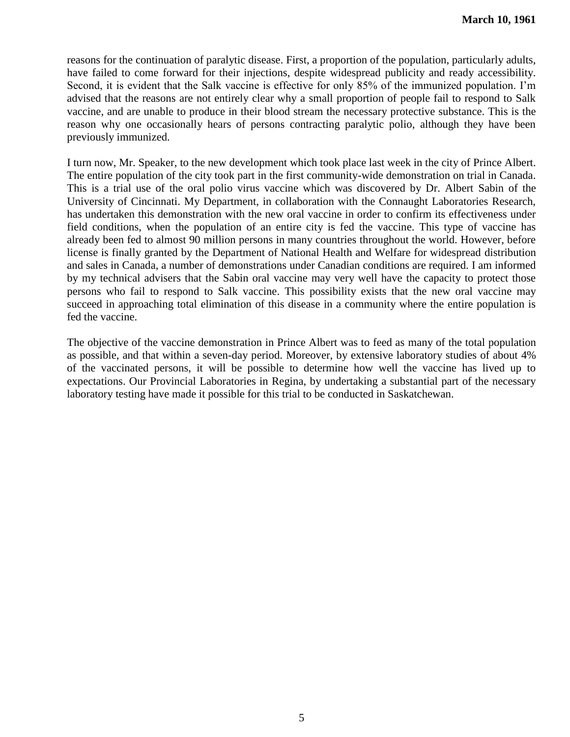reasons for the continuation of paralytic disease. First, a proportion of the population, particularly adults, have failed to come forward for their injections, despite widespread publicity and ready accessibility. Second, it is evident that the Salk vaccine is effective for only 85% of the immunized population. I'm advised that the reasons are not entirely clear why a small proportion of people fail to respond to Salk vaccine, and are unable to produce in their blood stream the necessary protective substance. This is the reason why one occasionally hears of persons contracting paralytic polio, although they have been previously immunized.

I turn now, Mr. Speaker, to the new development which took place last week in the city of Prince Albert. The entire population of the city took part in the first community-wide demonstration on trial in Canada. This is a trial use of the oral polio virus vaccine which was discovered by Dr. Albert Sabin of the University of Cincinnati. My Department, in collaboration with the Connaught Laboratories Research, has undertaken this demonstration with the new oral vaccine in order to confirm its effectiveness under field conditions, when the population of an entire city is fed the vaccine. This type of vaccine has already been fed to almost 90 million persons in many countries throughout the world. However, before license is finally granted by the Department of National Health and Welfare for widespread distribution and sales in Canada, a number of demonstrations under Canadian conditions are required. I am informed by my technical advisers that the Sabin oral vaccine may very well have the capacity to protect those persons who fail to respond to Salk vaccine. This possibility exists that the new oral vaccine may succeed in approaching total elimination of this disease in a community where the entire population is fed the vaccine.

The objective of the vaccine demonstration in Prince Albert was to feed as many of the total population as possible, and that within a seven-day period. Moreover, by extensive laboratory studies of about 4% of the vaccinated persons, it will be possible to determine how well the vaccine has lived up to expectations. Our Provincial Laboratories in Regina, by undertaking a substantial part of the necessary laboratory testing have made it possible for this trial to be conducted in Saskatchewan.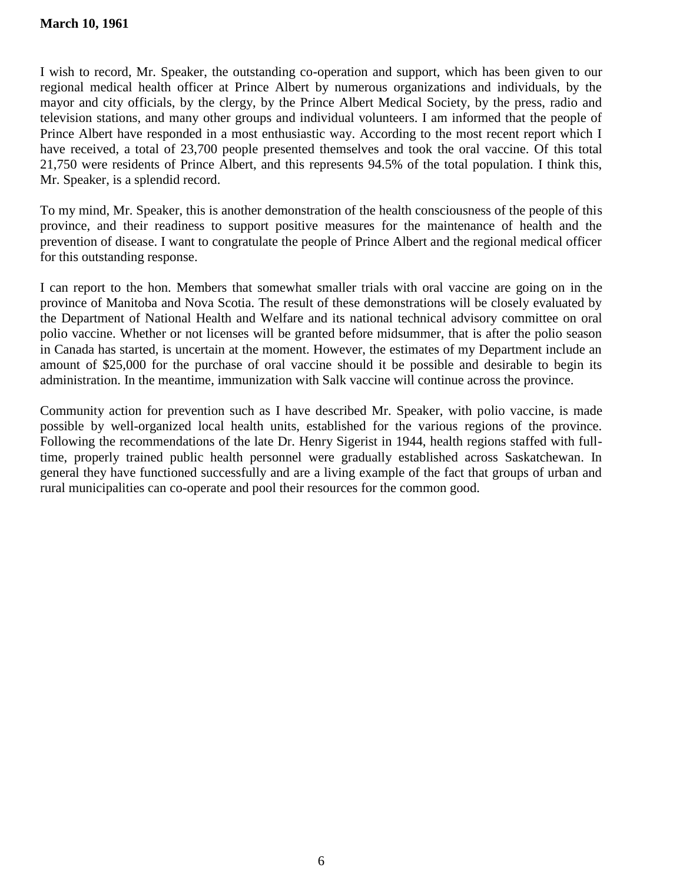I wish to record, Mr. Speaker, the outstanding co-operation and support, which has been given to our regional medical health officer at Prince Albert by numerous organizations and individuals, by the mayor and city officials, by the clergy, by the Prince Albert Medical Society, by the press, radio and television stations, and many other groups and individual volunteers. I am informed that the people of Prince Albert have responded in a most enthusiastic way. According to the most recent report which I have received, a total of 23,700 people presented themselves and took the oral vaccine. Of this total 21,750 were residents of Prince Albert, and this represents 94.5% of the total population. I think this, Mr. Speaker, is a splendid record.

To my mind, Mr. Speaker, this is another demonstration of the health consciousness of the people of this province, and their readiness to support positive measures for the maintenance of health and the prevention of disease. I want to congratulate the people of Prince Albert and the regional medical officer for this outstanding response.

I can report to the hon. Members that somewhat smaller trials with oral vaccine are going on in the province of Manitoba and Nova Scotia. The result of these demonstrations will be closely evaluated by the Department of National Health and Welfare and its national technical advisory committee on oral polio vaccine. Whether or not licenses will be granted before midsummer, that is after the polio season in Canada has started, is uncertain at the moment. However, the estimates of my Department include an amount of $25,000 for the purchase of oral vaccine should it be possible and desirable to begin its administration. In the meantime, immunization with Salk vaccine will continue across the province.

Community action for prevention such as I have described Mr. Speaker, with polio vaccine, is made possible by well-organized local health units, established for the various regions of the province. Following the recommendations of the late Dr. Henry Sigerist in 1944, health regions staffed with full-time, properly trained public health personnel were gradually established across Saskatchewan. In general they have functioned successfully and are a living example of the fact that groups of urban and rural municipalities can co-operate and pool their resources for the common good.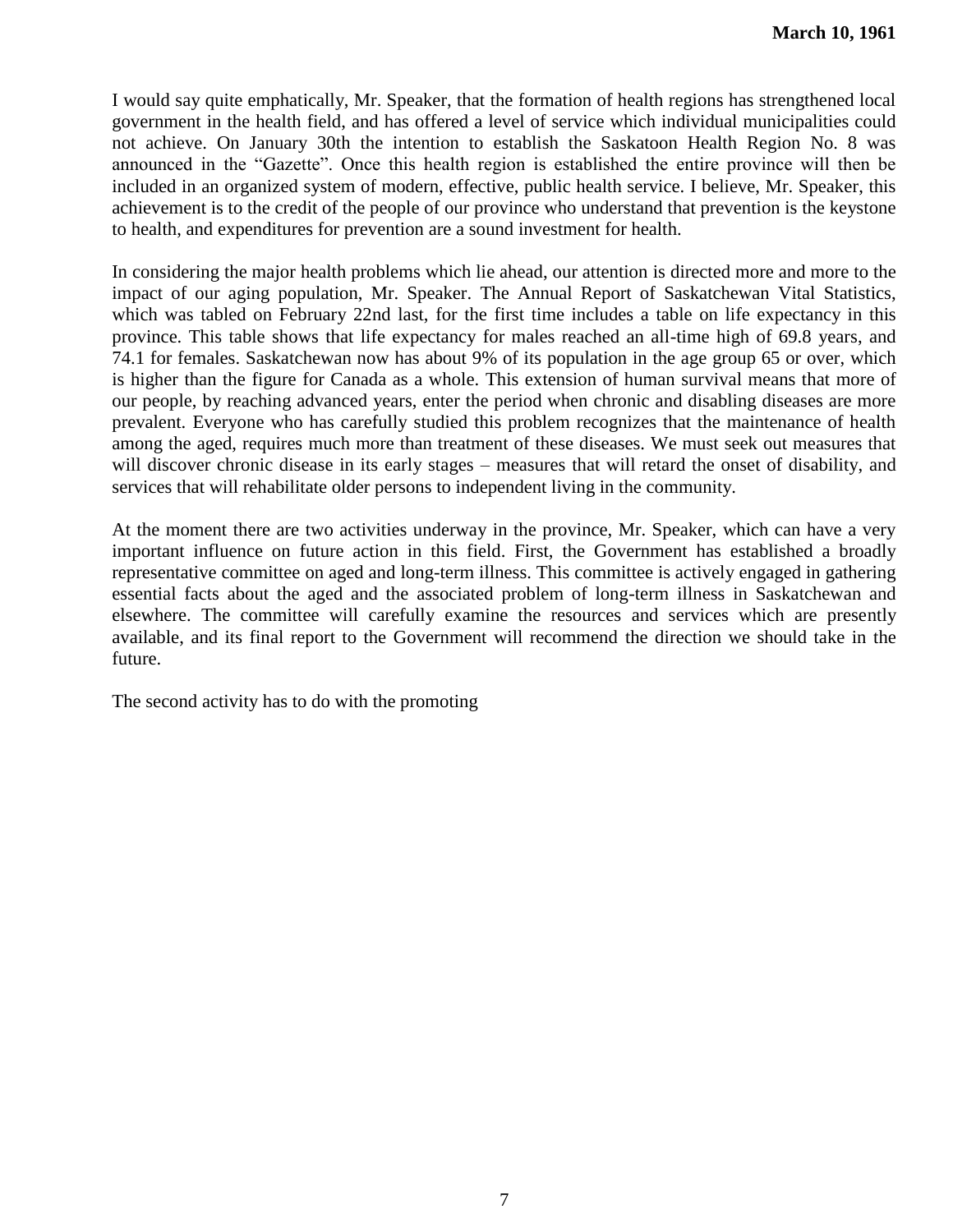I would say quite emphatically, Mr. Speaker, that the formation of health regions has strengthened local government in the health field, and has offered a level of service which individual municipalities could not achieve. On January 30th the intention to establish the Saskatoon Health Region No. 8 was announced in the "Gazette". Once this health region is established the entire province will then be included in an organized system of modern, effective, public health service. I believe, Mr. Speaker, this achievement is to the credit of the people of our province who understand that prevention is the keystone to health, and expenditures for prevention are a sound investment for health.

In considering the major health problems which lie ahead, our attention is directed more and more to the impact of our aging population, Mr. Speaker. The Annual Report of Saskatchewan Vital Statistics, which was tabled on February 22nd last, for the first time includes a table on life expectancy in this province. This table shows that life expectancy for males reached an all-time high of 69.8 years, and 74.1 for females. Saskatchewan now has about 9% of its population in the age group 65 or over, which is higher than the figure for Canada as a whole. This extension of human survival means that more of our people, by reaching advanced years, enter the period when chronic and disabling diseases are more prevalent. Everyone who has carefully studied this problem recognizes that the maintenance of health among the aged, requires much more than treatment of these diseases. We must seek out measures that will discover chronic disease in its early stages – measures that will retard the onset of disability, and services that will rehabilitate older persons to independent living in the community.

At the moment there are two activities underway in the province, Mr. Speaker, which can have a very important influence on future action in this field. First, the Government has established a broadly representative committee on aged and long-term illness. This committee is actively engaged in gathering essential facts about the aged and the associated problem of long-term illness in Saskatchewan and elsewhere. The committee will carefully examine the resources and services which are presently available, and its final report to the Government will recommend the direction we should take in the future.

The second activity has to do with the promoting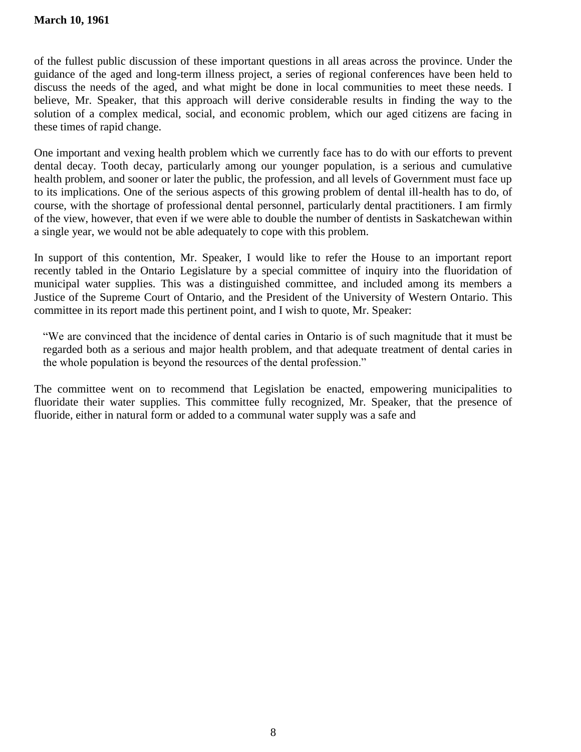of the fullest public discussion of these important questions in all areas across the province. Under the guidance of the aged and long-term illness project, a series of regional conferences have been held to discuss the needs of the aged, and what might be done in local communities to meet these needs. I believe, Mr. Speaker, that this approach will derive considerable results in finding the way to the solution of a complex medical, social, and economic problem, which our aged citizens are facing in these times of rapid change.

One important and vexing health problem which we currently face has to do with our efforts to prevent dental decay. Tooth decay, particularly among our younger population, is a serious and cumulative health problem, and sooner or later the public, the profession, and all levels of Government must face up to its implications. One of the serious aspects of this growing problem of dental ill-health has to do, of course, with the shortage of professional dental personnel, particularly dental practitioners. I am firmly of the view, however, that even if we were able to double the number of dentists in Saskatchewan within a single year, we would not be able adequately to cope with this problem.

In support of this contention, Mr. Speaker, I would like to refer the House to an important report recently tabled in the Ontario Legislature by a special committee of inquiry into the fluoridation of municipal water supplies. This was a distinguished committee, and included among its members a Justice of the Supreme Court of Ontario, and the President of the University of Western Ontario. This committee in its report made this pertinent point, and I wish to quote, Mr. Speaker:

> "We are convinced that the incidence of dental caries in Ontario is of such magnitude that it must be regarded both as a serious and major health problem, and that adequate treatment of dental caries in the whole population is beyond the resources of the dental profession."

The committee went on to recommend that Legislation be enacted, empowering municipalities to fluoridate their water supplies. This committee fully recognized, Mr. Speaker, that the presence of fluoride, either in natural form or added to a communal water supply was a safe and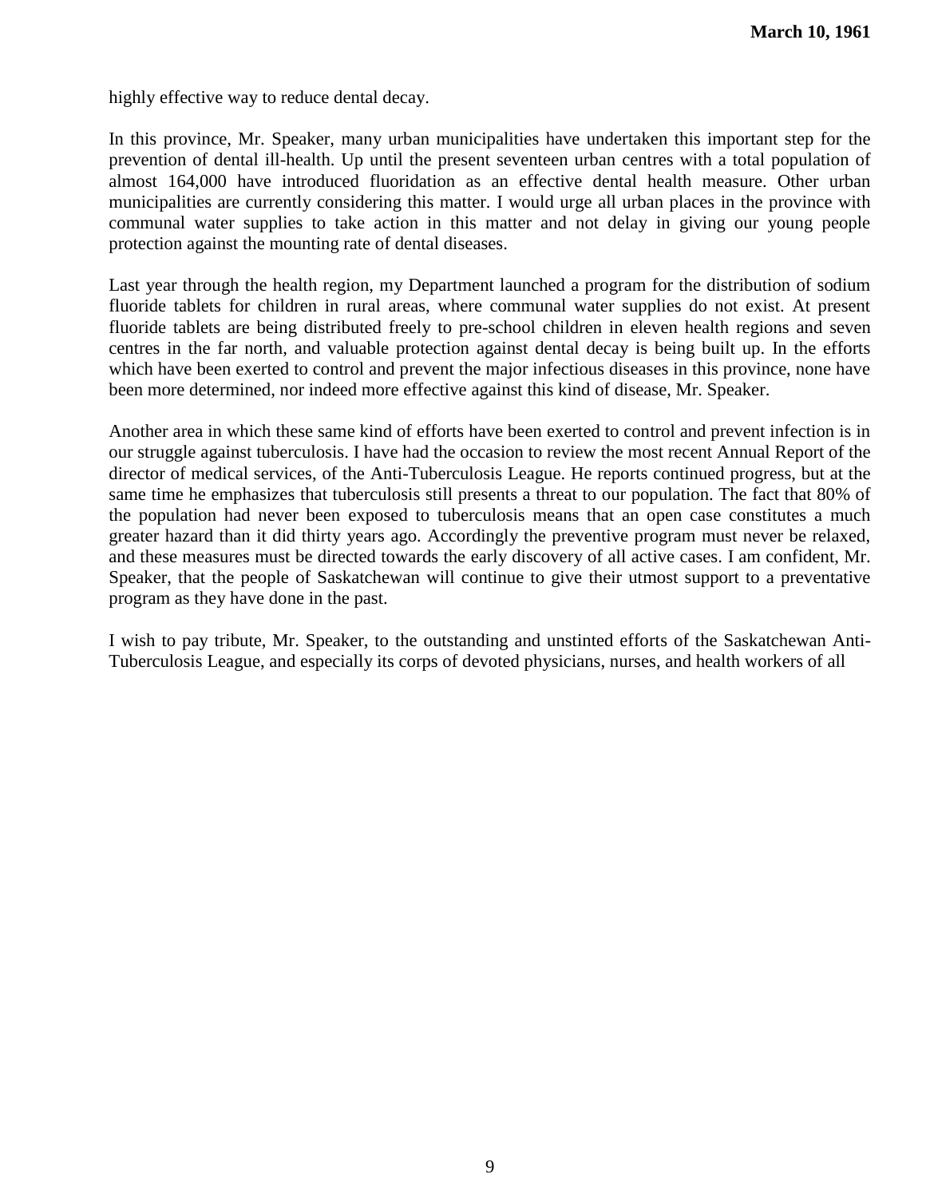highly effective way to reduce dental decay.

In this province, Mr. Speaker, many urban municipalities have undertaken this important step for the prevention of dental ill-health. Up until the present seventeen urban centres with a total population of almost 164,000 have introduced fluoridation as an effective dental health measure. Other urban municipalities are currently considering this matter. I would urge all urban places in the province with communal water supplies to take action in this matter and not delay in giving our young people protection against the mounting rate of dental diseases.

Last year through the health region, my Department launched a program for the distribution of sodium fluoride tablets for children in rural areas, where communal water supplies do not exist. At present fluoride tablets are being distributed freely to pre-school children in eleven health regions and seven centres in the far north, and valuable protection against dental decay is being built up. In the efforts which have been exerted to control and prevent the major infectious diseases in this province, none have been more determined, nor indeed more effective against this kind of disease, Mr. Speaker.

Another area in which these same kind of efforts have been exerted to control and prevent infection is in our struggle against tuberculosis. I have had the occasion to review the most recent Annual Report of the director of medical services, of the Anti-Tuberculosis League. He reports continued progress, but at the same time he emphasizes that tuberculosis still presents a threat to our population. The fact that 80% of the population had never been exposed to tuberculosis means that an open case constitutes a much greater hazard than it did thirty years ago. Accordingly the preventive program must never be relaxed, and these measures must be directed towards the early discovery of all active cases. I am confident, Mr. Speaker, that the people of Saskatchewan will continue to give their utmost support to a preventative program as they have done in the past.

I wish to pay tribute, Mr. Speaker, to the outstanding and unstinted efforts of the Saskatchewan Anti-Tuberculosis League, and especially its corps of devoted physicians, nurses, and health workers of all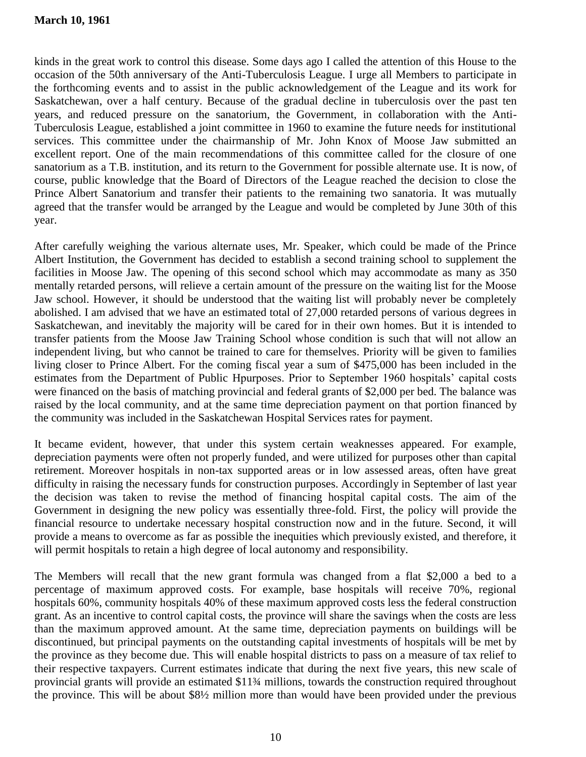kinds in the great work to control this disease. Some days ago I called the attention of this House to the occasion of the 50th anniversary of the Anti-Tuberculosis League. I urge all Members to participate in the forthcoming events and to assist in the public acknowledgement of the League and its work for Saskatchewan, over a half century. Because of the gradual decline in tuberculosis over the past ten years, and reduced pressure on the sanatorium, the Government, in collaboration with the Anti-Tuberculosis League, established a joint committee in 1960 to examine the future needs for institutional services. This committee under the chairmanship of Mr. John Knox of Moose Jaw submitted an excellent report. One of the main recommendations of this committee called for the closure of one sanatorium as a T.B. institution, and its return to the Government for possible alternate use. It is now, of course, public knowledge that the Board of Directors of the League reached the decision to close the Prince Albert Sanatorium and transfer their patients to the remaining two sanatoria. It was mutually agreed that the transfer would be arranged by the League and would be completed by June 30th of this year.

After carefully weighing the various alternate uses, Mr. Speaker, which could be made of the Prince Albert Institution, the Government has decided to establish a second training school to supplement the facilities in Moose Jaw. The opening of this second school which may accommodate as many as 350 mentally retarded persons, will relieve a certain amount of the pressure on the waiting list for the Moose Jaw school. However, it should be understood that the waiting list will probably never be completely abolished. I am advised that we have an estimated total of 27,000 retarded persons of various degrees in Saskatchewan, and inevitably the majority will be cared for in their own homes. But it is intended to transfer patients from the Moose Jaw Training School whose condition is such that will not allow an independent living, but who cannot be trained to care for themselves. Priority will be given to families living closer to Prince Albert. For the coming fiscal year a sum of $475,000 has been included in the estimates from the Department of Public Hpurposes. Prior to September 1960 hospitals' capital costs were financed on the basis of matching provincial and federal grants of $2,000 per bed. The balance was raised by the local community, and at the same time depreciation payment on that portion financed by the community was included in the Saskatchewan Hospital Services rates for payment.

It became evident, however, that under this system certain weaknesses appeared. For example, depreciation payments were often not properly funded, and were utilized for purposes other than capital retirement. Moreover hospitals in non-tax supported areas or in low assessed areas, often have great difficulty in raising the necessary funds for construction purposes. Accordingly in September of last year the decision was taken to revise the method of financing hospital capital costs. The aim of the Government in designing the new policy was essentially three-fold. First, the policy will provide the financial resource to undertake necessary hospital construction now and in the future. Second, it will provide a means to overcome as far as possible the inequities which previously existed, and therefore, it will permit hospitals to retain a high degree of local autonomy and responsibility.

The Members will recall that the new grant formula was changed from a flat $2,000 a bed to a percentage of maximum approved costs. For example, base hospitals will receive 70%, regional hospitals 60%, community hospitals 40% of these maximum approved costs less the federal construction grant. As an incentive to control capital costs, the province will share the savings when the costs are less than the maximum approved amount. At the same time, depreciation payments on buildings will be discontinued, but principal payments on the outstanding capital investments of hospitals will be met by the province as they become due. This will enable hospital districts to pass on a measure of tax relief to their respective taxpayers. Current estimates indicate that during the next five years, this new scale of provincial grants will provide an estimated $11¾ millions, towards the construction required throughout the province. This will be about $8½ million more than would have been provided under the previous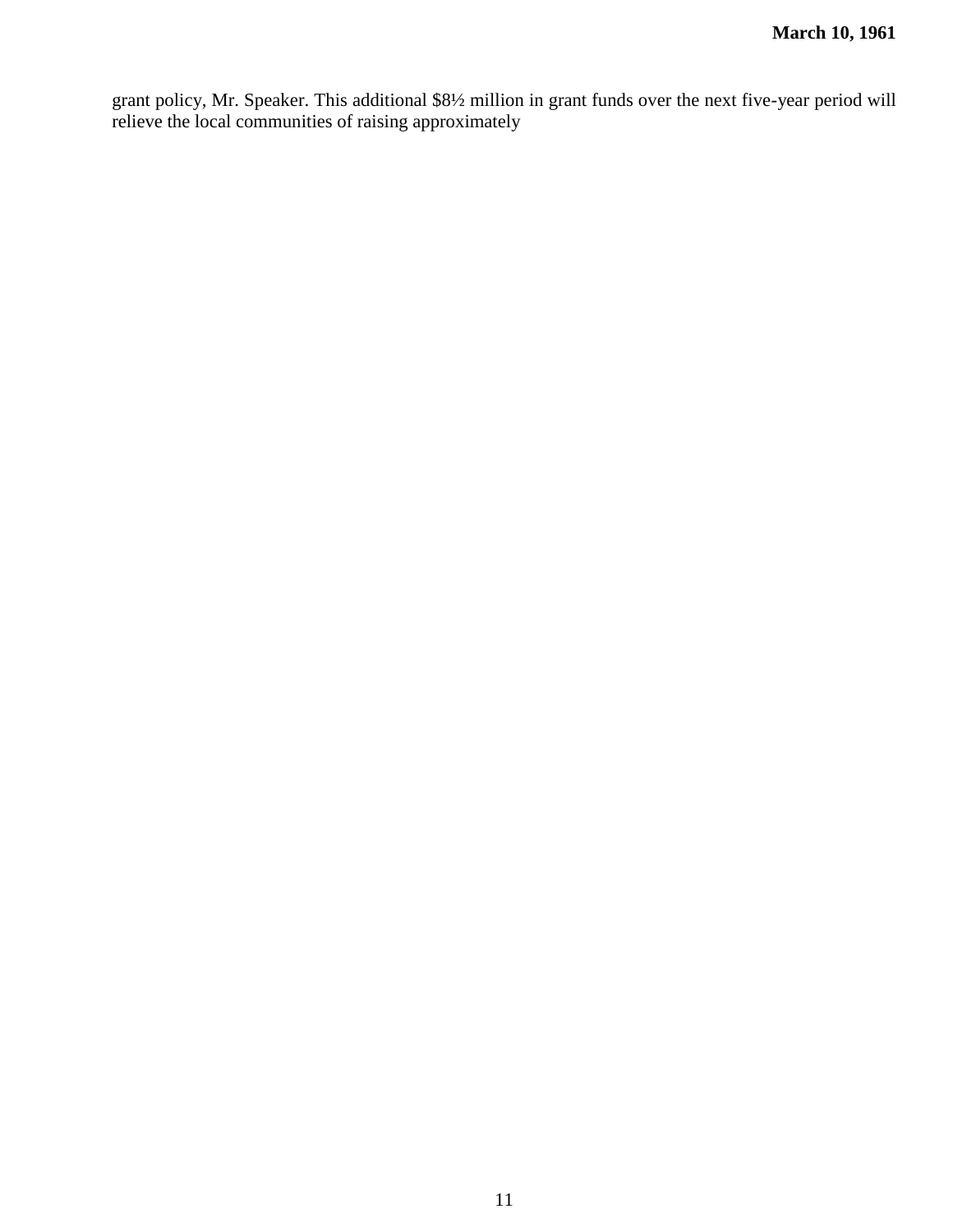grant policy, Mr. Speaker. This additional $8½ million in grant funds over the next five-year period will relieve the local communities of raising approximately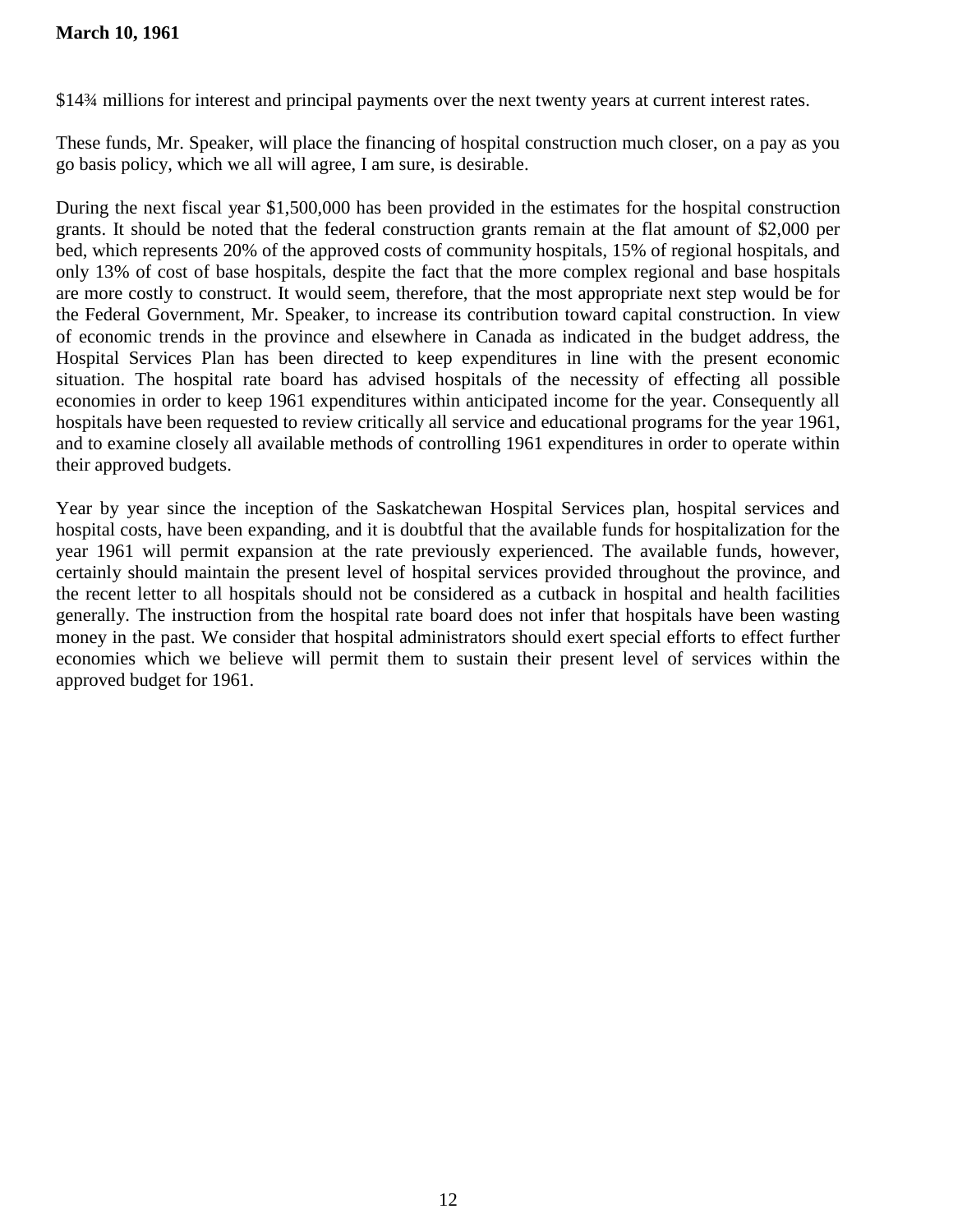$14¾ millions for interest and principal payments over the next twenty years at current interest rates.

These funds, Mr. Speaker, will place the financing of hospital construction much closer, on a pay as you go basis policy, which we all will agree, I am sure, is desirable.

During the next fiscal year $1,500,000 has been provided in the estimates for the hospital construction grants. It should be noted that the federal construction grants remain at the flat amount of $2,000 per bed, which represents 20% of the approved costs of community hospitals, 15% of regional hospitals, and only 13% of cost of base hospitals, despite the fact that the more complex regional and base hospitals are more costly to construct. It would seem, therefore, that the most appropriate next step would be for the Federal Government, Mr. Speaker, to increase its contribution toward capital construction. In view of economic trends in the province and elsewhere in Canada as indicated in the budget address, the Hospital Services Plan has been directed to keep expenditures in line with the present economic situation. The hospital rate board has advised hospitals of the necessity of effecting all possible economies in order to keep 1961 expenditures within anticipated income for the year. Consequently all hospitals have been requested to review critically all service and educational programs for the year 1961, and to examine closely all available methods of controlling 1961 expenditures in order to operate within their approved budgets.

Year by year since the inception of the Saskatchewan Hospital Services plan, hospital services and hospital costs, have been expanding, and it is doubtful that the available funds for hospitalization for the year 1961 will permit expansion at the rate previously experienced. The available funds, however, certainly should maintain the present level of hospital services provided throughout the province, and the recent letter to all hospitals should not be considered as a cutback in hospital and health facilities generally. The instruction from the hospital rate board does not infer that hospitals have been wasting money in the past. We consider that hospital administrators should exert special efforts to effect further economies which we believe will permit them to sustain their present level of services within the approved budget for 1961.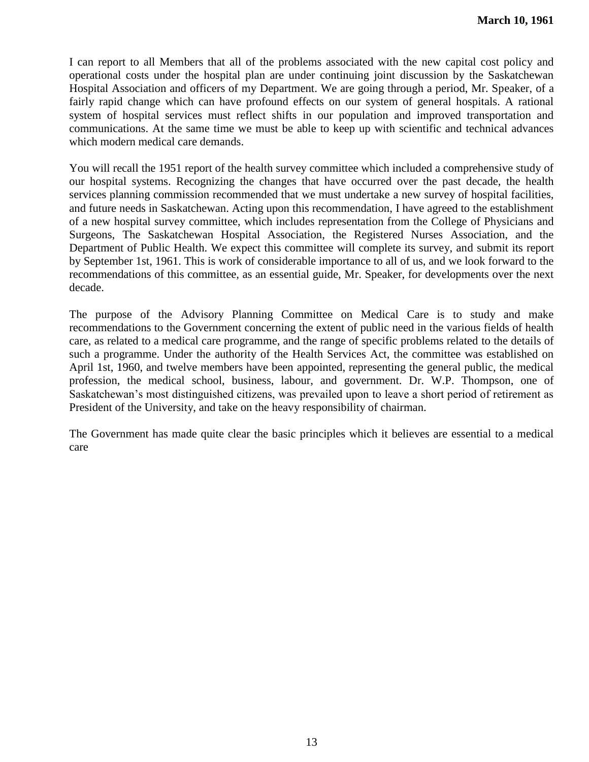I can report to all Members that all of the problems associated with the new capital cost policy and operational costs under the hospital plan are under continuing joint discussion by the Saskatchewan Hospital Association and officers of my Department. We are going through a period, Mr. Speaker, of a fairly rapid change which can have profound effects on our system of general hospitals. A rational system of hospital services must reflect shifts in our population and improved transportation and communications. At the same time we must be able to keep up with scientific and technical advances which modern medical care demands.

You will recall the 1951 report of the health survey committee which included a comprehensive study of our hospital systems. Recognizing the changes that have occurred over the past decade, the health services planning commission recommended that we must undertake a new survey of hospital facilities, and future needs in Saskatchewan. Acting upon this recommendation, I have agreed to the establishment of a new hospital survey committee, which includes representation from the College of Physicians and Surgeons, The Saskatchewan Hospital Association, the Registered Nurses Association, and the Department of Public Health. We expect this committee will complete its survey, and submit its report by September 1st, 1961. This is work of considerable importance to all of us, and we look forward to the recommendations of this committee, as an essential guide, Mr. Speaker, for developments over the next decade.

The purpose of the Advisory Planning Committee on Medical Care is to study and make recommendations to the Government concerning the extent of public need in the various fields of health care, as related to a medical care programme, and the range of specific problems related to the details of such a programme. Under the authority of the Health Services Act, the committee was established on April 1st, 1960, and twelve members have been appointed, representing the general public, the medical profession, the medical school, business, labour, and government. Dr. W.P. Thompson, one of Saskatchewan's most distinguished citizens, was prevailed upon to leave a short period of retirement as President of the University, and take on the heavy responsibility of chairman.

The Government has made quite clear the basic principles which it believes are essential to a medical care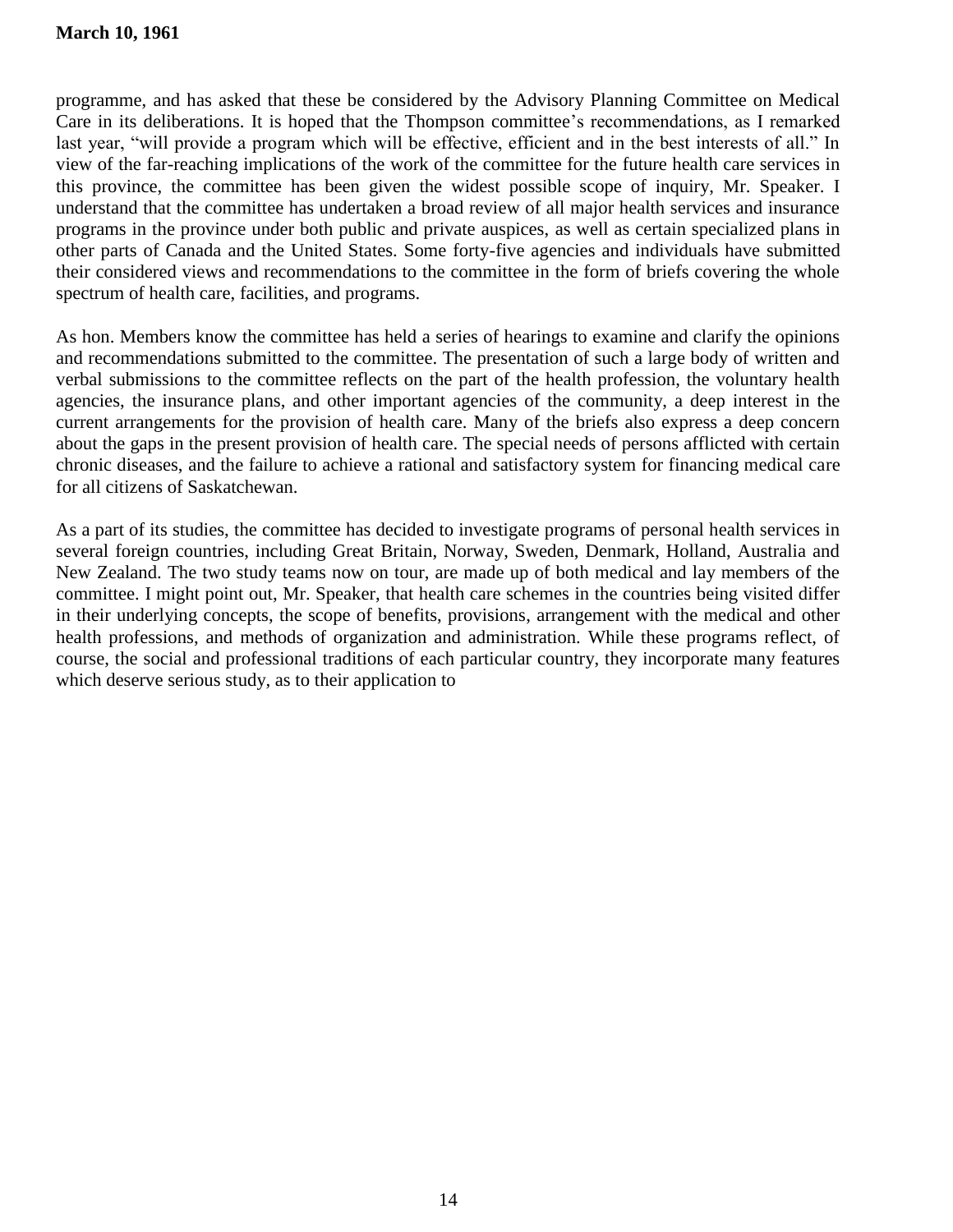programme, and has asked that these be considered by the Advisory Planning Committee on Medical Care in its deliberations. It is hoped that the Thompson committee's recommendations, as I remarked last year, "will provide a program which will be effective, efficient and in the best interests of all." In view of the far-reaching implications of the work of the committee for the future health care services in this province, the committee has been given the widest possible scope of inquiry, Mr. Speaker. I understand that the committee has undertaken a broad review of all major health services and insurance programs in the province under both public and private auspices, as well as certain specialized plans in other parts of Canada and the United States. Some forty-five agencies and individuals have submitted their considered views and recommendations to the committee in the form of briefs covering the whole spectrum of health care, facilities, and programs.

As hon. Members know the committee has held a series of hearings to examine and clarify the opinions and recommendations submitted to the committee. The presentation of such a large body of written and verbal submissions to the committee reflects on the part of the health profession, the voluntary health agencies, the insurance plans, and other important agencies of the community, a deep interest in the current arrangements for the provision of health care. Many of the briefs also express a deep concern about the gaps in the present provision of health care. The special needs of persons afflicted with certain chronic diseases, and the failure to achieve a rational and satisfactory system for financing medical care for all citizens of Saskatchewan.

As a part of its studies, the committee has decided to investigate programs of personal health services in several foreign countries, including Great Britain, Norway, Sweden, Denmark, Holland, Australia and New Zealand. The two study teams now on tour, are made up of both medical and lay members of the committee. I might point out, Mr. Speaker, that health care schemes in the countries being visited differ in their underlying concepts, the scope of benefits, provisions, arrangement with the medical and other health professions, and methods of organization and administration. While these programs reflect, of course, the social and professional traditions of each particular country, they incorporate many features which deserve serious study, as to their application to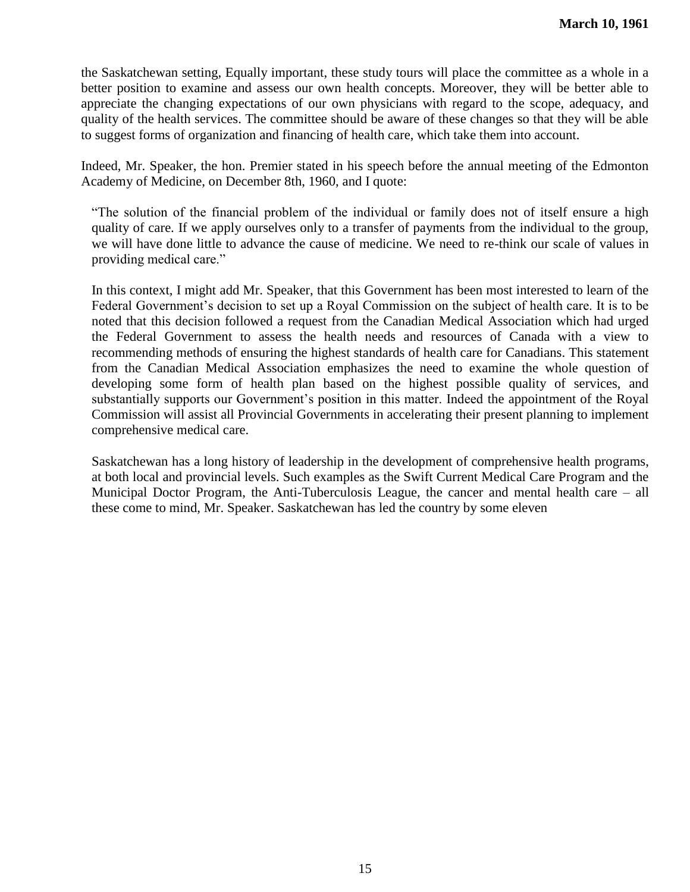the Saskatchewan setting, Equally important, these study tours will place the committee as a whole in a better position to examine and assess our own health concepts. Moreover, they will be better able to appreciate the changing expectations of our own physicians with regard to the scope, adequacy, and quality of the health services. The committee should be aware of these changes so that they will be able to suggest forms of organization and financing of health care, which take them into account.

Indeed, Mr. Speaker, the hon. Premier stated in his speech before the annual meeting of the Edmonton Academy of Medicine, on December 8th, 1960, and I quote:

> "The solution of the financial problem of the individual or family does not of itself ensure a high quality of care. If we apply ourselves only to a transfer of payments from the individual to the group, we will have done little to advance the cause of medicine. We need to re-think our scale of values in providing medical care."

In this context, I might add Mr. Speaker, that this Government has been most interested to learn of the Federal Government's decision to set up a Royal Commission on the subject of health care. It is to be noted that this decision followed a request from the Canadian Medical Association which had urged the Federal Government to assess the health needs and resources of Canada with a view to recommending methods of ensuring the highest standards of health care for Canadians. This statement from the Canadian Medical Association emphasizes the need to examine the whole question of developing some form of health plan based on the highest possible quality of services, and substantially supports our Government's position in this matter. Indeed the appointment of the Royal Commission will assist all Provincial Governments in accelerating their present planning to implement comprehensive medical care.

Saskatchewan has a long history of leadership in the development of comprehensive health programs, at both local and provincial levels. Such examples as the Swift Current Medical Care Program and the Municipal Doctor Program, the Anti-Tuberculosis League, the cancer and mental health care – all these come to mind, Mr. Speaker. Saskatchewan has led the country by some eleven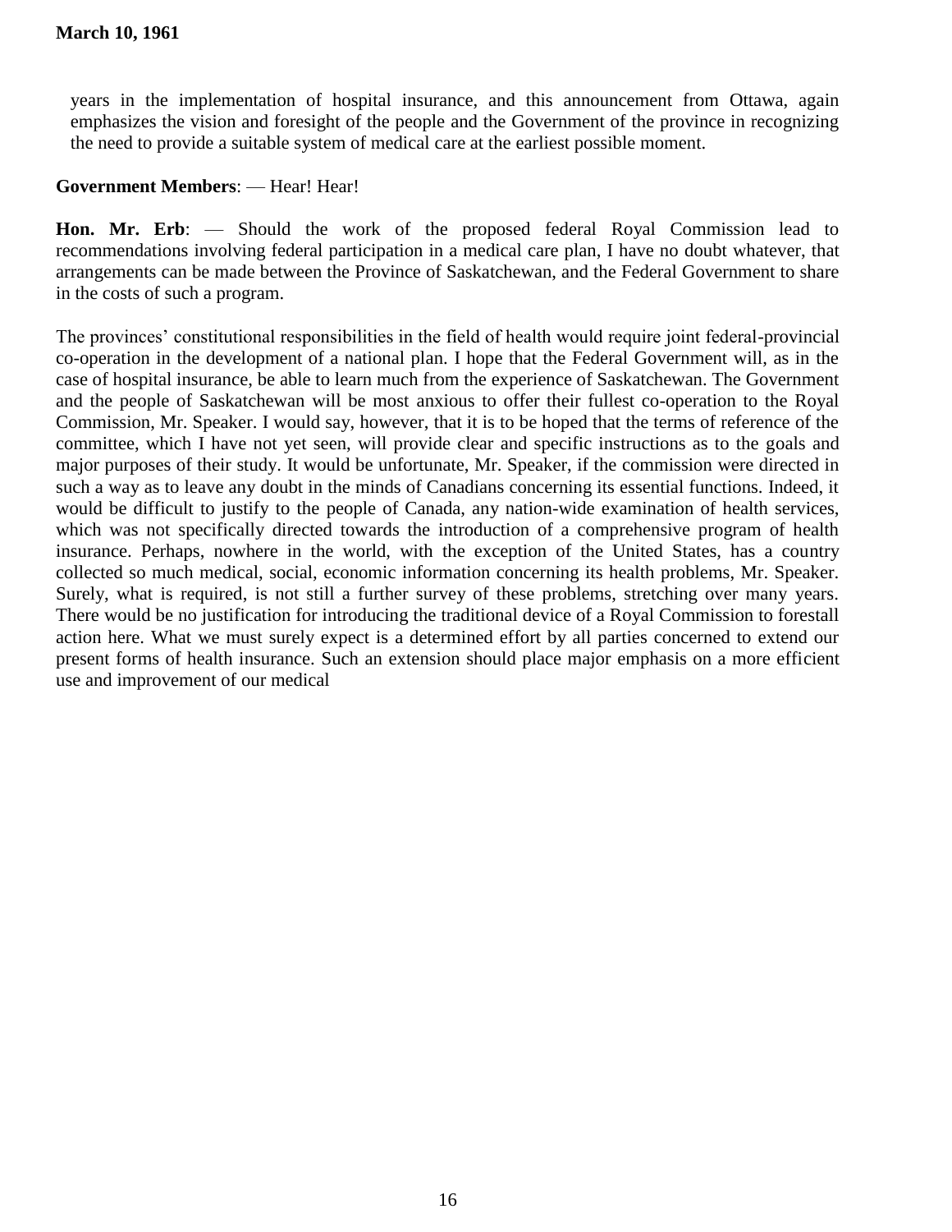years in the implementation of hospital insurance, and this announcement from Ottawa, again emphasizes the vision and foresight of the people and the Government of the province in recognizing the need to provide a suitable system of medical care at the earliest possible moment.

**Government Members**: — Hear! Hear!

**Hon. Mr. Erb**: — Should the work of the proposed federal Royal Commission lead to recommendations involving federal participation in a medical care plan, I have no doubt whatever, that arrangements can be made between the Province of Saskatchewan, and the Federal Government to share in the costs of such a program.

The provinces' constitutional responsibilities in the field of health would require joint federal-provincial co-operation in the development of a national plan. I hope that the Federal Government will, as in the case of hospital insurance, be able to learn much from the experience of Saskatchewan. The Government and the people of Saskatchewan will be most anxious to offer their fullest co-operation to the Royal Commission, Mr. Speaker. I would say, however, that it is to be hoped that the terms of reference of the committee, which I have not yet seen, will provide clear and specific instructions as to the goals and major purposes of their study. It would be unfortunate, Mr. Speaker, if the commission were directed in such a way as to leave any doubt in the minds of Canadians concerning its essential functions. Indeed, it would be difficult to justify to the people of Canada, any nation-wide examination of health services, which was not specifically directed towards the introduction of a comprehensive program of health insurance. Perhaps, nowhere in the world, with the exception of the United States, has a country collected so much medical, social, economic information concerning its health problems, Mr. Speaker. Surely, what is required, is not still a further survey of these problems, stretching over many years. There would be no justification for introducing the traditional device of a Royal Commission to forestall action here. What we must surely expect is a determined effort by all parties concerned to extend our present forms of health insurance. Such an extension should place major emphasis on a more efficient use and improvement of our medical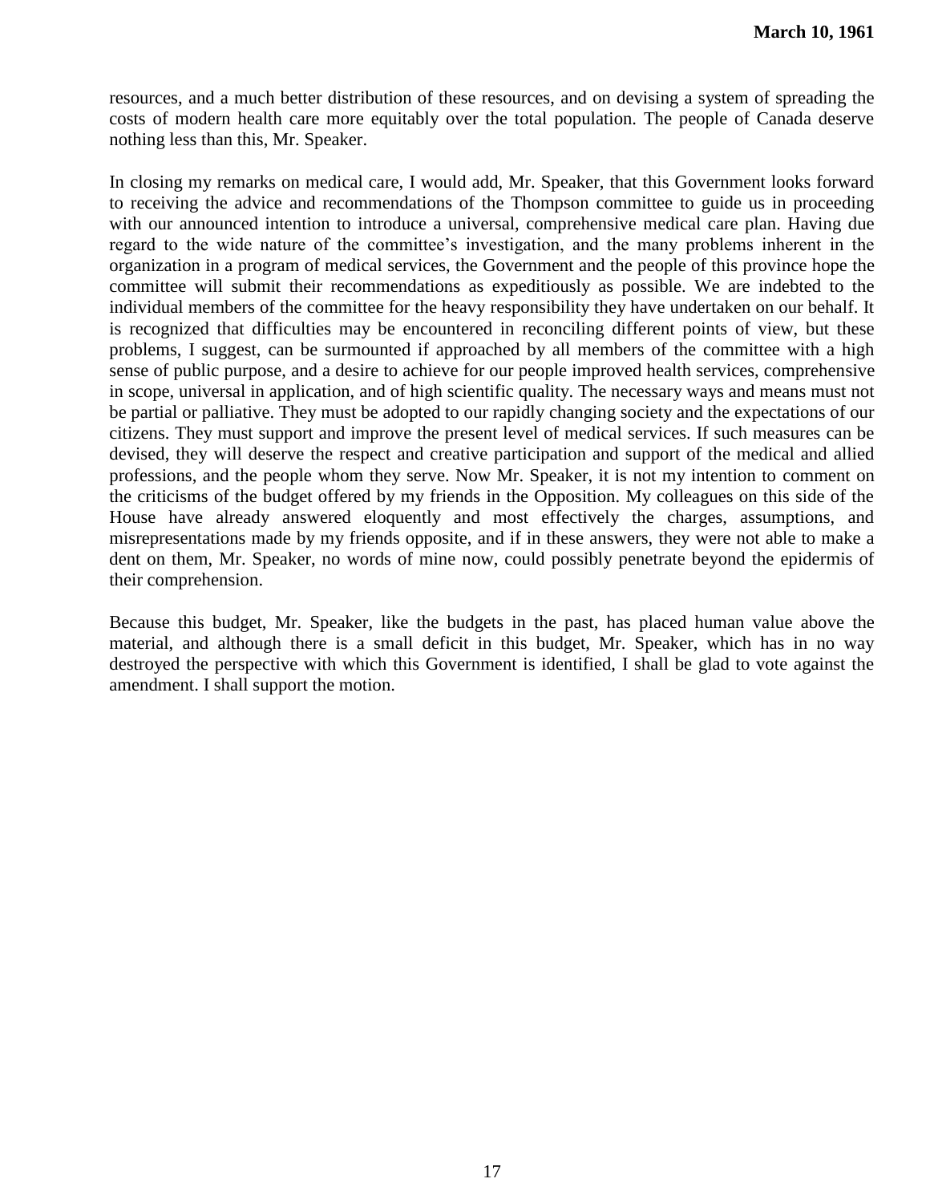resources, and a much better distribution of these resources, and on devising a system of spreading the costs of modern health care more equitably over the total population. The people of Canada deserve nothing less than this, Mr. Speaker.

In closing my remarks on medical care, I would add, Mr. Speaker, that this Government looks forward to receiving the advice and recommendations of the Thompson committee to guide us in proceeding with our announced intention to introduce a universal, comprehensive medical care plan. Having due regard to the wide nature of the committee's investigation, and the many problems inherent in the organization in a program of medical services, the Government and the people of this province hope the committee will submit their recommendations as expeditiously as possible. We are indebted to the individual members of the committee for the heavy responsibility they have undertaken on our behalf. It is recognized that difficulties may be encountered in reconciling different points of view, but these problems, I suggest, can be surmounted if approached by all members of the committee with a high sense of public purpose, and a desire to achieve for our people improved health services, comprehensive in scope, universal in application, and of high scientific quality. The necessary ways and means must not be partial or palliative. They must be adopted to our rapidly changing society and the expectations of our citizens. They must support and improve the present level of medical services. If such measures can be devised, they will deserve the respect and creative participation and support of the medical and allied professions, and the people whom they serve. Now Mr. Speaker, it is not my intention to comment on the criticisms of the budget offered by my friends in the Opposition. My colleagues on this side of the House have already answered eloquently and most effectively the charges, assumptions, and misrepresentations made by my friends opposite, and if in these answers, they were not able to make a dent on them, Mr. Speaker, no words of mine now, could possibly penetrate beyond the epidermis of their comprehension.

Because this budget, Mr. Speaker, like the budgets in the past, has placed human value above the material, and although there is a small deficit in this budget, Mr. Speaker, which has in no way destroyed the perspective with which this Government is identified, I shall be glad to vote against the amendment. I shall support the motion.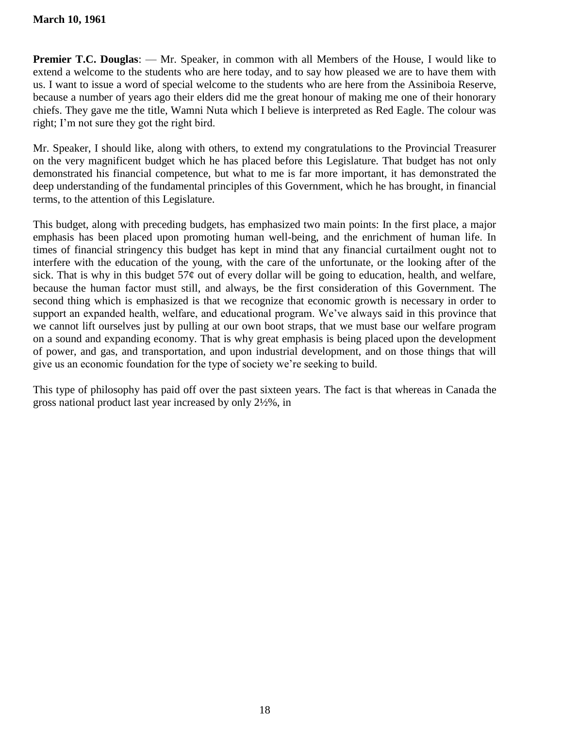**March 10, 1961**

**Premier T.C. Douglas**: — Mr. Speaker, in common with all Members of the House, I would like to extend a welcome to the students who are here today, and to say how pleased we are to have them with us. I want to issue a word of special welcome to the students who are here from the Assiniboia Reserve, because a number of years ago their elders did me the great honour of making me one of their honorary chiefs. They gave me the title, Wamni Nuta which I believe is interpreted as Red Eagle. The colour was right; I'm not sure they got the right bird.

Mr. Speaker, I should like, along with others, to extend my congratulations to the Provincial Treasurer on the very magnificent budget which he has placed before this Legislature. That budget has not only demonstrated his financial competence, but what to me is far more important, it has demonstrated the deep understanding of the fundamental principles of this Government, which he has brought, in financial terms, to the attention of this Legislature.

This budget, along with preceding budgets, has emphasized two main points: In the first place, a major emphasis has been placed upon promoting human well-being, and the enrichment of human life. In times of financial stringency this budget has kept in mind that any financial curtailment ought not to interfere with the education of the young, with the care of the unfortunate, or the looking after of the sick. That is why in this budget 57¢ out of every dollar will be going to education, health, and welfare, because the human factor must still, and always, be the first consideration of this Government. The second thing which is emphasized is that we recognize that economic growth is necessary in order to support an expanded health, welfare, and educational program. We've always said in this province that we cannot lift ourselves just by pulling at our own boot straps, that we must base our welfare program on a sound and expanding economy. That is why great emphasis is being placed upon the development of power, and gas, and transportation, and upon industrial development, and on those things that will give us an economic foundation for the type of society we're seeking to build.

This type of philosophy has paid off over the past sixteen years. The fact is that whereas in Canada the gross national product last year increased by only 2½%, in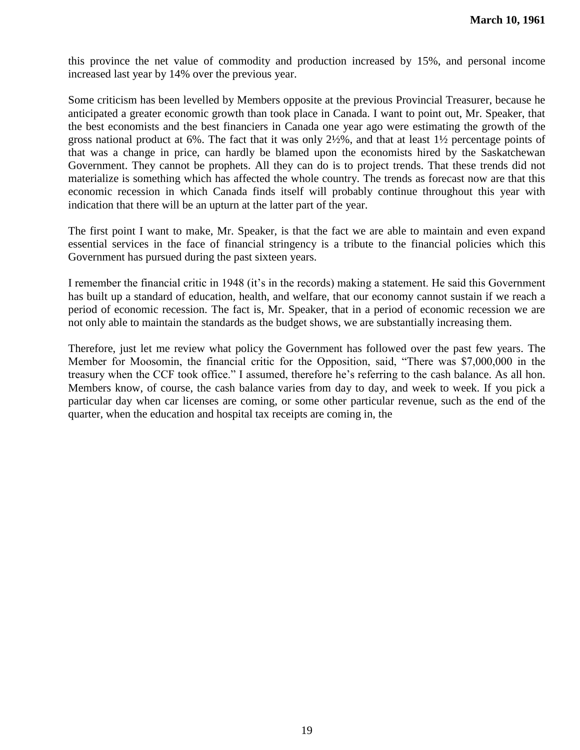this province the net value of commodity and production increased by 15%, and personal income increased last year by 14% over the previous year.

Some criticism has been levelled by Members opposite at the previous Provincial Treasurer, because he anticipated a greater economic growth than took place in Canada. I want to point out, Mr. Speaker, that the best economists and the best financiers in Canada one year ago were estimating the growth of the gross national product at 6%. The fact that it was only 2½%, and that at least 1½ percentage points of that was a change in price, can hardly be blamed upon the economists hired by the Saskatchewan Government. They cannot be prophets. All they can do is to project trends. That these trends did not materialize is something which has affected the whole country. The trends as forecast now are that this economic recession in which Canada finds itself will probably continue throughout this year with indication that there will be an upturn at the latter part of the year.

The first point I want to make, Mr. Speaker, is that the fact we are able to maintain and even expand essential services in the face of financial stringency is a tribute to the financial policies which this Government has pursued during the past sixteen years.

I remember the financial critic in 1948 (it's in the records) making a statement. He said this Government has built up a standard of education, health, and welfare, that our economy cannot sustain if we reach a period of economic recession. The fact is, Mr. Speaker, that in a period of economic recession we are not only able to maintain the standards as the budget shows, we are substantially increasing them.

Therefore, just let me review what policy the Government has followed over the past few years. The Member for Moosomin, the financial critic for the Opposition, said, "There was $7,000,000 in the treasury when the CCF took office." I assumed, therefore he's referring to the cash balance. As all hon. Members know, of course, the cash balance varies from day to day, and week to week. If you pick a particular day when car licenses are coming, or some other particular revenue, such as the end of the quarter, when the education and hospital tax receipts are coming in, the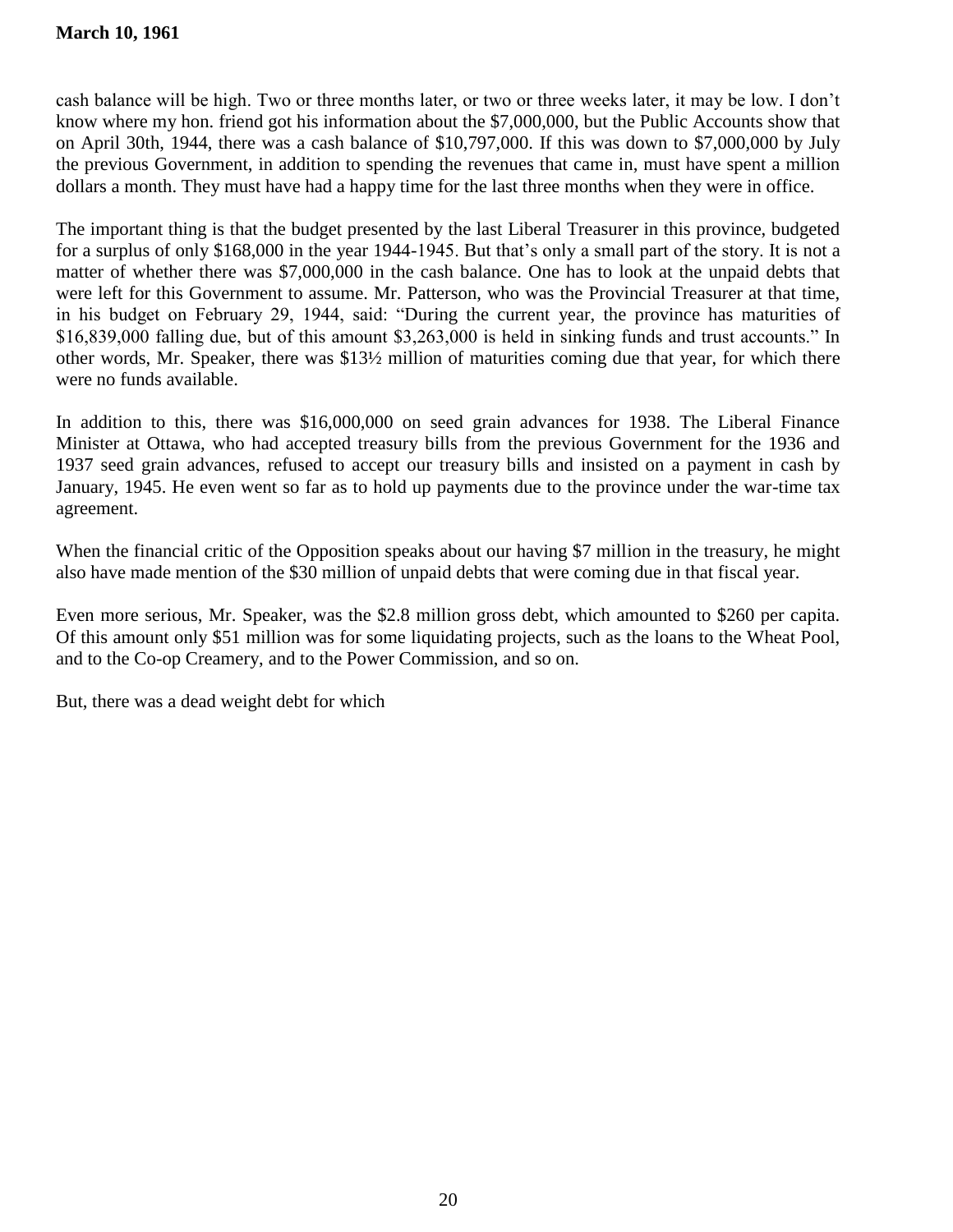cash balance will be high. Two or three months later, or two or three weeks later, it may be low. I don't know where my hon. friend got his information about the $7,000,000, but the Public Accounts show that on April 30th, 1944, there was a cash balance of $10,797,000. If this was down to $7,000,000 by July the previous Government, in addition to spending the revenues that came in, must have spent a million dollars a month. They must have had a happy time for the last three months when they were in office.

The important thing is that the budget presented by the last Liberal Treasurer in this province, budgeted for a surplus of only $168,000 in the year 1944-1945. But that's only a small part of the story. It is not a matter of whether there was $7,000,000 in the cash balance. One has to look at the unpaid debts that were left for this Government to assume. Mr. Patterson, who was the Provincial Treasurer at that time, in his budget on February 29, 1944, said: "During the current year, the province has maturities of $16,839,000 falling due, but of this amount $3,263,000 is held in sinking funds and trust accounts." In other words, Mr. Speaker, there was $13½ million of maturities coming due that year, for which there were no funds available.

In addition to this, there was $16,000,000 on seed grain advances for 1938. The Liberal Finance Minister at Ottawa, who had accepted treasury bills from the previous Government for the 1936 and 1937 seed grain advances, refused to accept our treasury bills and insisted on a payment in cash by January, 1945. He even went so far as to hold up payments due to the province under the war-time tax agreement.

When the financial critic of the Opposition speaks about our having $7 million in the treasury, he might also have made mention of the $30 million of unpaid debts that were coming due in that fiscal year.

Even more serious, Mr. Speaker, was the $2.8 million gross debt, which amounted to $260 per capita. Of this amount only $51 million was for some liquidating projects, such as the loans to the Wheat Pool, and to the Co-op Creamery, and to the Power Commission, and so on.

But, there was a dead weight debt for which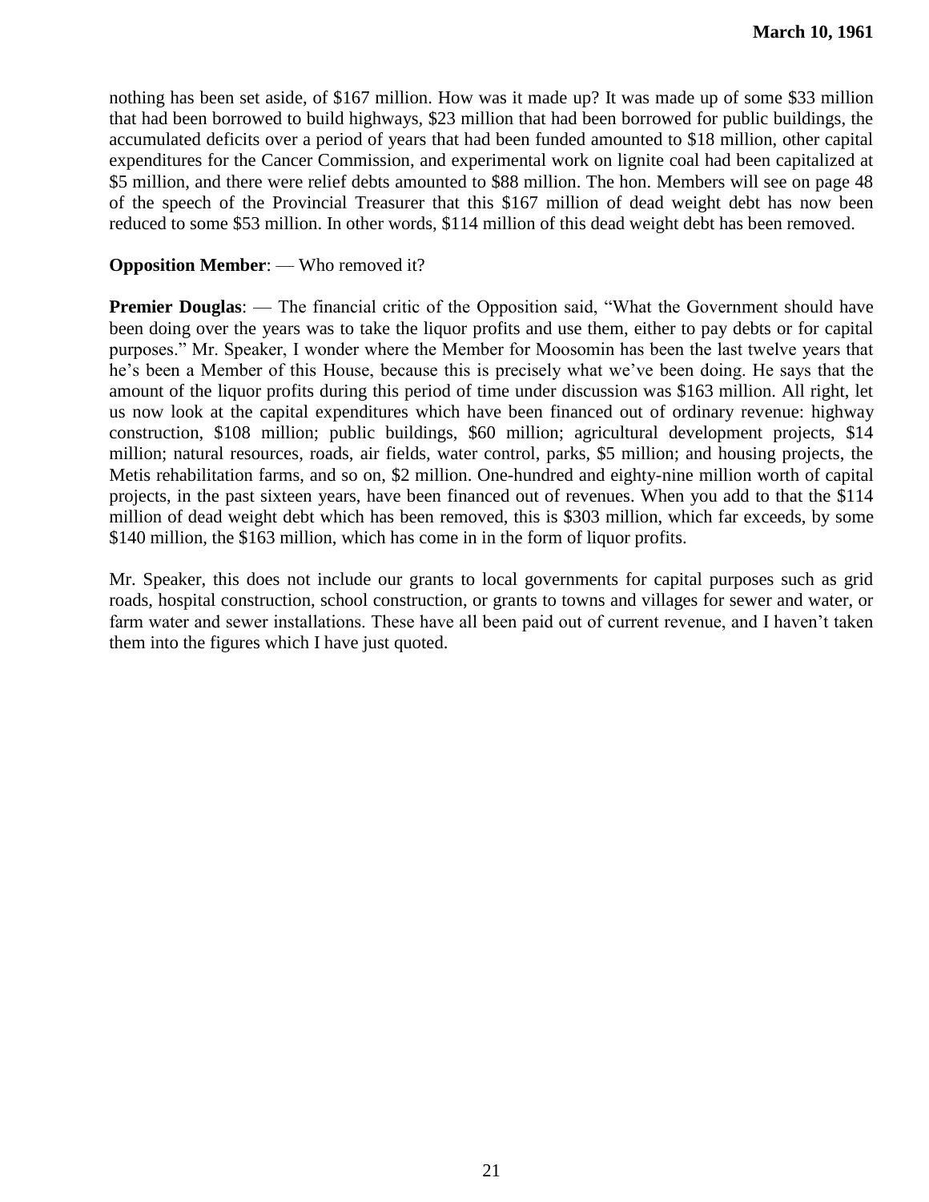nothing has been set aside, of $167 million. How was it made up? It was made up of some $33 million that had been borrowed to build highways, $23 million that had been borrowed for public buildings, the accumulated deficits over a period of years that had been funded amounted to $18 million, other capital expenditures for the Cancer Commission, and experimental work on lignite coal had been capitalized at $5 million, and there were relief debts amounted to $88 million. The hon. Members will see on page 48 of the speech of the Provincial Treasurer that this $167 million of dead weight debt has now been reduced to some $53 million. In other words, $114 million of this dead weight debt has been removed.

**Opposition Member**: — Who removed it?

**Premier Douglas**: — The financial critic of the Opposition said, "What the Government should have been doing over the years was to take the liquor profits and use them, either to pay debts or for capital purposes." Mr. Speaker, I wonder where the Member for Moosomin has been the last twelve years that he's been a Member of this House, because this is precisely what we've been doing. He says that the amount of the liquor profits during this period of time under discussion was $163 million. All right, let us now look at the capital expenditures which have been financed out of ordinary revenue: highway construction, $108 million; public buildings, $60 million; agricultural development projects, $14 million; natural resources, roads, air fields, water control, parks, $5 million; and housing projects, the Metis rehabilitation farms, and so on, $2 million. One-hundred and eighty-nine million worth of capital projects, in the past sixteen years, have been financed out of revenues. When you add to that the $114 million of dead weight debt which has been removed, this is $303 million, which far exceeds, by some $140 million, the $163 million, which has come in in the form of liquor profits.

Mr. Speaker, this does not include our grants to local governments for capital purposes such as grid roads, hospital construction, school construction, or grants to towns and villages for sewer and water, or farm water and sewer installations. These have all been paid out of current revenue, and I haven't taken them into the figures which I have just quoted.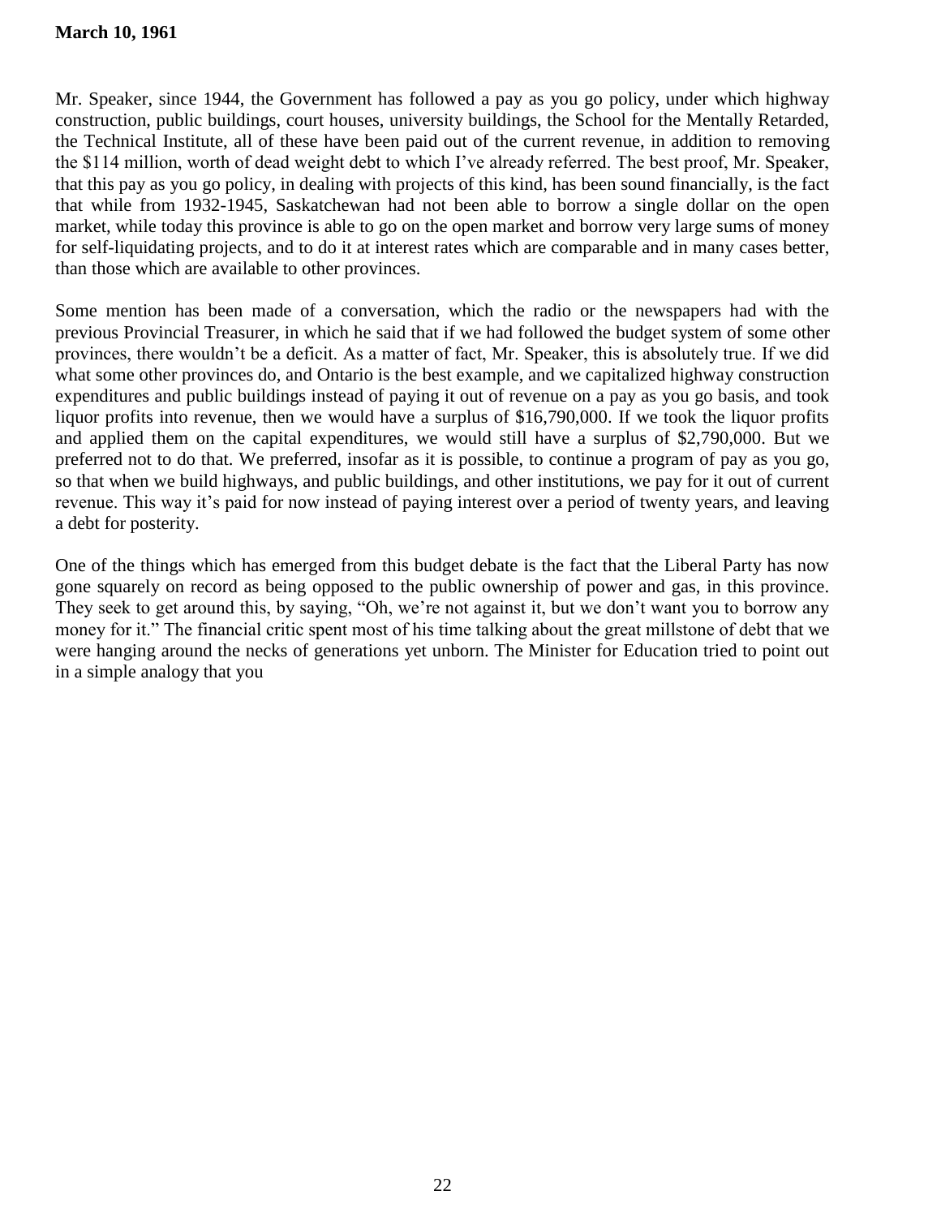Mr. Speaker, since 1944, the Government has followed a pay as you go policy, under which highway construction, public buildings, court houses, university buildings, the School for the Mentally Retarded, the Technical Institute, all of these have been paid out of the current revenue, in addition to removing the $114 million, worth of dead weight debt to which I've already referred. The best proof, Mr. Speaker, that this pay as you go policy, in dealing with projects of this kind, has been sound financially, is the fact that while from 1932-1945, Saskatchewan had not been able to borrow a single dollar on the open market, while today this province is able to go on the open market and borrow very large sums of money for self-liquidating projects, and to do it at interest rates which are comparable and in many cases better, than those which are available to other provinces.

Some mention has been made of a conversation, which the radio or the newspapers had with the previous Provincial Treasurer, in which he said that if we had followed the budget system of some other provinces, there wouldn't be a deficit. As a matter of fact, Mr. Speaker, this is absolutely true. If we did what some other provinces do, and Ontario is the best example, and we capitalized highway construction expenditures and public buildings instead of paying it out of revenue on a pay as you go basis, and took liquor profits into revenue, then we would have a surplus of $16,790,000. If we took the liquor profits and applied them on the capital expenditures, we would still have a surplus of $2,790,000. But we preferred not to do that. We preferred, insofar as it is possible, to continue a program of pay as you go, so that when we build highways, and public buildings, and other institutions, we pay for it out of current revenue. This way it's paid for now instead of paying interest over a period of twenty years, and leaving a debt for posterity.

One of the things which has emerged from this budget debate is the fact that the Liberal Party has now gone squarely on record as being opposed to the public ownership of power and gas, in this province. They seek to get around this, by saying, "Oh, we're not against it, but we don't want you to borrow any money for it." The financial critic spent most of his time talking about the great millstone of debt that we were hanging around the necks of generations yet unborn. The Minister for Education tried to point out in a simple analogy that you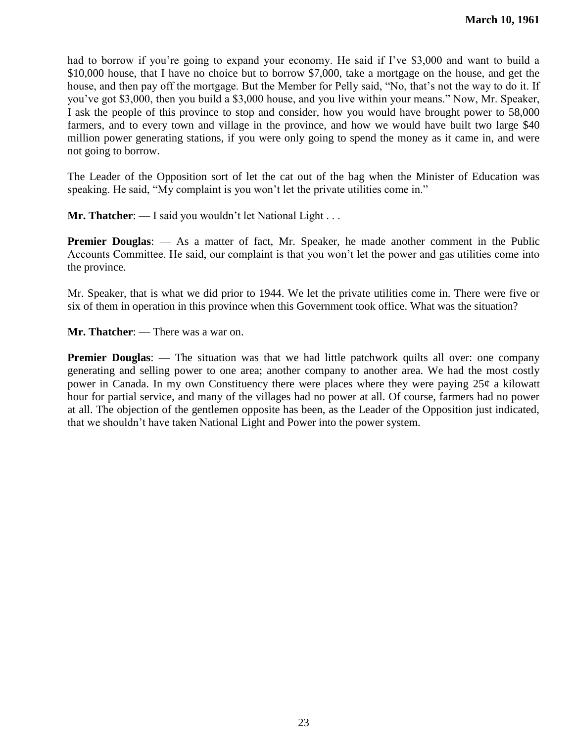had to borrow if you're going to expand your economy. He said if I've $3,000 and want to build a $10,000 house, that I have no choice but to borrow $7,000, take a mortgage on the house, and get the house, and then pay off the mortgage. But the Member for Pelly said, "No, that's not the way to do it. If you've got $3,000, then you build a $3,000 house, and you live within your means." Now, Mr. Speaker, I ask the people of this province to stop and consider, how you would have brought power to 58,000 farmers, and to every town and village in the province, and how we would have built two large $40 million power generating stations, if you were only going to spend the money as it came in, and were not going to borrow.

The Leader of the Opposition sort of let the cat out of the bag when the Minister of Education was speaking. He said, "My complaint is you won't let the private utilities come in."

**Mr. Thatcher**: — I said you wouldn't let National Light . . .

**Premier Douglas**: — As a matter of fact, Mr. Speaker, he made another comment in the Public Accounts Committee. He said, our complaint is that you won't let the power and gas utilities come into the province.

Mr. Speaker, that is what we did prior to 1944. We let the private utilities come in. There were five or six of them in operation in this province when this Government took office. What was the situation?

**Mr. Thatcher**: — There was a war on.

**Premier Douglas**: — The situation was that we had little patchwork quilts all over: one company generating and selling power to one area; another company to another area. We had the most costly power in Canada. In my own Constituency there were places where they were paying 25¢ a kilowatt hour for partial service, and many of the villages had no power at all. Of course, farmers had no power at all. The objection of the gentlemen opposite has been, as the Leader of the Opposition just indicated, that we shouldn't have taken National Light and Power into the power system.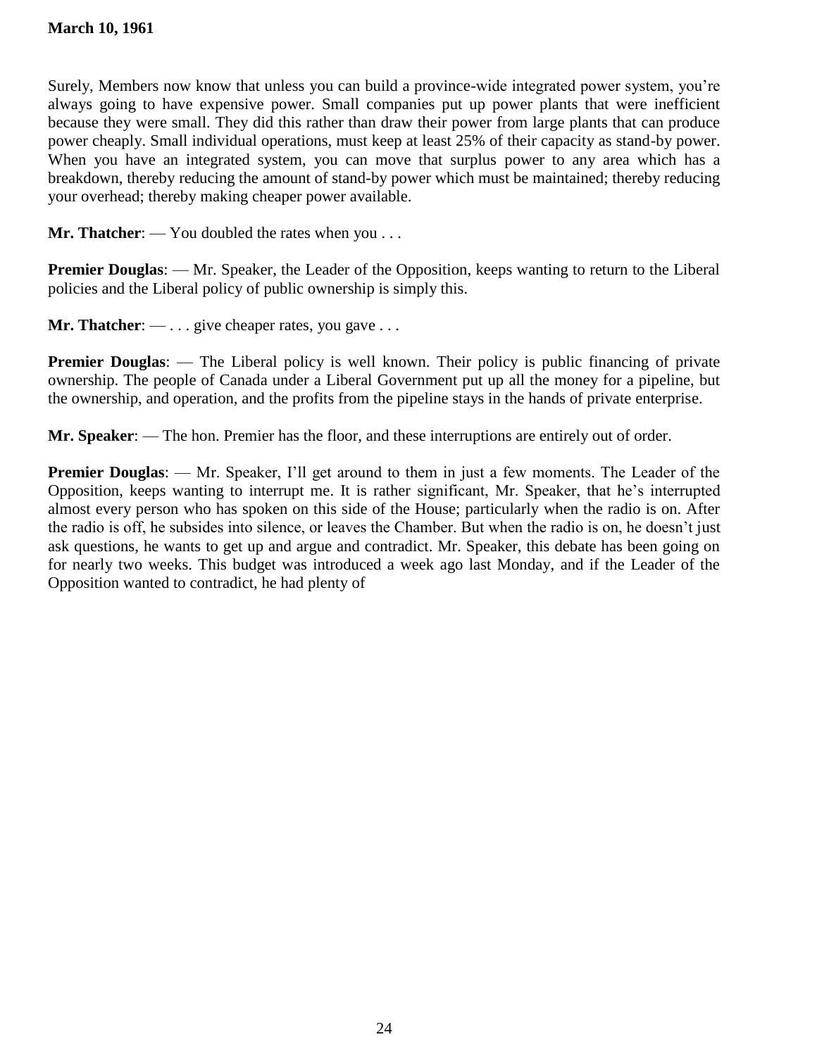Surely, Members now know that unless you can build a province-wide integrated power system, you're always going to have expensive power. Small companies put up power plants that were inefficient because they were small. They did this rather than draw their power from large plants that can produce power cheaply. Small individual operations, must keep at least 25% of their capacity as stand-by power. When you have an integrated system, you can move that surplus power to any area which has a breakdown, thereby reducing the amount of stand-by power which must be maintained; thereby reducing your overhead; thereby making cheaper power available.

**Mr. Thatcher**: — You doubled the rates when you . . .

**Premier Douglas**: — Mr. Speaker, the Leader of the Opposition, keeps wanting to return to the Liberal policies and the Liberal policy of public ownership is simply this.

**Mr. Thatcher**: — . . . give cheaper rates, you gave . . .

**Premier Douglas**: — The Liberal policy is well known. Their policy is public financing of private ownership. The people of Canada under a Liberal Government put up all the money for a pipeline, but the ownership, and operation, and the profits from the pipeline stays in the hands of private enterprise.

**Mr. Speaker**: — The hon. Premier has the floor, and these interruptions are entirely out of order.

**Premier Douglas**: — Mr. Speaker, I'll get around to them in just a few moments. The Leader of the Opposition, keeps wanting to interrupt me. It is rather significant, Mr. Speaker, that he's interrupted almost every person who has spoken on this side of the House; particularly when the radio is on. After the radio is off, he subsides into silence, or leaves the Chamber. But when the radio is on, he doesn't just ask questions, he wants to get up and argue and contradict. Mr. Speaker, this debate has been going on for nearly two weeks. This budget was introduced a week ago last Monday, and if the Leader of the Opposition wanted to contradict, he had plenty of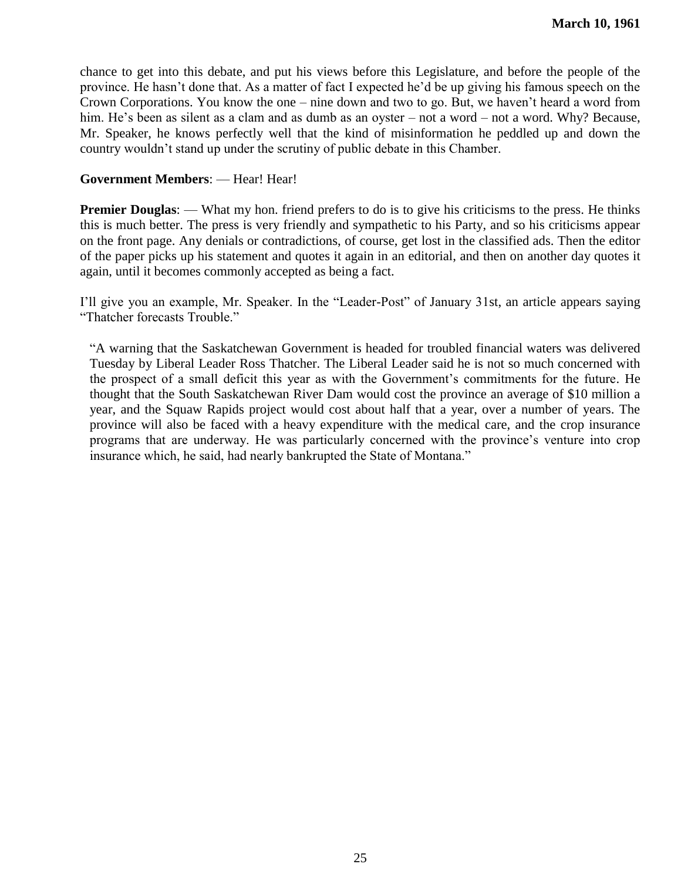chance to get into this debate, and put his views before this Legislature, and before the people of the province. He hasn't done that. As a matter of fact I expected he'd be up giving his famous speech on the Crown Corporations. You know the one – nine down and two to go. But, we haven't heard a word from him. He's been as silent as a clam and as dumb as an oyster – not a word – not a word. Why? Because, Mr. Speaker, he knows perfectly well that the kind of misinformation he peddled up and down the country wouldn't stand up under the scrutiny of public debate in this Chamber.

**Government Members**: — Hear! Hear!

**Premier Douglas**: — What my hon. friend prefers to do is to give his criticisms to the press. He thinks this is much better. The press is very friendly and sympathetic to his Party, and so his criticisms appear on the front page. Any denials or contradictions, of course, get lost in the classified ads. Then the editor of the paper picks up his statement and quotes it again in an editorial, and then on another day quotes it again, until it becomes commonly accepted as being a fact.

I'll give you an example, Mr. Speaker. In the "Leader-Post" of January 31st, an article appears saying "Thatcher forecasts Trouble."

> "A warning that the Saskatchewan Government is headed for troubled financial waters was delivered Tuesday by Liberal Leader Ross Thatcher. The Liberal Leader said he is not so much concerned with the prospect of a small deficit this year as with the Government's commitments for the future. He thought that the South Saskatchewan River Dam would cost the province an average of $10 million a year, and the Squaw Rapids project would cost about half that a year, over a number of years. The province will also be faced with a heavy expenditure with the medical care, and the crop insurance programs that are underway. He was particularly concerned with the province's venture into crop insurance which, he said, had nearly bankrupted the State of Montana."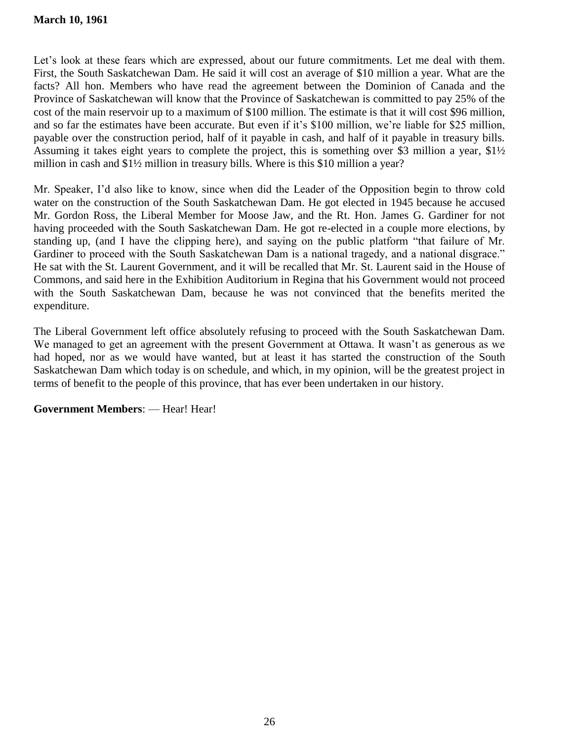**March 10, 1961**

Let's look at these fears which are expressed, about our future commitments. Let me deal with them. First, the South Saskatchewan Dam. He said it will cost an average of $10 million a year. What are the facts? All hon. Members who have read the agreement between the Dominion of Canada and the Province of Saskatchewan will know that the Province of Saskatchewan is committed to pay 25% of the cost of the main reservoir up to a maximum of $100 million. The estimate is that it will cost $96 million, and so far the estimates have been accurate. But even if it's $100 million, we're liable for $25 million, payable over the construction period, half of it payable in cash, and half of it payable in treasury bills. Assuming it takes eight years to complete the project, this is something over $3 million a year, $1½ million in cash and $1½ million in treasury bills. Where is this $10 million a year?

Mr. Speaker, I'd also like to know, since when did the Leader of the Opposition begin to throw cold water on the construction of the South Saskatchewan Dam. He got elected in 1945 because he accused Mr. Gordon Ross, the Liberal Member for Moose Jaw, and the Rt. Hon. James G. Gardiner for not having proceeded with the South Saskatchewan Dam. He got re-elected in a couple more elections, by standing up, (and I have the clipping here), and saying on the public platform "that failure of Mr. Gardiner to proceed with the South Saskatchewan Dam is a national tragedy, and a national disgrace." He sat with the St. Laurent Government, and it will be recalled that Mr. St. Laurent said in the House of Commons, and said here in the Exhibition Auditorium in Regina that his Government would not proceed with the South Saskatchewan Dam, because he was not convinced that the benefits merited the expenditure.

The Liberal Government left office absolutely refusing to proceed with the South Saskatchewan Dam. We managed to get an agreement with the present Government at Ottawa. It wasn't as generous as we had hoped, nor as we would have wanted, but at least it has started the construction of the South Saskatchewan Dam which today is on schedule, and which, in my opinion, will be the greatest project in terms of benefit to the people of this province, that has ever been undertaken in our history.

**Government Members**: — Hear! Hear!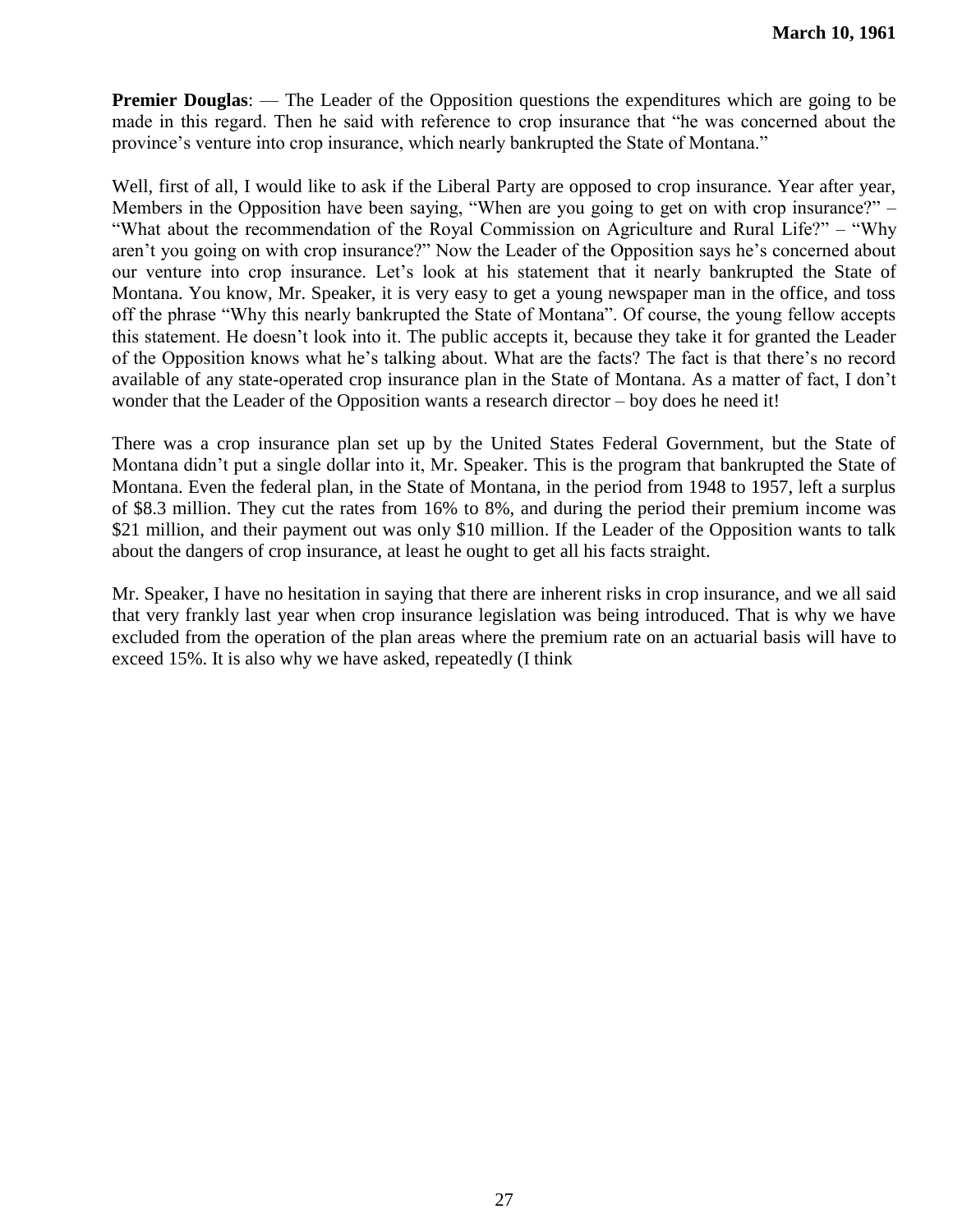**Premier Douglas**: — The Leader of the Opposition questions the expenditures which are going to be made in this regard. Then he said with reference to crop insurance that "he was concerned about the province's venture into crop insurance, which nearly bankrupted the State of Montana."

Well, first of all, I would like to ask if the Liberal Party are opposed to crop insurance. Year after year, Members in the Opposition have been saying, "When are you going to get on with crop insurance?" – "What about the recommendation of the Royal Commission on Agriculture and Rural Life?" – "Why aren't you going on with crop insurance?" Now the Leader of the Opposition says he's concerned about our venture into crop insurance. Let's look at his statement that it nearly bankrupted the State of Montana. You know, Mr. Speaker, it is very easy to get a young newspaper man in the office, and toss off the phrase "Why this nearly bankrupted the State of Montana". Of course, the young fellow accepts this statement. He doesn't look into it. The public accepts it, because they take it for granted the Leader of the Opposition knows what he's talking about. What are the facts? The fact is that there's no record available of any state-operated crop insurance plan in the State of Montana. As a matter of fact, I don't wonder that the Leader of the Opposition wants a research director – boy does he need it!

There was a crop insurance plan set up by the United States Federal Government, but the State of Montana didn't put a single dollar into it, Mr. Speaker. This is the program that bankrupted the State of Montana. Even the federal plan, in the State of Montana, in the period from 1948 to 1957, left a surplus of $8.3 million. They cut the rates from 16% to 8%, and during the period their premium income was $21 million, and their payment out was only $10 million. If the Leader of the Opposition wants to talk about the dangers of crop insurance, at least he ought to get all his facts straight.

Mr. Speaker, I have no hesitation in saying that there are inherent risks in crop insurance, and we all said that very frankly last year when crop insurance legislation was being introduced. That is why we have excluded from the operation of the plan areas where the premium rate on an actuarial basis will have to exceed 15%. It is also why we have asked, repeatedly (I think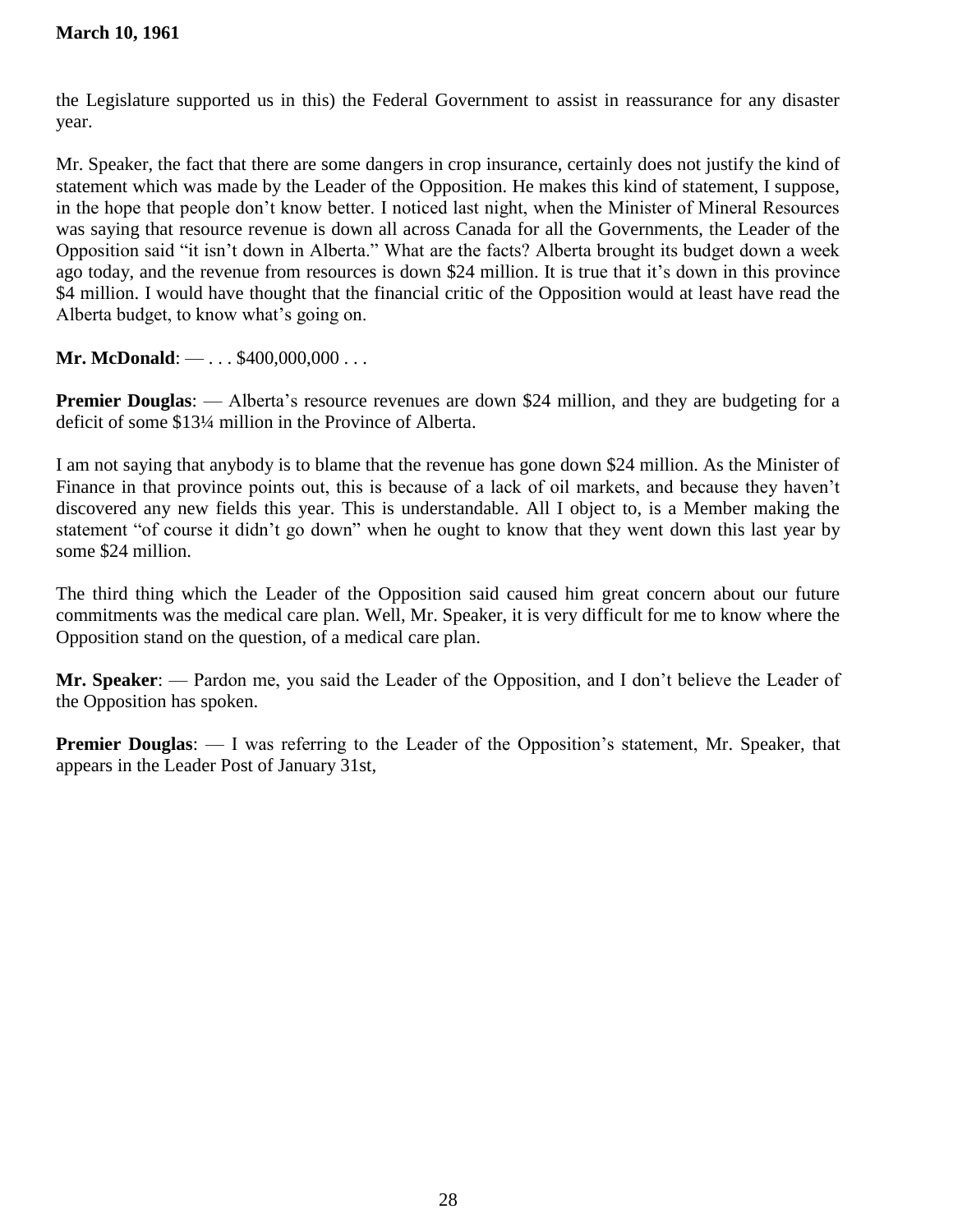the Legislature supported us in this) the Federal Government to assist in reassurance for any disaster year.

Mr. Speaker, the fact that there are some dangers in crop insurance, certainly does not justify the kind of statement which was made by the Leader of the Opposition. He makes this kind of statement, I suppose, in the hope that people don't know better. I noticed last night, when the Minister of Mineral Resources was saying that resource revenue is down all across Canada for all the Governments, the Leader of the Opposition said "it isn't down in Alberta." What are the facts? Alberta brought its budget down a week ago today, and the revenue from resources is down $24 million. It is true that it's down in this province $4 million. I would have thought that the financial critic of the Opposition would at least have read the Alberta budget, to know what's going on.

**Mr. McDonald**: — . . . $400,000,000 . . .

**Premier Douglas**: — Alberta's resource revenues are down $24 million, and they are budgeting for a deficit of some $13¼ million in the Province of Alberta.

I am not saying that anybody is to blame that the revenue has gone down $24 million. As the Minister of Finance in that province points out, this is because of a lack of oil markets, and because they haven't discovered any new fields this year. This is understandable. All I object to, is a Member making the statement "of course it didn't go down" when he ought to know that they went down this last year by some $24 million.

The third thing which the Leader of the Opposition said caused him great concern about our future commitments was the medical care plan. Well, Mr. Speaker, it is very difficult for me to know where the Opposition stand on the question, of a medical care plan.

**Mr. Speaker**: — Pardon me, you said the Leader of the Opposition, and I don't believe the Leader of the Opposition has spoken.

**Premier Douglas**: — I was referring to the Leader of the Opposition's statement, Mr. Speaker, that appears in the Leader Post of January 31st,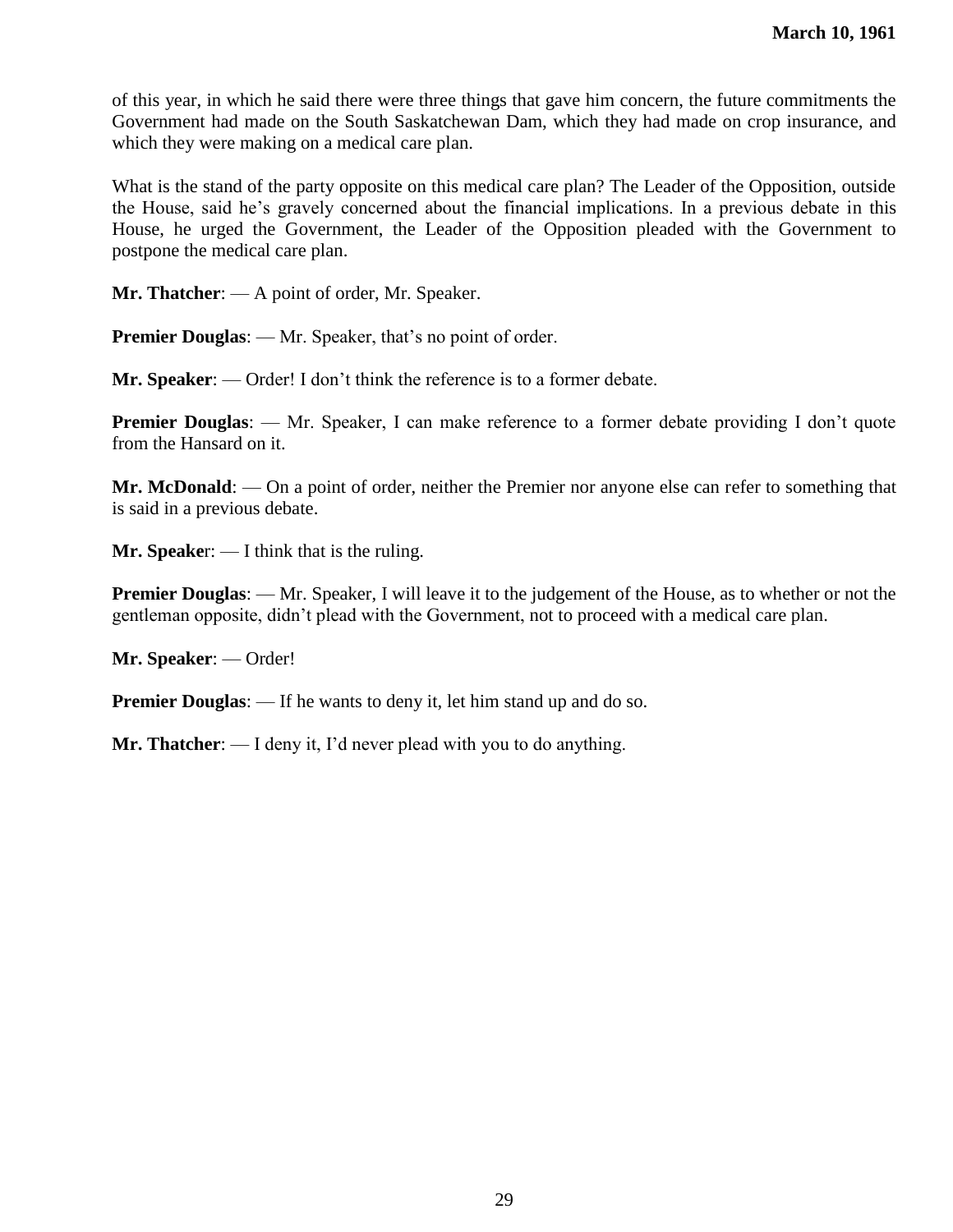of this year, in which he said there were three things that gave him concern, the future commitments the Government had made on the South Saskatchewan Dam, which they had made on crop insurance, and which they were making on a medical care plan.

What is the stand of the party opposite on this medical care plan? The Leader of the Opposition, outside the House, said he's gravely concerned about the financial implications. In a previous debate in this House, he urged the Government, the Leader of the Opposition pleaded with the Government to postpone the medical care plan.

**Mr. Thatcher**: — A point of order, Mr. Speaker.

**Premier Douglas**: — Mr. Speaker, that's no point of order.

**Mr. Speaker**: — Order! I don't think the reference is to a former debate.

**Premier Douglas**: — Mr. Speaker, I can make reference to a former debate providing I don't quote from the Hansard on it.

**Mr. McDonald**: — On a point of order, neither the Premier nor anyone else can refer to something that is said in a previous debate.

**Mr. Speaker**: — I think that is the ruling.

**Premier Douglas**: — Mr. Speaker, I will leave it to the judgement of the House, as to whether or not the gentleman opposite, didn't plead with the Government, not to proceed with a medical care plan.

**Mr. Speaker**: — Order!

**Premier Douglas**: — If he wants to deny it, let him stand up and do so.

**Mr. Thatcher**: — I deny it, I'd never plead with you to do anything.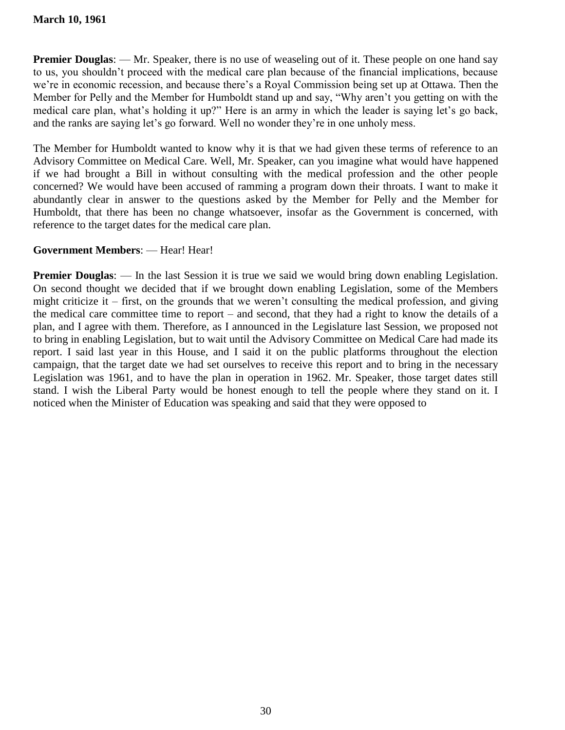**Premier Douglas**: — Mr. Speaker, there is no use of weaseling out of it. These people on one hand say to us, you shouldn't proceed with the medical care plan because of the financial implications, because we're in economic recession, and because there's a Royal Commission being set up at Ottawa. Then the Member for Pelly and the Member for Humboldt stand up and say, "Why aren't you getting on with the medical care plan, what's holding it up?" Here is an army in which the leader is saying let's go back, and the ranks are saying let's go forward. Well no wonder they're in one unholy mess.

The Member for Humboldt wanted to know why it is that we had given these terms of reference to an Advisory Committee on Medical Care. Well, Mr. Speaker, can you imagine what would have happened if we had brought a Bill in without consulting with the medical profession and the other people concerned? We would have been accused of ramming a program down their throats. I want to make it abundantly clear in answer to the questions asked by the Member for Pelly and the Member for Humboldt, that there has been no change whatsoever, insofar as the Government is concerned, with reference to the target dates for the medical care plan.

**Government Members**: — Hear! Hear!

**Premier Douglas**: — In the last Session it is true we said we would bring down enabling Legislation. On second thought we decided that if we brought down enabling Legislation, some of the Members might criticize it – first, on the grounds that we weren't consulting the medical profession, and giving the medical care committee time to report – and second, that they had a right to know the details of a plan, and I agree with them. Therefore, as I announced in the Legislature last Session, we proposed not to bring in enabling Legislation, but to wait until the Advisory Committee on Medical Care had made its report. I said last year in this House, and I said it on the public platforms throughout the election campaign, that the target date we had set ourselves to receive this report and to bring in the necessary Legislation was 1961, and to have the plan in operation in 1962. Mr. Speaker, those target dates still stand. I wish the Liberal Party would be honest enough to tell the people where they stand on it. I noticed when the Minister of Education was speaking and said that they were opposed to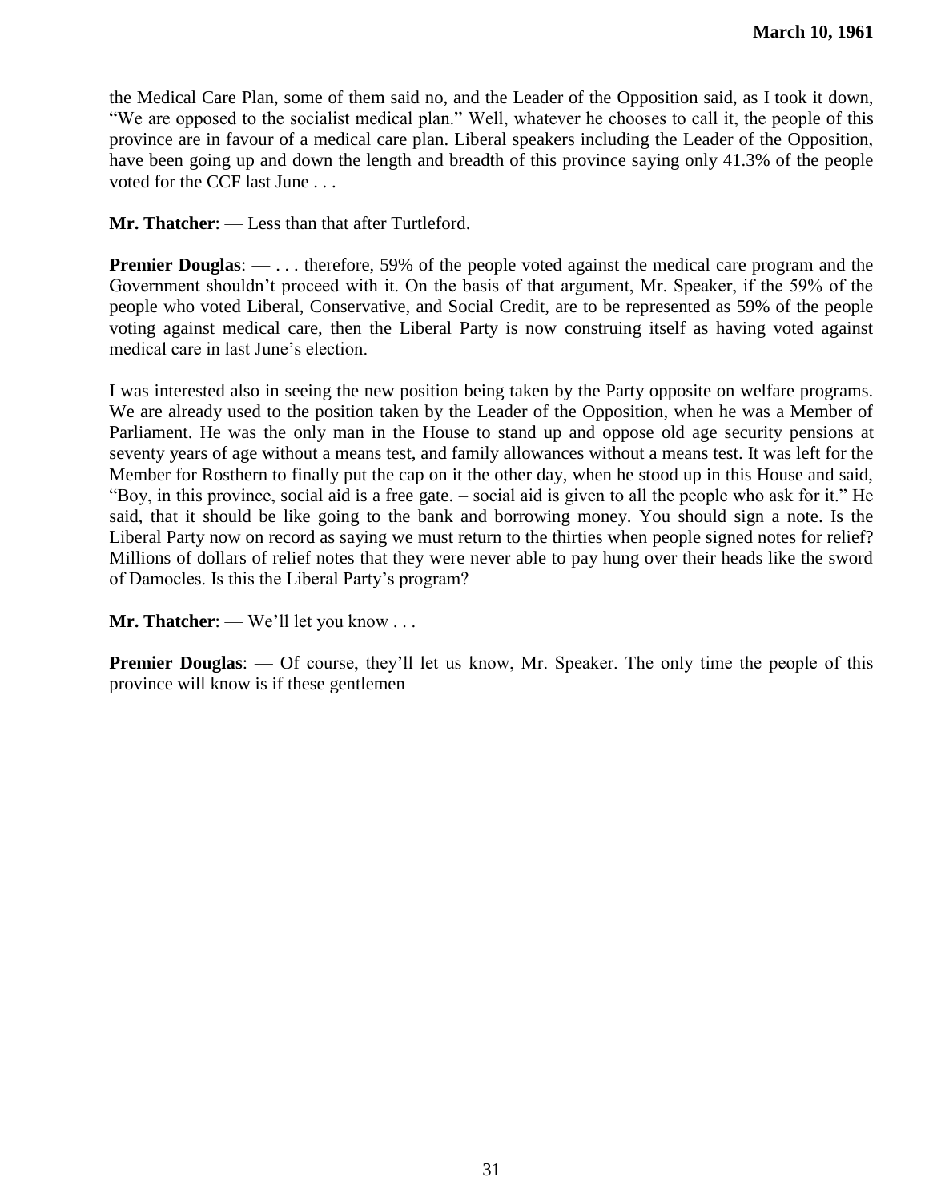the Medical Care Plan, some of them said no, and the Leader of the Opposition said, as I took it down, "We are opposed to the socialist medical plan." Well, whatever he chooses to call it, the people of this province are in favour of a medical care plan. Liberal speakers including the Leader of the Opposition, have been going up and down the length and breadth of this province saying only 41.3% of the people voted for the CCF last June . . .

**Mr. Thatcher**: — Less than that after Turtleford.

**Premier Douglas**: — . . . therefore, 59% of the people voted against the medical care program and the Government shouldn't proceed with it. On the basis of that argument, Mr. Speaker, if the 59% of the people who voted Liberal, Conservative, and Social Credit, are to be represented as 59% of the people voting against medical care, then the Liberal Party is now construing itself as having voted against medical care in last June's election.

I was interested also in seeing the new position being taken by the Party opposite on welfare programs. We are already used to the position taken by the Leader of the Opposition, when he was a Member of Parliament. He was the only man in the House to stand up and oppose old age security pensions at seventy years of age without a means test, and family allowances without a means test. It was left for the Member for Rosthern to finally put the cap on it the other day, when he stood up in this House and said, "Boy, in this province, social aid is a free gate. – social aid is given to all the people who ask for it." He said, that it should be like going to the bank and borrowing money. You should sign a note. Is the Liberal Party now on record as saying we must return to the thirties when people signed notes for relief? Millions of dollars of relief notes that they were never able to pay hung over their heads like the sword of Damocles. Is this the Liberal Party's program?

**Mr. Thatcher**: — We'll let you know . . .

**Premier Douglas**: — Of course, they'll let us know, Mr. Speaker. The only time the people of this province will know is if these gentlemen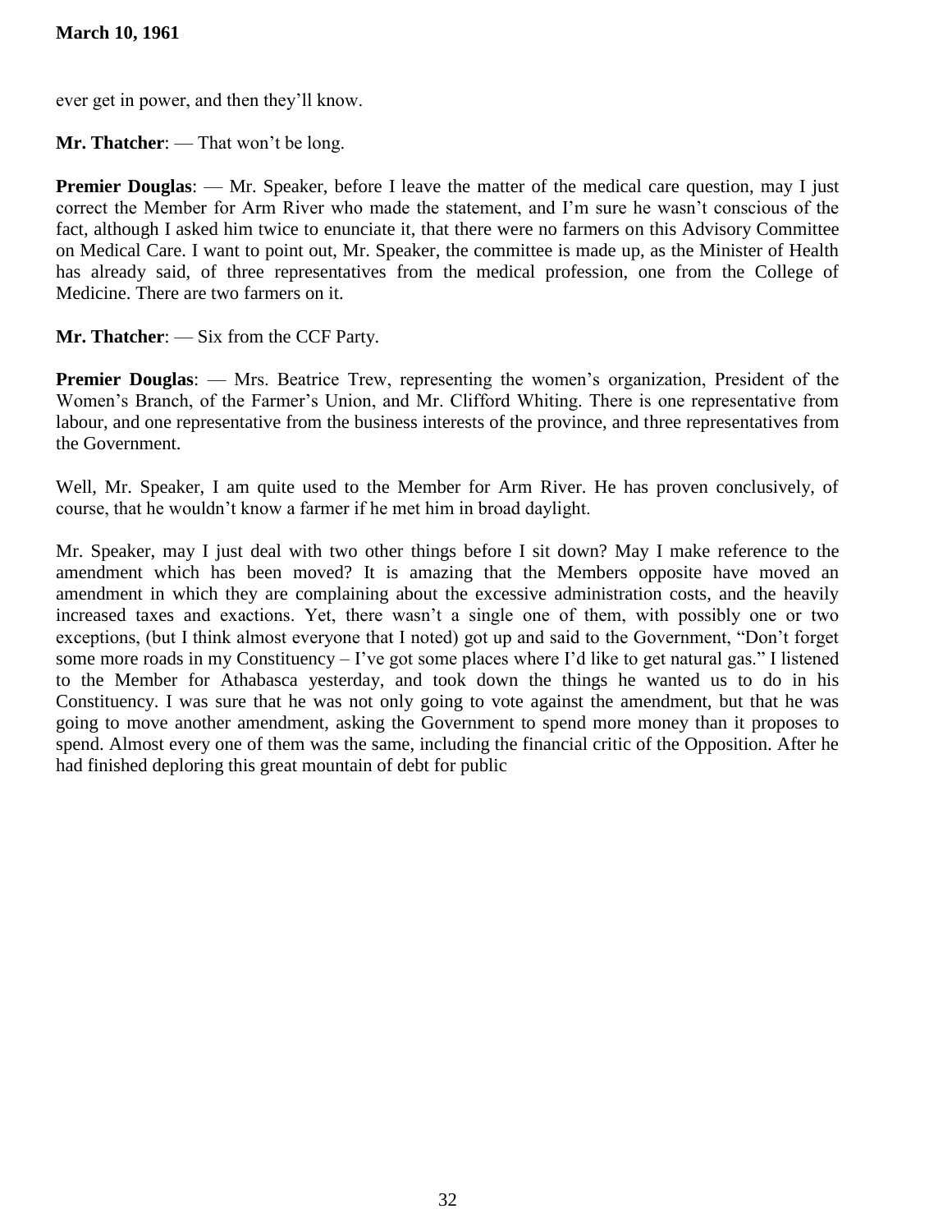ever get in power, and then they'll know.

**Mr. Thatcher**: — That won't be long.

**Premier Douglas**: — Mr. Speaker, before I leave the matter of the medical care question, may I just correct the Member for Arm River who made the statement, and I'm sure he wasn't conscious of the fact, although I asked him twice to enunciate it, that there were no farmers on this Advisory Committee on Medical Care. I want to point out, Mr. Speaker, the committee is made up, as the Minister of Health has already said, of three representatives from the medical profession, one from the College of Medicine. There are two farmers on it.

**Mr. Thatcher**: — Six from the CCF Party.

**Premier Douglas**: — Mrs. Beatrice Trew, representing the women's organization, President of the Women's Branch, of the Farmer's Union, and Mr. Clifford Whiting. There is one representative from labour, and one representative from the business interests of the province, and three representatives from the Government.

Well, Mr. Speaker, I am quite used to the Member for Arm River. He has proven conclusively, of course, that he wouldn't know a farmer if he met him in broad daylight.

Mr. Speaker, may I just deal with two other things before I sit down? May I make reference to the amendment which has been moved? It is amazing that the Members opposite have moved an amendment in which they are complaining about the excessive administration costs, and the heavily increased taxes and exactions. Yet, there wasn't a single one of them, with possibly one or two exceptions, (but I think almost everyone that I noted) got up and said to the Government, "Don't forget some more roads in my Constituency – I've got some places where I'd like to get natural gas." I listened to the Member for Athabasca yesterday, and took down the things he wanted us to do in his Constituency. I was sure that he was not only going to vote against the amendment, but that he was going to move another amendment, asking the Government to spend more money than it proposes to spend. Almost every one of them was the same, including the financial critic of the Opposition. After he had finished deploring this great mountain of debt for public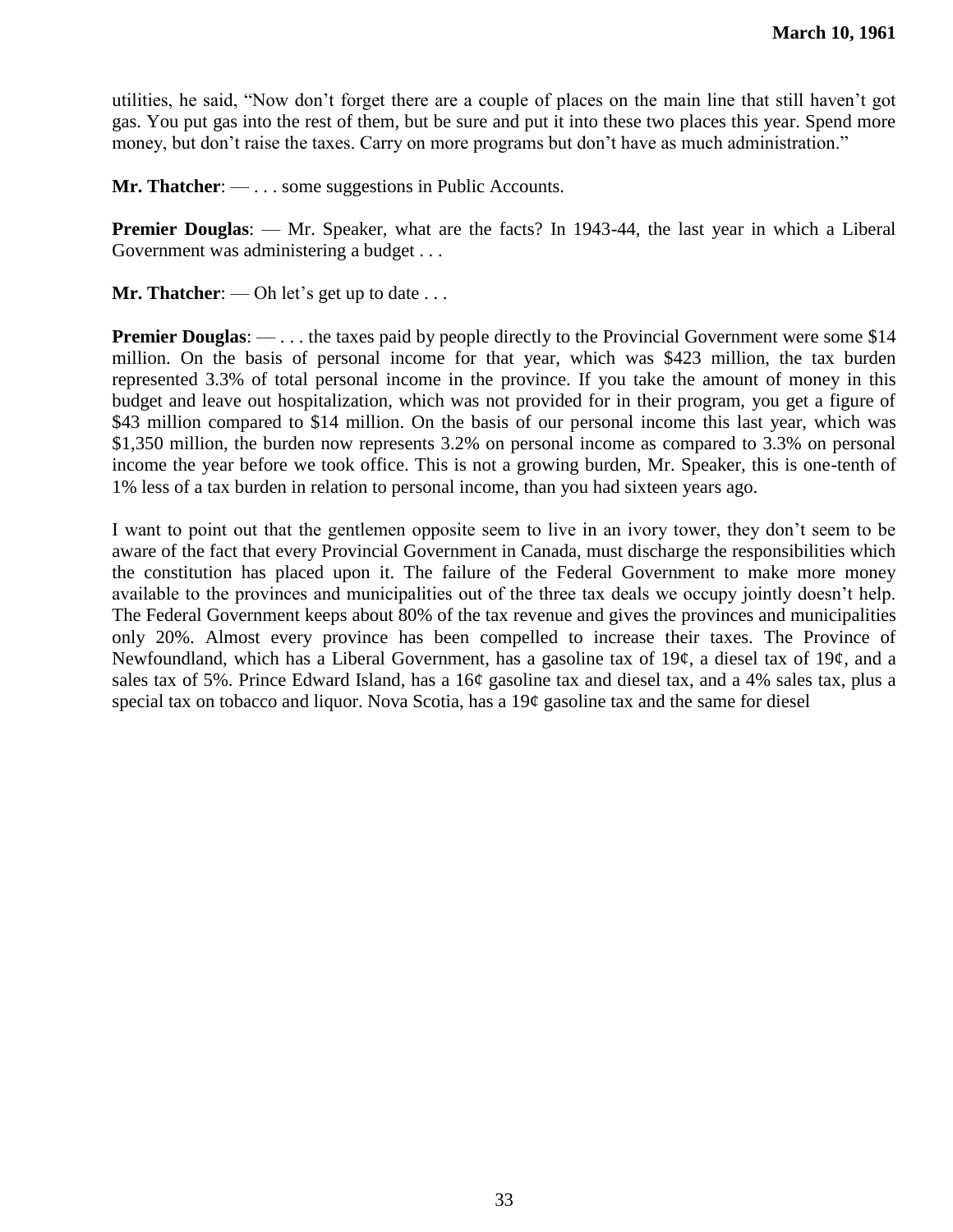utilities, he said, "Now don't forget there are a couple of places on the main line that still haven't got gas. You put gas into the rest of them, but be sure and put it into these two places this year. Spend more money, but don't raise the taxes. Carry on more programs but don't have as much administration."

**Mr. Thatcher**: — . . . some suggestions in Public Accounts.

**Premier Douglas**: — Mr. Speaker, what are the facts? In 1943-44, the last year in which a Liberal Government was administering a budget . . .

**Mr. Thatcher**: — Oh let's get up to date . . .

**Premier Douglas**: — . . . the taxes paid by people directly to the Provincial Government were some $14 million. On the basis of personal income for that year, which was $423 million, the tax burden represented 3.3% of total personal income in the province. If you take the amount of money in this budget and leave out hospitalization, which was not provided for in their program, you get a figure of $43 million compared to $14 million. On the basis of our personal income this last year, which was $1,350 million, the burden now represents 3.2% on personal income as compared to 3.3% on personal income the year before we took office. This is not a growing burden, Mr. Speaker, this is one-tenth of 1% less of a tax burden in relation to personal income, than you had sixteen years ago.

I want to point out that the gentlemen opposite seem to live in an ivory tower, they don't seem to be aware of the fact that every Provincial Government in Canada, must discharge the responsibilities which the constitution has placed upon it. The failure of the Federal Government to make more money available to the provinces and municipalities out of the three tax deals we occupy jointly doesn't help. The Federal Government keeps about 80% of the tax revenue and gives the provinces and municipalities only 20%. Almost every province has been compelled to increase their taxes. The Province of Newfoundland, which has a Liberal Government, has a gasoline tax of 19¢, a diesel tax of 19¢, and a sales tax of 5%. Prince Edward Island, has a 16¢ gasoline tax and diesel tax, and a 4% sales tax, plus a special tax on tobacco and liquor. Nova Scotia, has a 19¢ gasoline tax and the same for diesel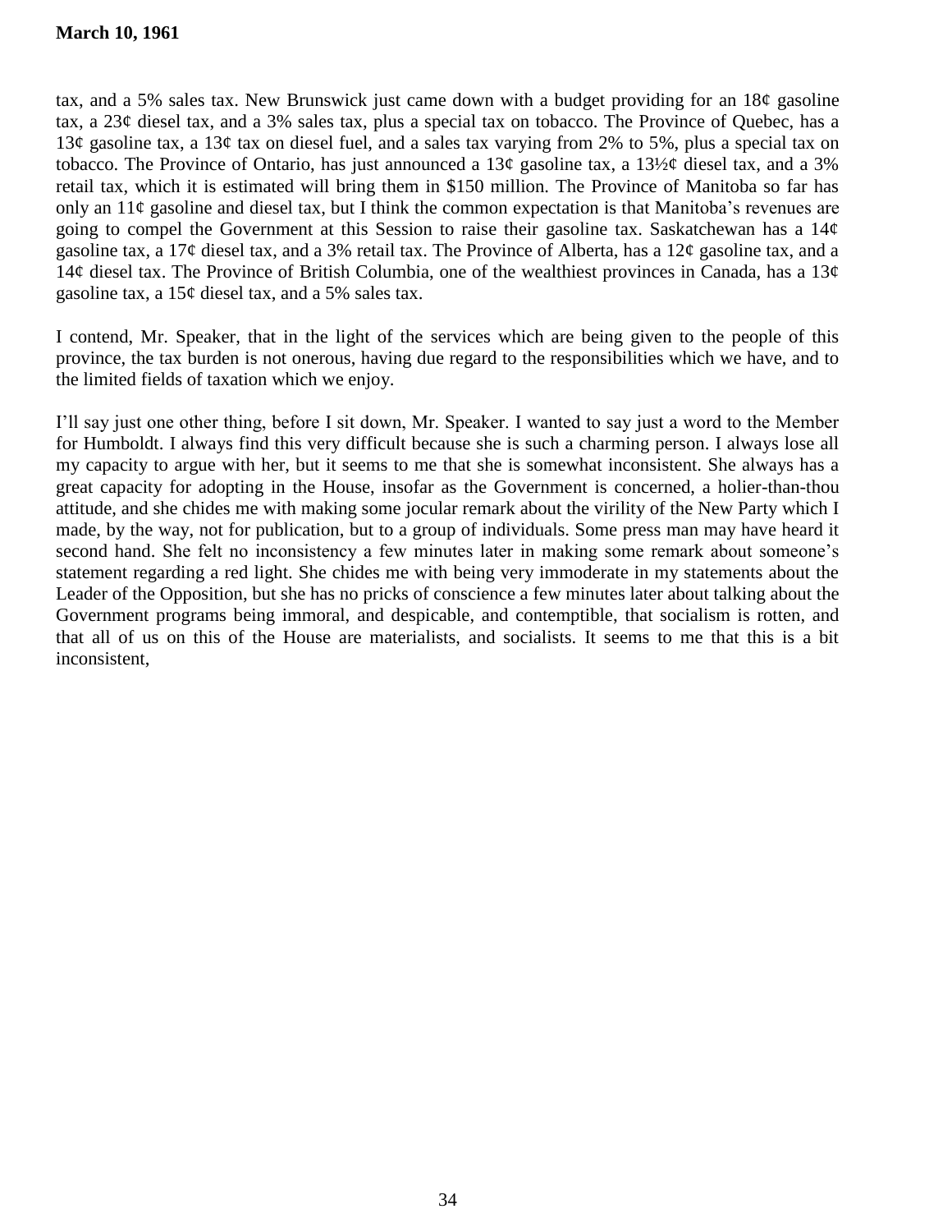tax, and a 5% sales tax. New Brunswick just came down with a budget providing for an 18¢ gasoline tax, a 23¢ diesel tax, and a 3% sales tax, plus a special tax on tobacco. The Province of Quebec, has a 13¢ gasoline tax, a 13¢ tax on diesel fuel, and a sales tax varying from 2% to 5%, plus a special tax on tobacco. The Province of Ontario, has just announced a 13¢ gasoline tax, a 13½¢ diesel tax, and a 3% retail tax, which it is estimated will bring them in $150 million. The Province of Manitoba so far has only an 11¢ gasoline and diesel tax, but I think the common expectation is that Manitoba's revenues are going to compel the Government at this Session to raise their gasoline tax. Saskatchewan has a 14¢ gasoline tax, a 17¢ diesel tax, and a 3% retail tax. The Province of Alberta, has a 12¢ gasoline tax, and a 14¢ diesel tax. The Province of British Columbia, one of the wealthiest provinces in Canada, has a 13¢ gasoline tax, a 15¢ diesel tax, and a 5% sales tax.

I contend, Mr. Speaker, that in the light of the services which are being given to the people of this province, the tax burden is not onerous, having due regard to the responsibilities which we have, and to the limited fields of taxation which we enjoy.

I'll say just one other thing, before I sit down, Mr. Speaker. I wanted to say just a word to the Member for Humboldt. I always find this very difficult because she is such a charming person. I always lose all my capacity to argue with her, but it seems to me that she is somewhat inconsistent. She always has a great capacity for adopting in the House, insofar as the Government is concerned, a holier-than-thou attitude, and she chides me with making some jocular remark about the virility of the New Party which I made, by the way, not for publication, but to a group of individuals. Some press man may have heard it second hand. She felt no inconsistency a few minutes later in making some remark about someone's statement regarding a red light. She chides me with being very immoderate in my statements about the Leader of the Opposition, but she has no pricks of conscience a few minutes later about talking about the Government programs being immoral, and despicable, and contemptible, that socialism is rotten, and that all of us on this of the House are materialists, and socialists. It seems to me that this is a bit inconsistent,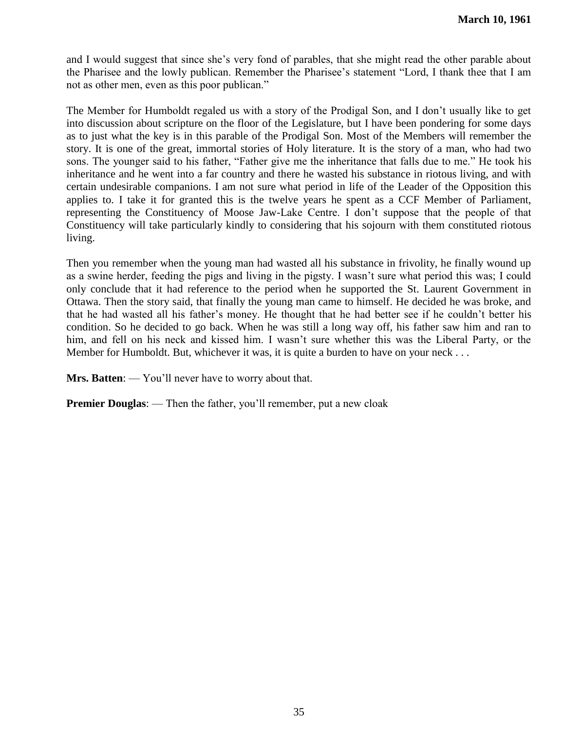and I would suggest that since she's very fond of parables, that she might read the other parable about the Pharisee and the lowly publican. Remember the Pharisee's statement "Lord, I thank thee that I am not as other men, even as this poor publican."

The Member for Humboldt regaled us with a story of the Prodigal Son, and I don't usually like to get into discussion about scripture on the floor of the Legislature, but I have been pondering for some days as to just what the key is in this parable of the Prodigal Son. Most of the Members will remember the story. It is one of the great, immortal stories of Holy literature. It is the story of a man, who had two sons. The younger said to his father, "Father give me the inheritance that falls due to me." He took his inheritance and he went into a far country and there he wasted his substance in riotous living, and with certain undesirable companions. I am not sure what period in life of the Leader of the Opposition this applies to. I take it for granted this is the twelve years he spent as a CCF Member of Parliament, representing the Constituency of Moose Jaw-Lake Centre. I don't suppose that the people of that Constituency will take particularly kindly to considering that his sojourn with them constituted riotous living.

Then you remember when the young man had wasted all his substance in frivolity, he finally wound up as a swine herder, feeding the pigs and living in the pigsty. I wasn't sure what period this was; I could only conclude that it had reference to the period when he supported the St. Laurent Government in Ottawa. Then the story said, that finally the young man came to himself. He decided he was broke, and that he had wasted all his father's money. He thought that he had better see if he couldn't better his condition. So he decided to go back. When he was still a long way off, his father saw him and ran to him, and fell on his neck and kissed him. I wasn't sure whether this was the Liberal Party, or the Member for Humboldt. But, whichever it was, it is quite a burden to have on your neck . . .

**Mrs. Batten**: — You'll never have to worry about that.

**Premier Douglas**: — Then the father, you'll remember, put a new cloak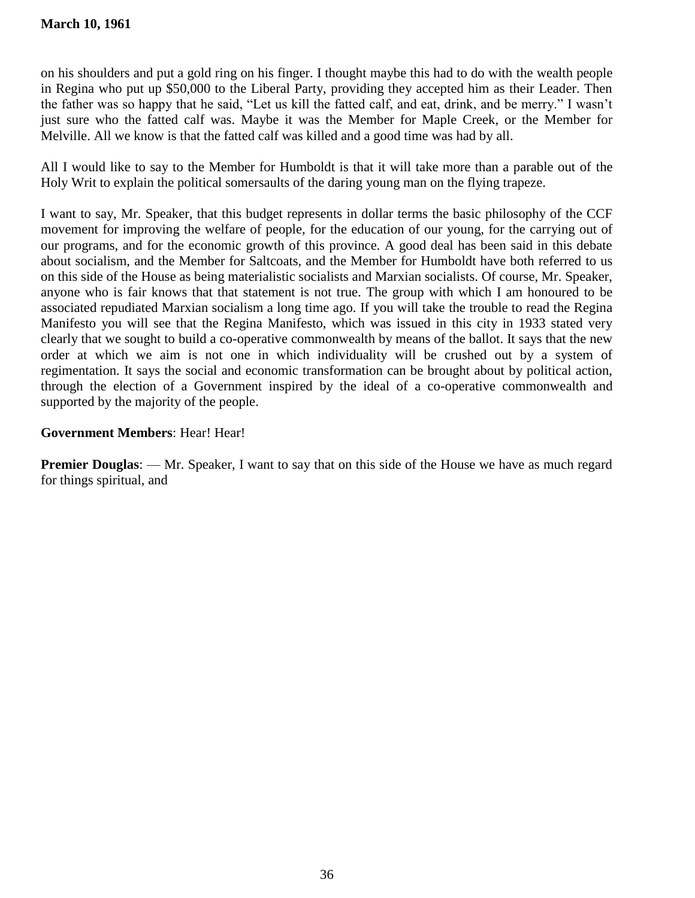on his shoulders and put a gold ring on his finger. I thought maybe this had to do with the wealth people in Regina who put up $50,000 to the Liberal Party, providing they accepted him as their Leader. Then the father was so happy that he said, “Let us kill the fatted calf, and eat, drink, and be merry.” I wasn’t just sure who the fatted calf was. Maybe it was the Member for Maple Creek, or the Member for Melville. All we know is that the fatted calf was killed and a good time was had by all.

All I would like to say to the Member for Humboldt is that it will take more than a parable out of the Holy Writ to explain the political somersaults of the daring young man on the flying trapeze.

I want to say, Mr. Speaker, that this budget represents in dollar terms the basic philosophy of the CCF movement for improving the welfare of people, for the education of our young, for the carrying out of our programs, and for the economic growth of this province. A good deal has been said in this debate about socialism, and the Member for Saltcoats, and the Member for Humboldt have both referred to us on this side of the House as being materialistic socialists and Marxian socialists. Of course, Mr. Speaker, anyone who is fair knows that that statement is not true. The group with which I am honoured to be associated repudiated Marxian socialism a long time ago. If you will take the trouble to read the Regina Manifesto you will see that the Regina Manifesto, which was issued in this city in 1933 stated very clearly that we sought to build a co-operative commonwealth by means of the ballot. It says that the new order at which we aim is not one in which individuality will be crushed out by a system of regimentation. It says the social and economic transformation can be brought about by political action, through the election of a Government inspired by the ideal of a co-operative commonwealth and supported by the majority of the people.

**Government Members**: Hear! Hear!

**Premier Douglas**: — Mr. Speaker, I want to say that on this side of the House we have as much regard for things spiritual, and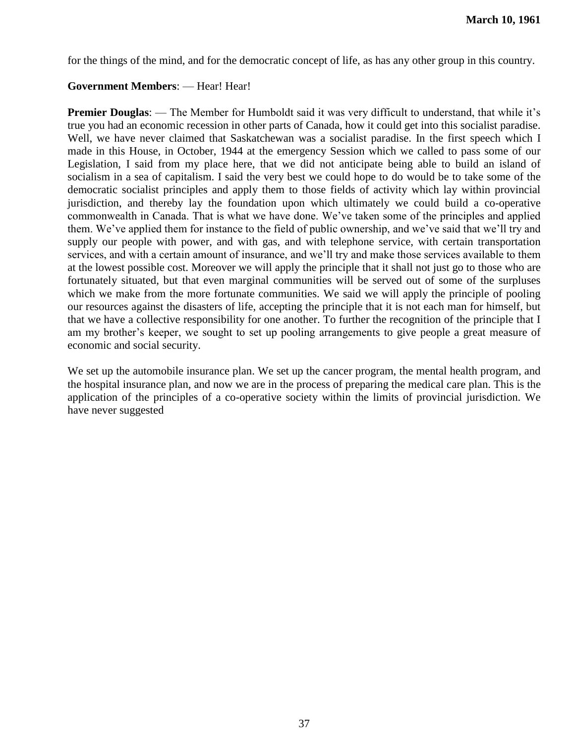for the things of the mind, and for the democratic concept of life, as has any other group in this country.

**Government Members**: — Hear! Hear!

**Premier Douglas**: — The Member for Humboldt said it was very difficult to understand, that while it's true you had an economic recession in other parts of Canada, how it could get into this socialist paradise. Well, we have never claimed that Saskatchewan was a socialist paradise. In the first speech which I made in this House, in October, 1944 at the emergency Session which we called to pass some of our Legislation, I said from my place here, that we did not anticipate being able to build an island of socialism in a sea of capitalism. I said the very best we could hope to do would be to take some of the democratic socialist principles and apply them to those fields of activity which lay within provincial jurisdiction, and thereby lay the foundation upon which ultimately we could build a co-operative commonwealth in Canada. That is what we have done. We've taken some of the principles and applied them. We've applied them for instance to the field of public ownership, and we've said that we'll try and supply our people with power, and with gas, and with telephone service, with certain transportation services, and with a certain amount of insurance, and we'll try and make those services available to them at the lowest possible cost. Moreover we will apply the principle that it shall not just go to those who are fortunately situated, but that even marginal communities will be served out of some of the surpluses which we make from the more fortunate communities. We said we will apply the principle of pooling our resources against the disasters of life, accepting the principle that it is not each man for himself, but that we have a collective responsibility for one another. To further the recognition of the principle that I am my brother's keeper, we sought to set up pooling arrangements to give people a great measure of economic and social security.

We set up the automobile insurance plan. We set up the cancer program, the mental health program, and the hospital insurance plan, and now we are in the process of preparing the medical care plan. This is the application of the principles of a co-operative society within the limits of provincial jurisdiction. We have never suggested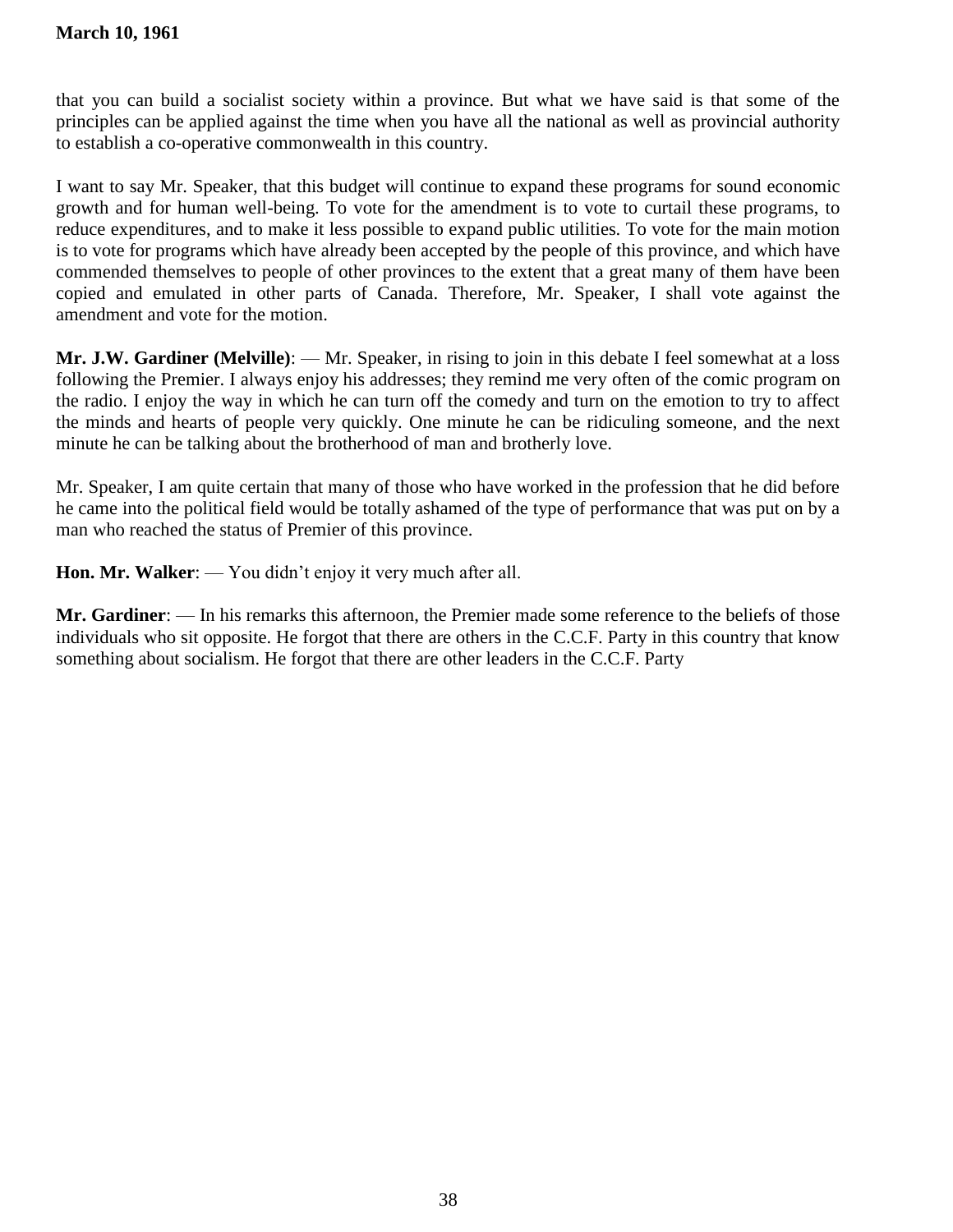that you can build a socialist society within a province. But what we have said is that some of the principles can be applied against the time when you have all the national as well as provincial authority to establish a co-operative commonwealth in this country.

I want to say Mr. Speaker, that this budget will continue to expand these programs for sound economic growth and for human well-being. To vote for the amendment is to vote to curtail these programs, to reduce expenditures, and to make it less possible to expand public utilities. To vote for the main motion is to vote for programs which have already been accepted by the people of this province, and which have commended themselves to people of other provinces to the extent that a great many of them have been copied and emulated in other parts of Canada. Therefore, Mr. Speaker, I shall vote against the amendment and vote for the motion.

**Mr. J.W. Gardiner (Melville)**: — Mr. Speaker, in rising to join in this debate I feel somewhat at a loss following the Premier. I always enjoy his addresses; they remind me very often of the comic program on the radio. I enjoy the way in which he can turn off the comedy and turn on the emotion to try to affect the minds and hearts of people very quickly. One minute he can be ridiculing someone, and the next minute he can be talking about the brotherhood of man and brotherly love.

Mr. Speaker, I am quite certain that many of those who have worked in the profession that he did before he came into the political field would be totally ashamed of the type of performance that was put on by a man who reached the status of Premier of this province.

**Hon. Mr. Walker**: — You didn't enjoy it very much after all.

**Mr. Gardiner**: — In his remarks this afternoon, the Premier made some reference to the beliefs of those individuals who sit opposite. He forgot that there are others in the C.C.F. Party in this country that know something about socialism. He forgot that there are other leaders in the C.C.F. Party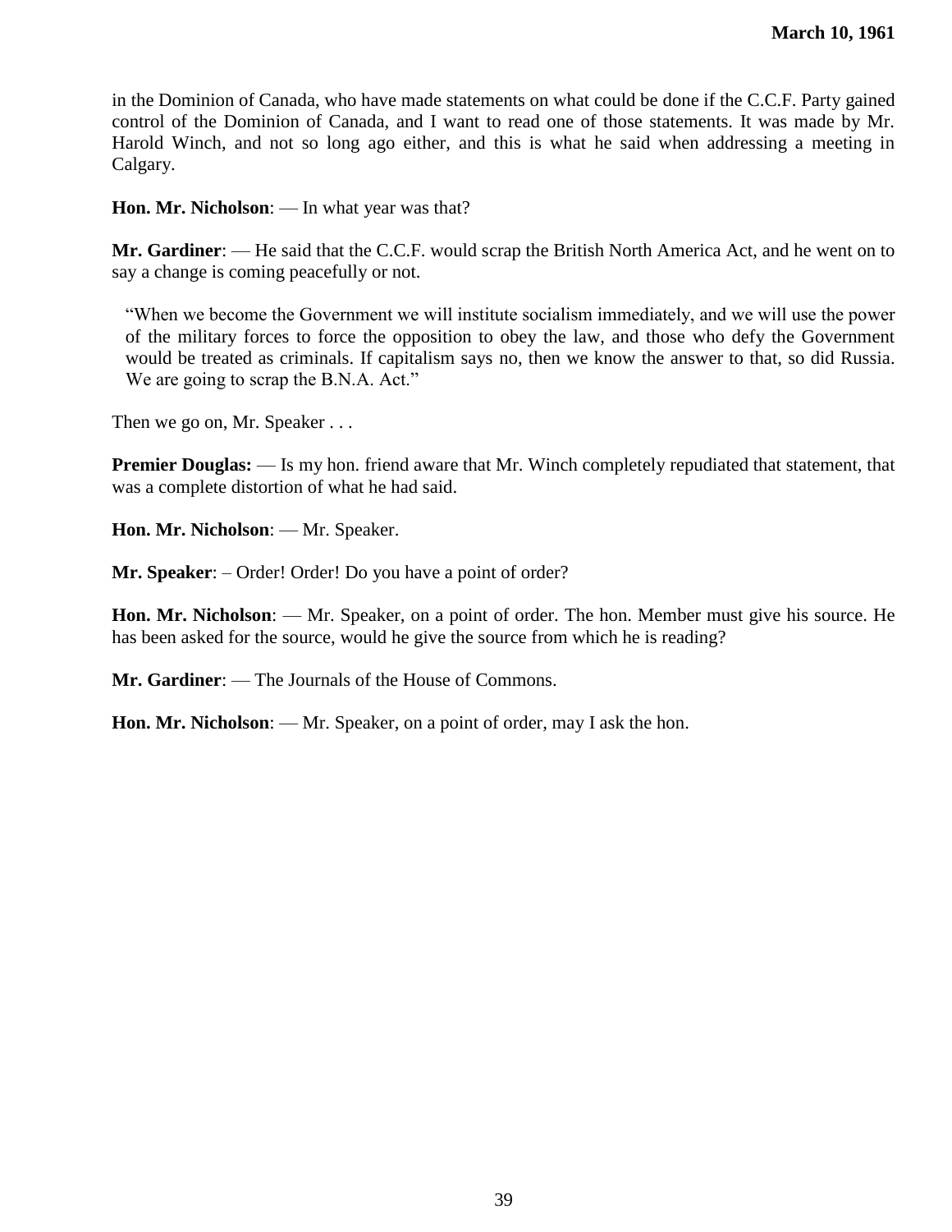in the Dominion of Canada, who have made statements on what could be done if the C.C.F. Party gained control of the Dominion of Canada, and I want to read one of those statements. It was made by Mr. Harold Winch, and not so long ago either, and this is what he said when addressing a meeting in Calgary.

**Hon. Mr. Nicholson**: — In what year was that?

**Mr. Gardiner**: — He said that the C.C.F. would scrap the British North America Act, and he went on to say a change is coming peacefully or not.

> "When we become the Government we will institute socialism immediately, and we will use the power of the military forces to force the opposition to obey the law, and those who defy the Government would be treated as criminals. If capitalism says no, then we know the answer to that, so did Russia. We are going to scrap the B.N.A. Act."

Then we go on, Mr. Speaker . . .

**Premier Douglas:** — Is my hon. friend aware that Mr. Winch completely repudiated that statement, that was a complete distortion of what he had said.

**Hon. Mr. Nicholson**: — Mr. Speaker.

**Mr. Speaker**: – Order! Order! Do you have a point of order?

**Hon. Mr. Nicholson**: — Mr. Speaker, on a point of order. The hon. Member must give his source. He has been asked for the source, would he give the source from which he is reading?

**Mr. Gardiner**: — The Journals of the House of Commons.

**Hon. Mr. Nicholson**: — Mr. Speaker, on a point of order, may I ask the hon.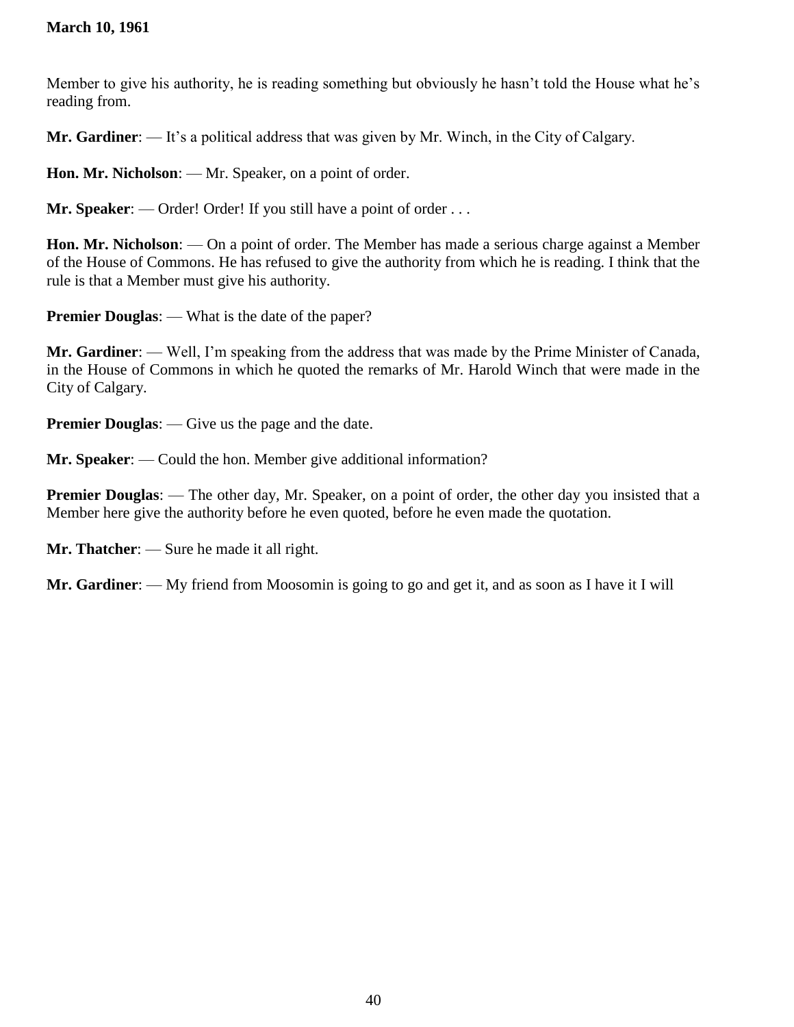Member to give his authority, he is reading something but obviously he hasn't told the House what he's reading from.

**Mr. Gardiner**: — It's a political address that was given by Mr. Winch, in the City of Calgary.

**Hon. Mr. Nicholson**: — Mr. Speaker, on a point of order.

**Mr. Speaker**: — Order! Order! If you still have a point of order . . .

**Hon. Mr. Nicholson**: — On a point of order. The Member has made a serious charge against a Member of the House of Commons. He has refused to give the authority from which he is reading. I think that the rule is that a Member must give his authority.

**Premier Douglas**: — What is the date of the paper?

**Mr. Gardiner**: — Well, I'm speaking from the address that was made by the Prime Minister of Canada, in the House of Commons in which he quoted the remarks of Mr. Harold Winch that were made in the City of Calgary.

**Premier Douglas**: — Give us the page and the date.

**Mr. Speaker**: — Could the hon. Member give additional information?

**Premier Douglas**: — The other day, Mr. Speaker, on a point of order, the other day you insisted that a Member here give the authority before he even quoted, before he even made the quotation.

**Mr. Thatcher**: — Sure he made it all right.

**Mr. Gardiner**: — My friend from Moosomin is going to go and get it, and as soon as I have it I will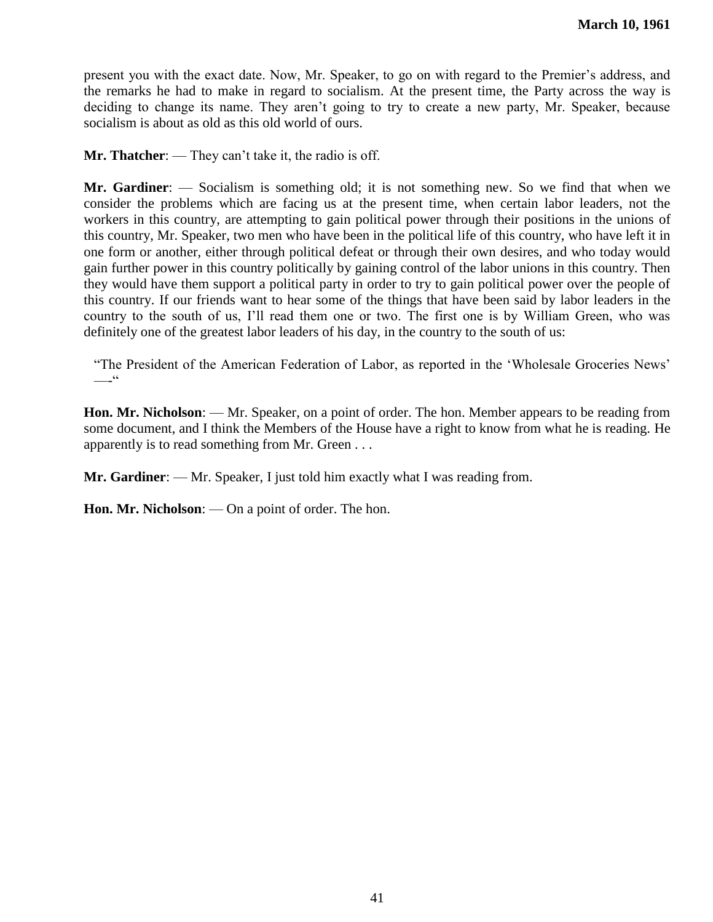present you with the exact date. Now, Mr. Speaker, to go on with regard to the Premier's address, and the remarks he had to make in regard to socialism. At the present time, the Party across the way is deciding to change its name. They aren't going to try to create a new party, Mr. Speaker, because socialism is about as old as this old world of ours.

**Mr. Thatcher**: — They can't take it, the radio is off.

**Mr. Gardiner**: — Socialism is something old; it is not something new. So we find that when we consider the problems which are facing us at the present time, when certain labor leaders, not the workers in this country, are attempting to gain political power through their positions in the unions of this country, Mr. Speaker, two men who have been in the political life of this country, who have left it in one form or another, either through political defeat or through their own desires, and who today would gain further power in this country politically by gaining control of the labor unions in this country. Then they would have them support a political party in order to try to gain political power over the people of this country. If our friends want to hear some of the things that have been said by labor leaders in the country to the south of us, I'll read them one or two. The first one is by William Green, who was definitely one of the greatest labor leaders of his day, in the country to the south of us:

> "The President of the American Federation of Labor, as reported in the 'Wholesale Groceries News' —-"

**Hon. Mr. Nicholson**: — Mr. Speaker, on a point of order. The hon. Member appears to be reading from some document, and I think the Members of the House have a right to know from what he is reading. He apparently is to read something from Mr. Green . . .

**Mr. Gardiner**: — Mr. Speaker, I just told him exactly what I was reading from.

**Hon. Mr. Nicholson**: — On a point of order. The hon.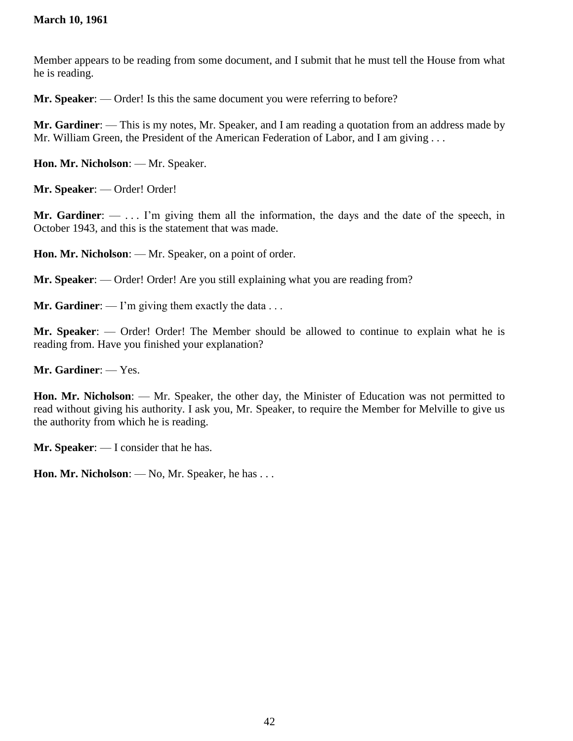Member appears to be reading from some document, and I submit that he must tell the House from what he is reading.

**Mr. Speaker**: — Order! Is this the same document you were referring to before?

**Mr. Gardiner**: — This is my notes, Mr. Speaker, and I am reading a quotation from an address made by Mr. William Green, the President of the American Federation of Labor, and I am giving . . .

**Hon. Mr. Nicholson**: — Mr. Speaker.

**Mr. Speaker**: — Order! Order!

**Mr. Gardiner**: — . . . I'm giving them all the information, the days and the date of the speech, in October 1943, and this is the statement that was made.

**Hon. Mr. Nicholson**: — Mr. Speaker, on a point of order.

**Mr. Speaker**: — Order! Order! Are you still explaining what you are reading from?

**Mr. Gardiner**: — I'm giving them exactly the data . . .

**Mr. Speaker**: — Order! Order! The Member should be allowed to continue to explain what he is reading from. Have you finished your explanation?

**Mr. Gardiner**: — Yes.

**Hon. Mr. Nicholson**: — Mr. Speaker, the other day, the Minister of Education was not permitted to read without giving his authority. I ask you, Mr. Speaker, to require the Member for Melville to give us the authority from which he is reading.

**Mr. Speaker**: — I consider that he has.

**Hon. Mr. Nicholson**: — No, Mr. Speaker, he has . . .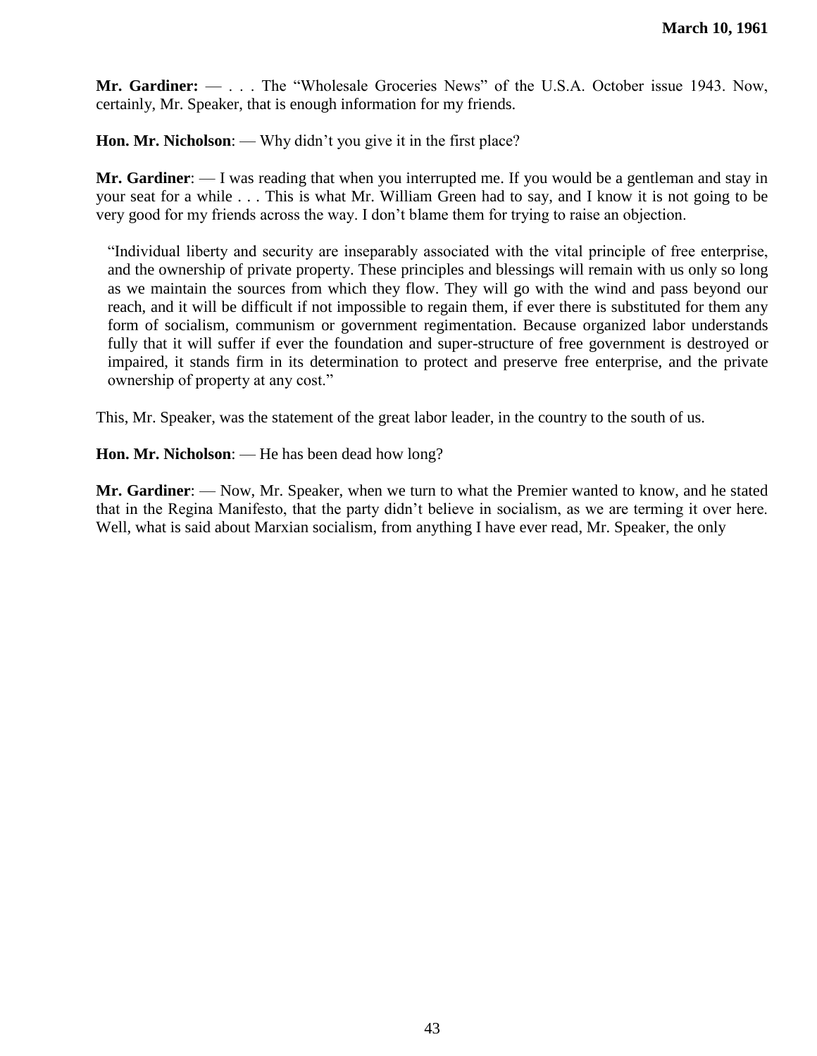**Mr. Gardiner:** — . . . The "Wholesale Groceries News" of the U.S.A. October issue 1943. Now, certainly, Mr. Speaker, that is enough information for my friends.

**Hon. Mr. Nicholson**: — Why didn't you give it in the first place?

**Mr. Gardiner**: — I was reading that when you interrupted me. If you would be a gentleman and stay in your seat for a while . . . This is what Mr. William Green had to say, and I know it is not going to be very good for my friends across the way. I don't blame them for trying to raise an objection.

> "Individual liberty and security are inseparably associated with the vital principle of free enterprise, and the ownership of private property. These principles and blessings will remain with us only so long as we maintain the sources from which they flow. They will go with the wind and pass beyond our reach, and it will be difficult if not impossible to regain them, if ever there is substituted for them any form of socialism, communism or government regimentation. Because organized labor understands fully that it will suffer if ever the foundation and super-structure of free government is destroyed or impaired, it stands firm in its determination to protect and preserve free enterprise, and the private ownership of property at any cost."

This, Mr. Speaker, was the statement of the great labor leader, in the country to the south of us.

**Hon. Mr. Nicholson**: — He has been dead how long?

**Mr. Gardiner**: — Now, Mr. Speaker, when we turn to what the Premier wanted to know, and he stated that in the Regina Manifesto, that the party didn't believe in socialism, as we are terming it over here. Well, what is said about Marxian socialism, from anything I have ever read, Mr. Speaker, the only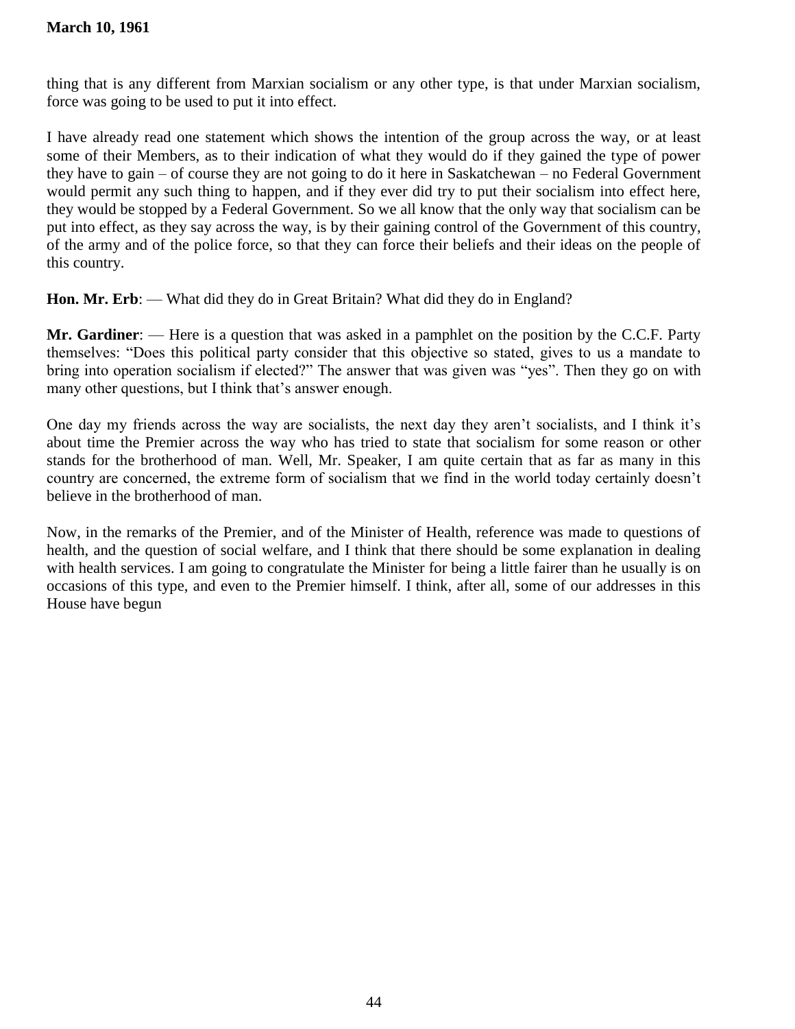thing that is any different from Marxian socialism or any other type, is that under Marxian socialism, force was going to be used to put it into effect.

I have already read one statement which shows the intention of the group across the way, or at least some of their Members, as to their indication of what they would do if they gained the type of power they have to gain – of course they are not going to do it here in Saskatchewan – no Federal Government would permit any such thing to happen, and if they ever did try to put their socialism into effect here, they would be stopped by a Federal Government. So we all know that the only way that socialism can be put into effect, as they say across the way, is by their gaining control of the Government of this country, of the army and of the police force, so that they can force their beliefs and their ideas on the people of this country.

**Hon. Mr. Erb**: — What did they do in Great Britain? What did they do in England?

**Mr. Gardiner**: — Here is a question that was asked in a pamphlet on the position by the C.C.F. Party themselves: "Does this political party consider that this objective so stated, gives to us a mandate to bring into operation socialism if elected?" The answer that was given was "yes". Then they go on with many other questions, but I think that's answer enough.

One day my friends across the way are socialists, the next day they aren't socialists, and I think it's about time the Premier across the way who has tried to state that socialism for some reason or other stands for the brotherhood of man. Well, Mr. Speaker, I am quite certain that as far as many in this country are concerned, the extreme form of socialism that we find in the world today certainly doesn't believe in the brotherhood of man.

Now, in the remarks of the Premier, and of the Minister of Health, reference was made to questions of health, and the question of social welfare, and I think that there should be some explanation in dealing with health services. I am going to congratulate the Minister for being a little fairer than he usually is on occasions of this type, and even to the Premier himself. I think, after all, some of our addresses in this House have begun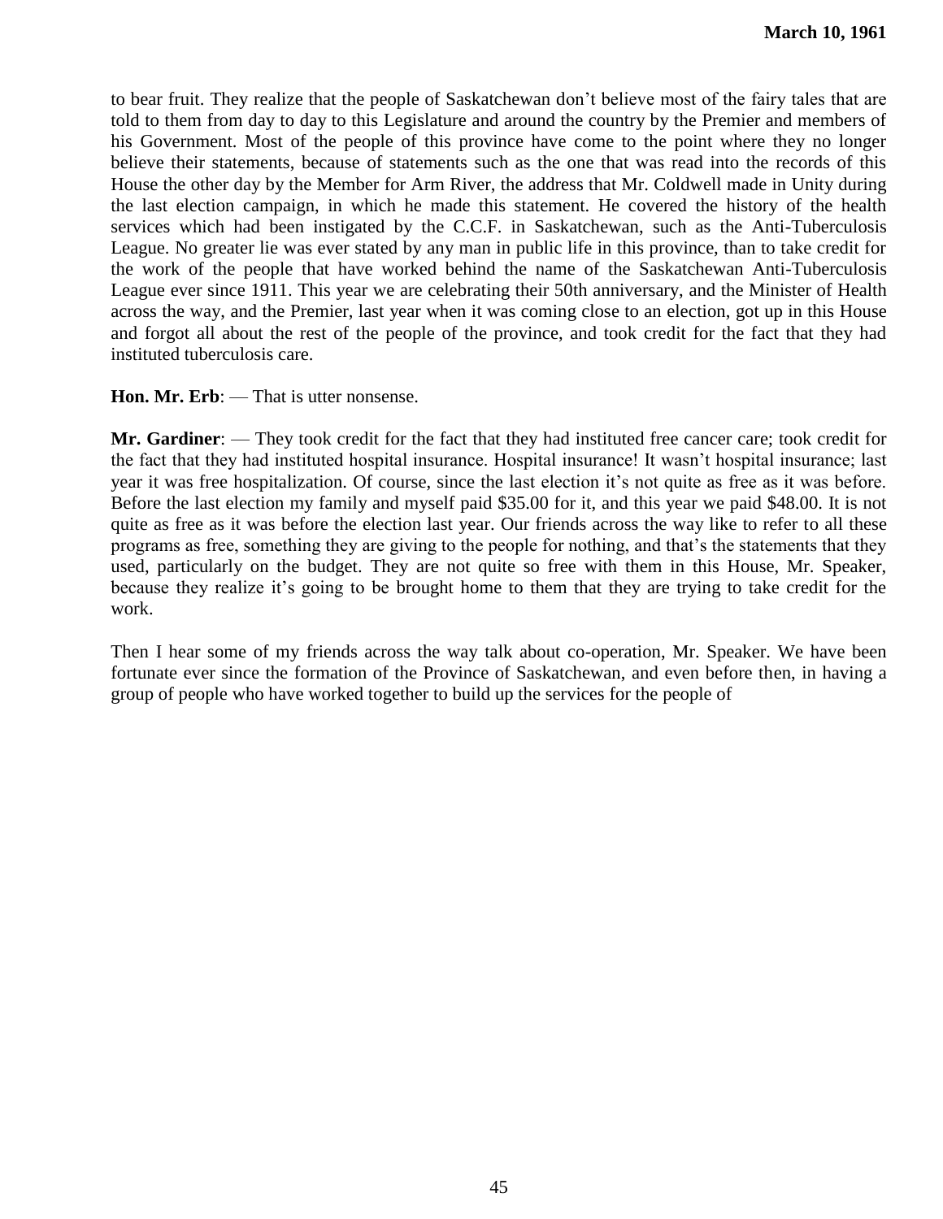to bear fruit. They realize that the people of Saskatchewan don't believe most of the fairy tales that are told to them from day to day to this Legislature and around the country by the Premier and members of his Government. Most of the people of this province have come to the point where they no longer believe their statements, because of statements such as the one that was read into the records of this House the other day by the Member for Arm River, the address that Mr. Coldwell made in Unity during the last election campaign, in which he made this statement. He covered the history of the health services which had been instigated by the C.C.F. in Saskatchewan, such as the Anti-Tuberculosis League. No greater lie was ever stated by any man in public life in this province, than to take credit for the work of the people that have worked behind the name of the Saskatchewan Anti-Tuberculosis League ever since 1911. This year we are celebrating their 50th anniversary, and the Minister of Health across the way, and the Premier, last year when it was coming close to an election, got up in this House and forgot all about the rest of the people of the province, and took credit for the fact that they had instituted tuberculosis care.

**Hon. Mr. Erb**: — That is utter nonsense.

**Mr. Gardiner**: — They took credit for the fact that they had instituted free cancer care; took credit for the fact that they had instituted hospital insurance. Hospital insurance! It wasn't hospital insurance; last year it was free hospitalization. Of course, since the last election it's not quite as free as it was before. Before the last election my family and myself paid $35.00 for it, and this year we paid $48.00. It is not quite as free as it was before the election last year. Our friends across the way like to refer to all these programs as free, something they are giving to the people for nothing, and that's the statements that they used, particularly on the budget. They are not quite so free with them in this House, Mr. Speaker, because they realize it's going to be brought home to them that they are trying to take credit for the work.

Then I hear some of my friends across the way talk about co-operation, Mr. Speaker. We have been fortunate ever since the formation of the Province of Saskatchewan, and even before then, in having a group of people who have worked together to build up the services for the people of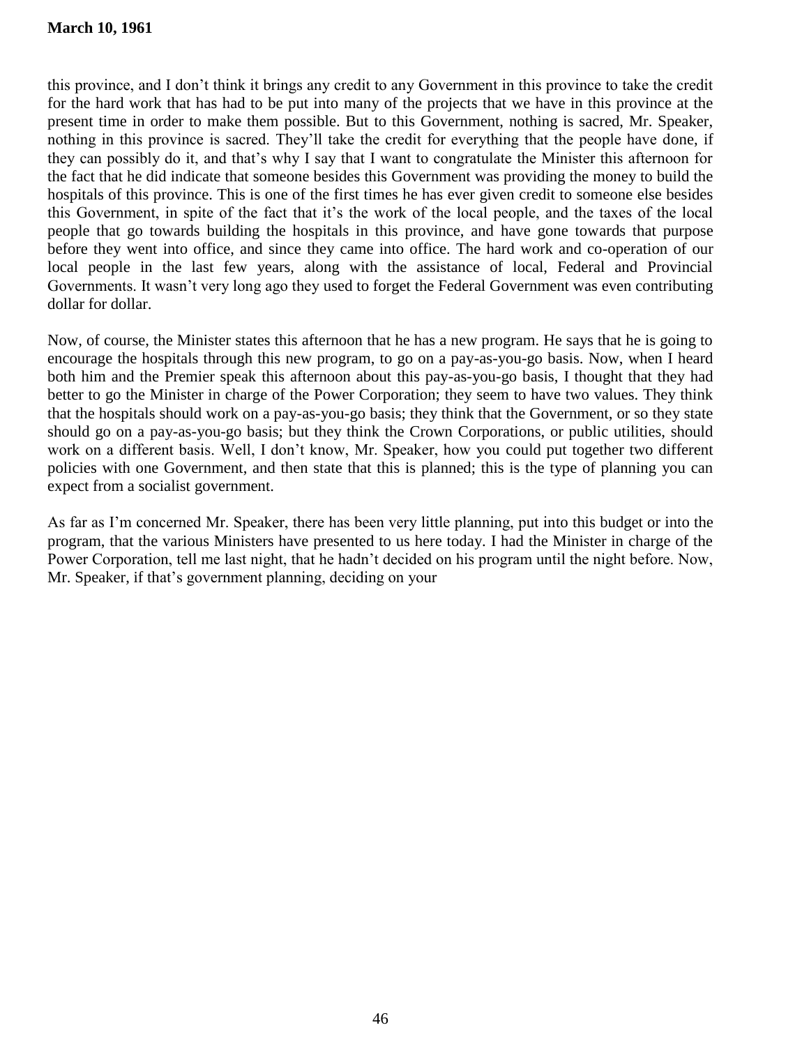this province, and I don't think it brings any credit to any Government in this province to take the credit for the hard work that has had to be put into many of the projects that we have in this province at the present time in order to make them possible. But to this Government, nothing is sacred, Mr. Speaker, nothing in this province is sacred. They'll take the credit for everything that the people have done, if they can possibly do it, and that's why I say that I want to congratulate the Minister this afternoon for the fact that he did indicate that someone besides this Government was providing the money to build the hospitals of this province. This is one of the first times he has ever given credit to someone else besides this Government, in spite of the fact that it's the work of the local people, and the taxes of the local people that go towards building the hospitals in this province, and have gone towards that purpose before they went into office, and since they came into office. The hard work and co-operation of our local people in the last few years, along with the assistance of local, Federal and Provincial Governments. It wasn't very long ago they used to forget the Federal Government was even contributing dollar for dollar.

Now, of course, the Minister states this afternoon that he has a new program. He says that he is going to encourage the hospitals through this new program, to go on a pay-as-you-go basis. Now, when I heard both him and the Premier speak this afternoon about this pay-as-you-go basis, I thought that they had better to go the Minister in charge of the Power Corporation; they seem to have two values. They think that the hospitals should work on a pay-as-you-go basis; they think that the Government, or so they state should go on a pay-as-you-go basis; but they think the Crown Corporations, or public utilities, should work on a different basis. Well, I don't know, Mr. Speaker, how you could put together two different policies with one Government, and then state that this is planned; this is the type of planning you can expect from a socialist government.

As far as I'm concerned Mr. Speaker, there has been very little planning, put into this budget or into the program, that the various Ministers have presented to us here today. I had the Minister in charge of the Power Corporation, tell me last night, that he hadn't decided on his program until the night before. Now, Mr. Speaker, if that's government planning, deciding on your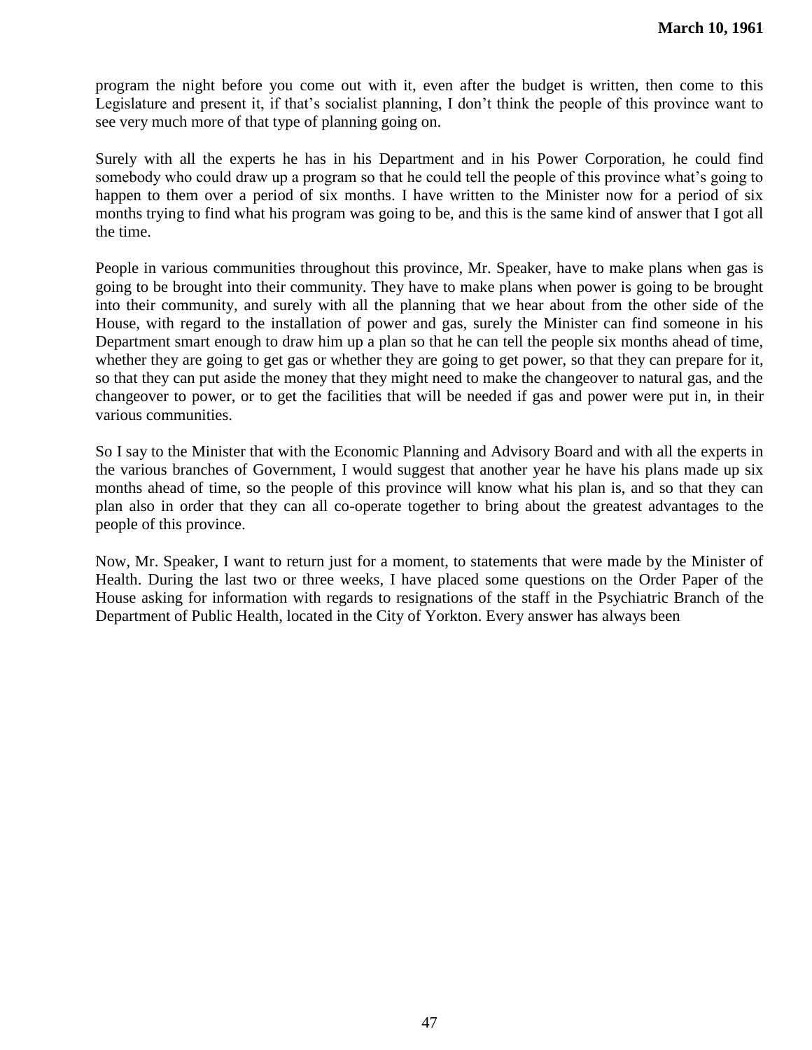program the night before you come out with it, even after the budget is written, then come to this Legislature and present it, if that's socialist planning, I don't think the people of this province want to see very much more of that type of planning going on.

Surely with all the experts he has in his Department and in his Power Corporation, he could find somebody who could draw up a program so that he could tell the people of this province what's going to happen to them over a period of six months. I have written to the Minister now for a period of six months trying to find what his program was going to be, and this is the same kind of answer that I got all the time.

People in various communities throughout this province, Mr. Speaker, have to make plans when gas is going to be brought into their community. They have to make plans when power is going to be brought into their community, and surely with all the planning that we hear about from the other side of the House, with regard to the installation of power and gas, surely the Minister can find someone in his Department smart enough to draw him up a plan so that he can tell the people six months ahead of time, whether they are going to get gas or whether they are going to get power, so that they can prepare for it, so that they can put aside the money that they might need to make the changeover to natural gas, and the changeover to power, or to get the facilities that will be needed if gas and power were put in, in their various communities.

So I say to the Minister that with the Economic Planning and Advisory Board and with all the experts in the various branches of Government, I would suggest that another year he have his plans made up six months ahead of time, so the people of this province will know what his plan is, and so that they can plan also in order that they can all co-operate together to bring about the greatest advantages to the people of this province.

Now, Mr. Speaker, I want to return just for a moment, to statements that were made by the Minister of Health. During the last two or three weeks, I have placed some questions on the Order Paper of the House asking for information with regards to resignations of the staff in the Psychiatric Branch of the Department of Public Health, located in the City of Yorkton. Every answer has always been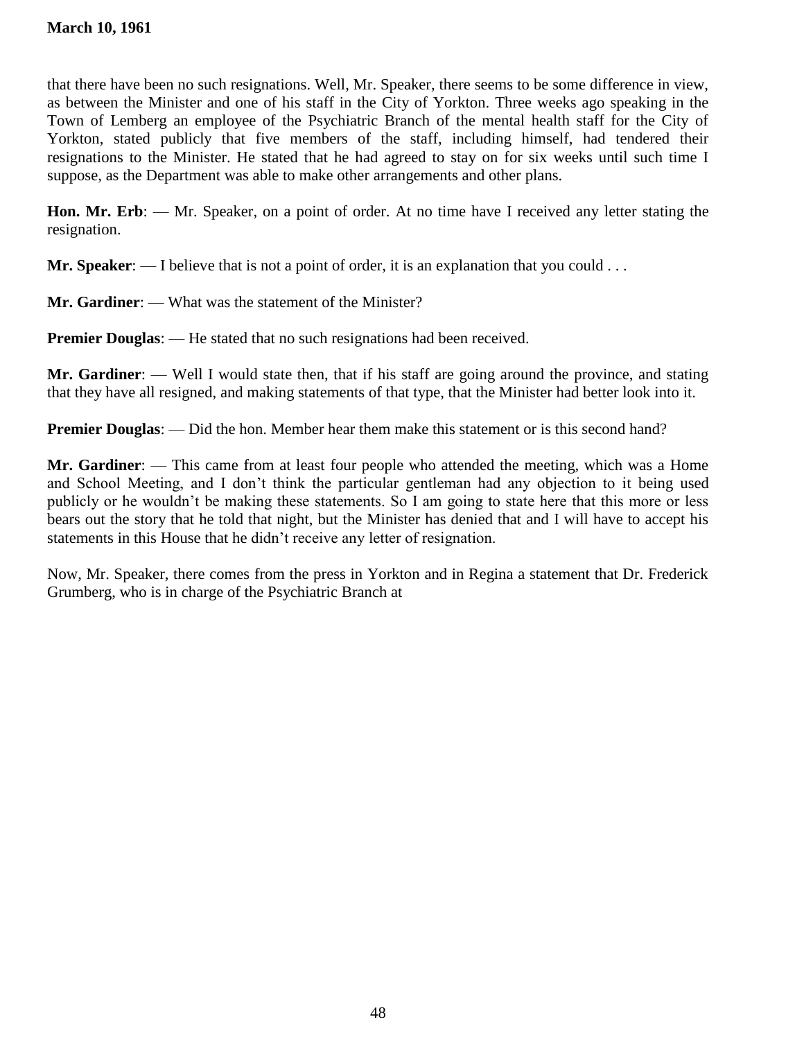that there have been no such resignations. Well, Mr. Speaker, there seems to be some difference in view, as between the Minister and one of his staff in the City of Yorkton. Three weeks ago speaking in the Town of Lemberg an employee of the Psychiatric Branch of the mental health staff for the City of Yorkton, stated publicly that five members of the staff, including himself, had tendered their resignations to the Minister. He stated that he had agreed to stay on for six weeks until such time I suppose, as the Department was able to make other arrangements and other plans.

**Hon. Mr. Erb**: — Mr. Speaker, on a point of order. At no time have I received any letter stating the resignation.

**Mr. Speaker**: — I believe that is not a point of order, it is an explanation that you could . . .

**Mr. Gardiner**: — What was the statement of the Minister?

**Premier Douglas**: — He stated that no such resignations had been received.

**Mr. Gardiner**: — Well I would state then, that if his staff are going around the province, and stating that they have all resigned, and making statements of that type, that the Minister had better look into it.

**Premier Douglas**: — Did the hon. Member hear them make this statement or is this second hand?

**Mr. Gardiner**: — This came from at least four people who attended the meeting, which was a Home and School Meeting, and I don't think the particular gentleman had any objection to it being used publicly or he wouldn't be making these statements. So I am going to state here that this more or less bears out the story that he told that night, but the Minister has denied that and I will have to accept his statements in this House that he didn't receive any letter of resignation.

Now, Mr. Speaker, there comes from the press in Yorkton and in Regina a statement that Dr. Frederick Grumberg, who is in charge of the Psychiatric Branch at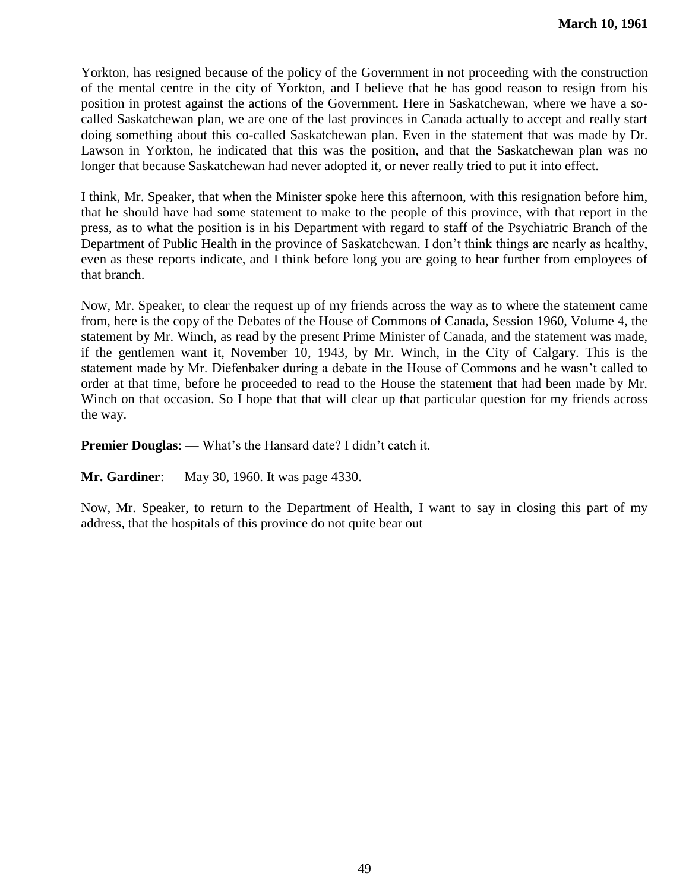Yorkton, has resigned because of the policy of the Government in not proceeding with the construction of the mental centre in the city of Yorkton, and I believe that he has good reason to resign from his position in protest against the actions of the Government. Here in Saskatchewan, where we have a so-called Saskatchewan plan, we are one of the last provinces in Canada actually to accept and really start doing something about this co-called Saskatchewan plan. Even in the statement that was made by Dr. Lawson in Yorkton, he indicated that this was the position, and that the Saskatchewan plan was no longer that because Saskatchewan had never adopted it, or never really tried to put it into effect.

I think, Mr. Speaker, that when the Minister spoke here this afternoon, with this resignation before him, that he should have had some statement to make to the people of this province, with that report in the press, as to what the position is in his Department with regard to staff of the Psychiatric Branch of the Department of Public Health in the province of Saskatchewan. I don't think things are nearly as healthy, even as these reports indicate, and I think before long you are going to hear further from employees of that branch.

Now, Mr. Speaker, to clear the request up of my friends across the way as to where the statement came from, here is the copy of the Debates of the House of Commons of Canada, Session 1960, Volume 4, the statement by Mr. Winch, as read by the present Prime Minister of Canada, and the statement was made, if the gentlemen want it, November 10, 1943, by Mr. Winch, in the City of Calgary. This is the statement made by Mr. Diefenbaker during a debate in the House of Commons and he wasn't called to order at that time, before he proceeded to read to the House the statement that had been made by Mr. Winch on that occasion. So I hope that that will clear up that particular question for my friends across the way.

**Premier Douglas**: — What's the Hansard date? I didn't catch it.

**Mr. Gardiner**: — May 30, 1960. It was page 4330.

Now, Mr. Speaker, to return to the Department of Health, I want to say in closing this part of my address, that the hospitals of this province do not quite bear out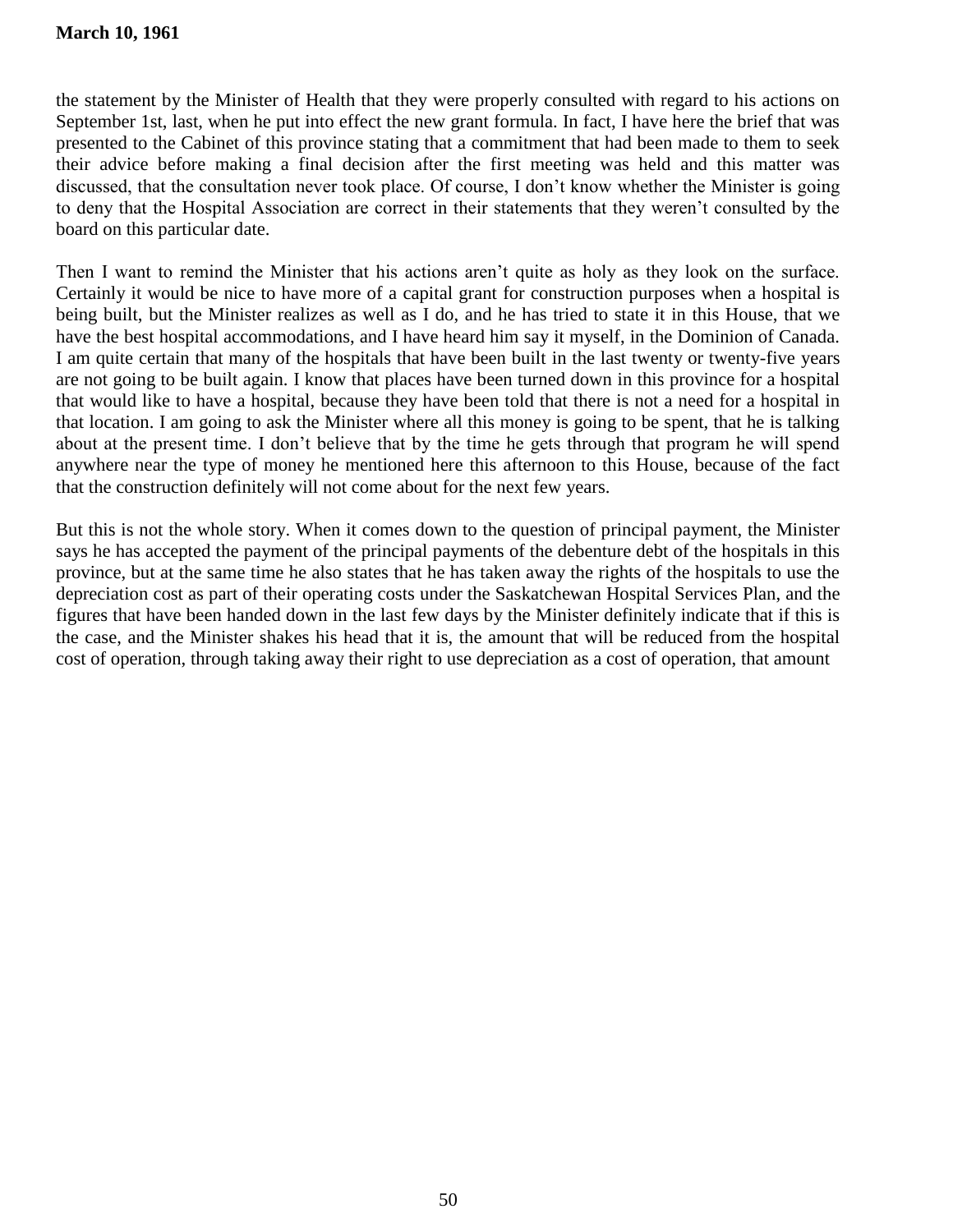the statement by the Minister of Health that they were properly consulted with regard to his actions on September 1st, last, when he put into effect the new grant formula. In fact, I have here the brief that was presented to the Cabinet of this province stating that a commitment that had been made to them to seek their advice before making a final decision after the first meeting was held and this matter was discussed, that the consultation never took place. Of course, I don't know whether the Minister is going to deny that the Hospital Association are correct in their statements that they weren't consulted by the board on this particular date.

Then I want to remind the Minister that his actions aren't quite as holy as they look on the surface. Certainly it would be nice to have more of a capital grant for construction purposes when a hospital is being built, but the Minister realizes as well as I do, and he has tried to state it in this House, that we have the best hospital accommodations, and I have heard him say it myself, in the Dominion of Canada. I am quite certain that many of the hospitals that have been built in the last twenty or twenty-five years are not going to be built again. I know that places have been turned down in this province for a hospital that would like to have a hospital, because they have been told that there is not a need for a hospital in that location. I am going to ask the Minister where all this money is going to be spent, that he is talking about at the present time. I don't believe that by the time he gets through that program he will spend anywhere near the type of money he mentioned here this afternoon to this House, because of the fact that the construction definitely will not come about for the next few years.

But this is not the whole story. When it comes down to the question of principal payment, the Minister says he has accepted the payment of the principal payments of the debenture debt of the hospitals in this province, but at the same time he also states that he has taken away the rights of the hospitals to use the depreciation cost as part of their operating costs under the Saskatchewan Hospital Services Plan, and the figures that have been handed down in the last few days by the Minister definitely indicate that if this is the case, and the Minister shakes his head that it is, the amount that will be reduced from the hospital cost of operation, through taking away their right to use depreciation as a cost of operation, that amount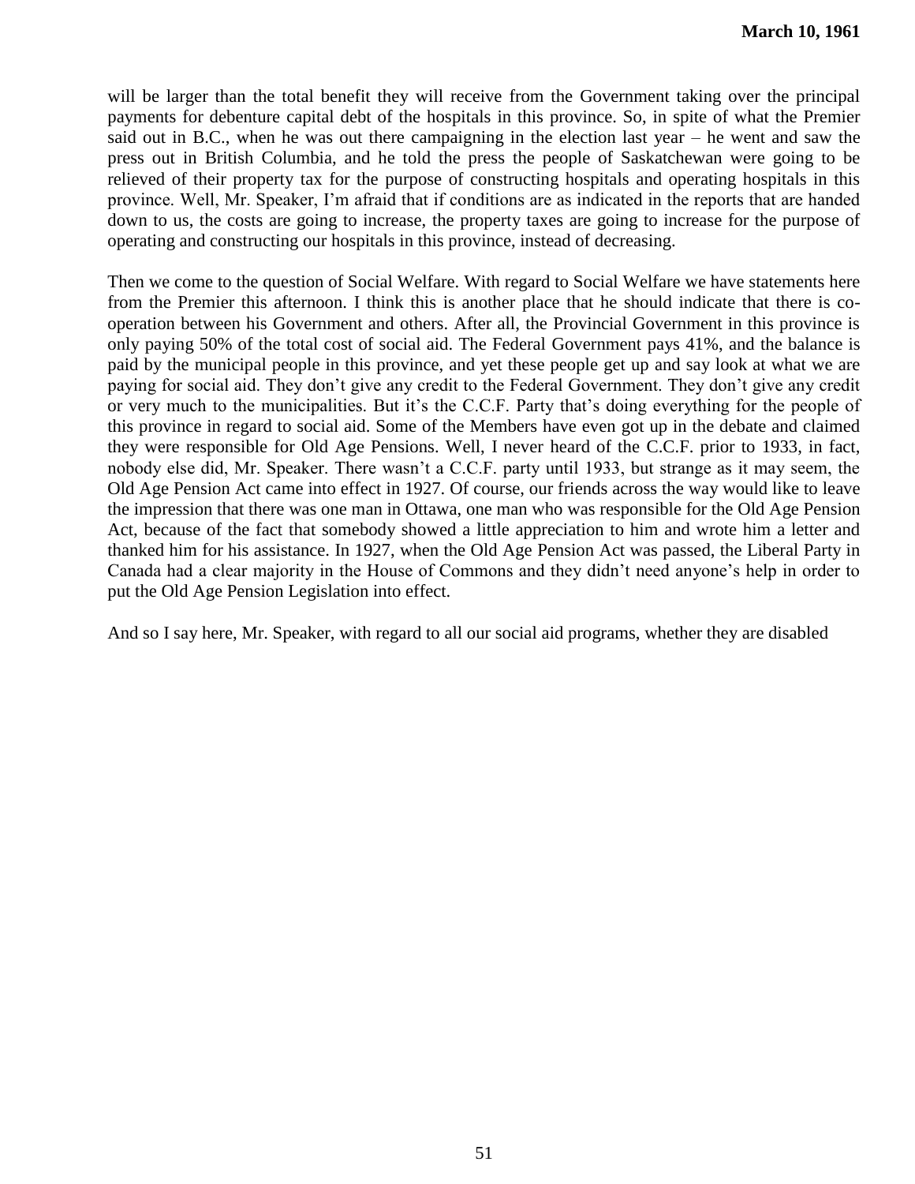will be larger than the total benefit they will receive from the Government taking over the principal payments for debenture capital debt of the hospitals in this province. So, in spite of what the Premier said out in B.C., when he was out there campaigning in the election last year – he went and saw the press out in British Columbia, and he told the press the people of Saskatchewan were going to be relieved of their property tax for the purpose of constructing hospitals and operating hospitals in this province. Well, Mr. Speaker, I'm afraid that if conditions are as indicated in the reports that are handed down to us, the costs are going to increase, the property taxes are going to increase for the purpose of operating and constructing our hospitals in this province, instead of decreasing.

Then we come to the question of Social Welfare. With regard to Social Welfare we have statements here from the Premier this afternoon. I think this is another place that he should indicate that there is co-operation between his Government and others. After all, the Provincial Government in this province is only paying 50% of the total cost of social aid. The Federal Government pays 41%, and the balance is paid by the municipal people in this province, and yet these people get up and say look at what we are paying for social aid. They don't give any credit to the Federal Government. They don't give any credit or very much to the municipalities. But it's the C.C.F. Party that's doing everything for the people of this province in regard to social aid. Some of the Members have even got up in the debate and claimed they were responsible for Old Age Pensions. Well, I never heard of the C.C.F. prior to 1933, in fact, nobody else did, Mr. Speaker. There wasn't a C.C.F. party until 1933, but strange as it may seem, the Old Age Pension Act came into effect in 1927. Of course, our friends across the way would like to leave the impression that there was one man in Ottawa, one man who was responsible for the Old Age Pension Act, because of the fact that somebody showed a little appreciation to him and wrote him a letter and thanked him for his assistance. In 1927, when the Old Age Pension Act was passed, the Liberal Party in Canada had a clear majority in the House of Commons and they didn't need anyone's help in order to put the Old Age Pension Legislation into effect.

And so I say here, Mr. Speaker, with regard to all our social aid programs, whether they are disabled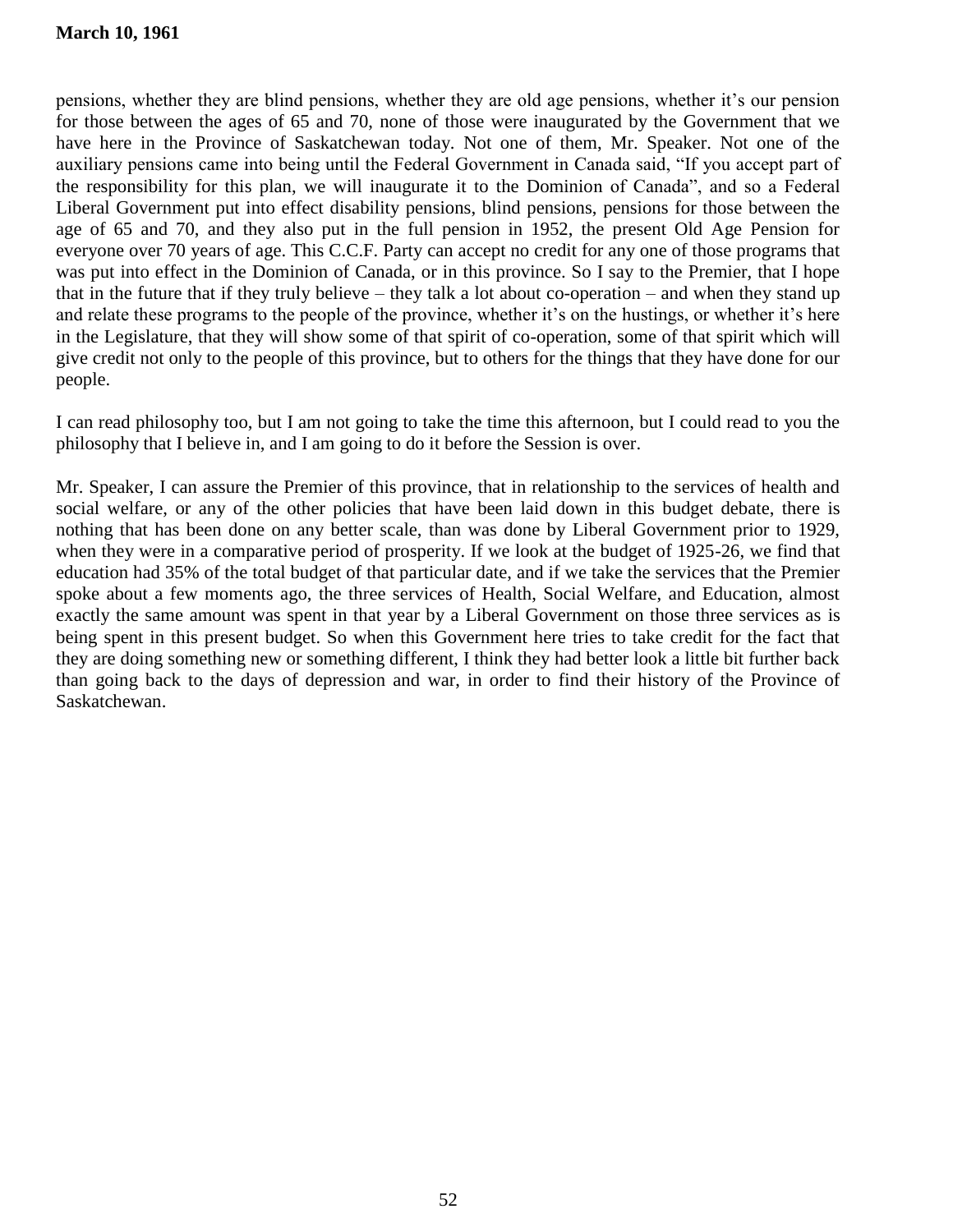pensions, whether they are blind pensions, whether they are old age pensions, whether it's our pension for those between the ages of 65 and 70, none of those were inaugurated by the Government that we have here in the Province of Saskatchewan today. Not one of them, Mr. Speaker. Not one of the auxiliary pensions came into being until the Federal Government in Canada said, "If you accept part of the responsibility for this plan, we will inaugurate it to the Dominion of Canada", and so a Federal Liberal Government put into effect disability pensions, blind pensions, pensions for those between the age of 65 and 70, and they also put in the full pension in 1952, the present Old Age Pension for everyone over 70 years of age. This C.C.F. Party can accept no credit for any one of those programs that was put into effect in the Dominion of Canada, or in this province. So I say to the Premier, that I hope that in the future that if they truly believe – they talk a lot about co-operation – and when they stand up and relate these programs to the people of the province, whether it's on the hustings, or whether it's here in the Legislature, that they will show some of that spirit of co-operation, some of that spirit which will give credit not only to the people of this province, but to others for the things that they have done for our people.

I can read philosophy too, but I am not going to take the time this afternoon, but I could read to you the philosophy that I believe in, and I am going to do it before the Session is over.

Mr. Speaker, I can assure the Premier of this province, that in relationship to the services of health and social welfare, or any of the other policies that have been laid down in this budget debate, there is nothing that has been done on any better scale, than was done by Liberal Government prior to 1929, when they were in a comparative period of prosperity. If we look at the budget of 1925-26, we find that education had 35% of the total budget of that particular date, and if we take the services that the Premier spoke about a few moments ago, the three services of Health, Social Welfare, and Education, almost exactly the same amount was spent in that year by a Liberal Government on those three services as is being spent in this present budget. So when this Government here tries to take credit for the fact that they are doing something new or something different, I think they had better look a little bit further back than going back to the days of depression and war, in order to find their history of the Province of Saskatchewan.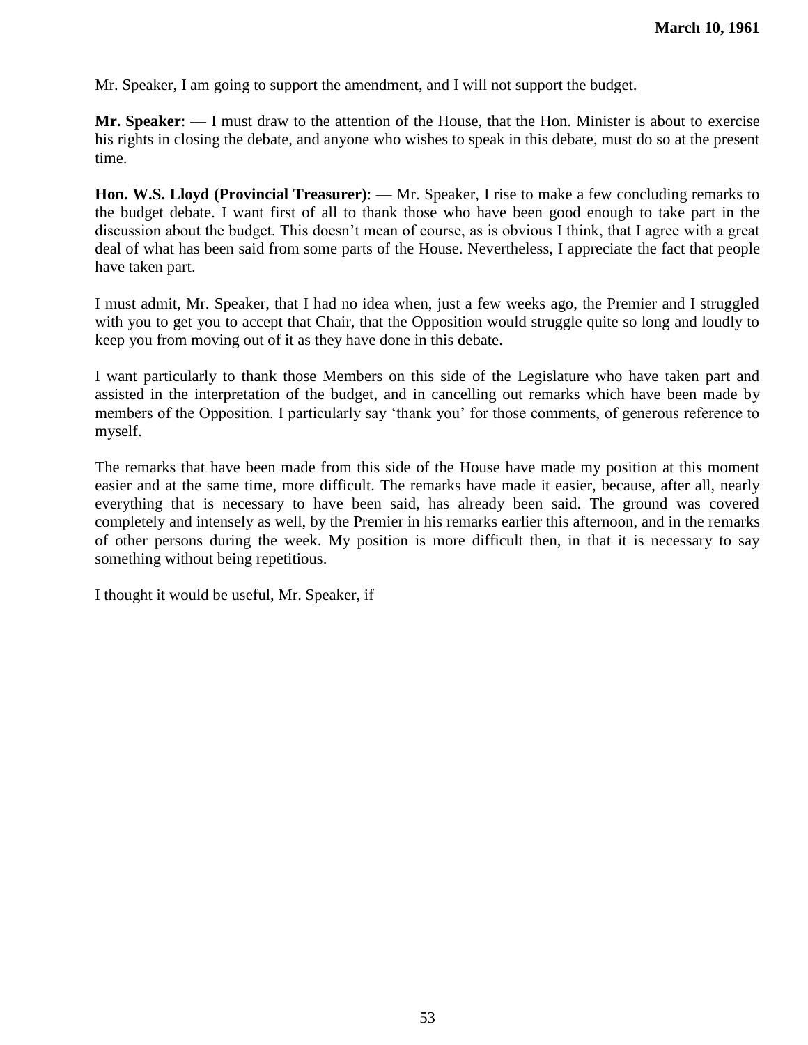Mr. Speaker, I am going to support the amendment, and I will not support the budget.

**Mr. Speaker**: — I must draw to the attention of the House, that the Hon. Minister is about to exercise his rights in closing the debate, and anyone who wishes to speak in this debate, must do so at the present time.

**Hon. W.S. Lloyd (Provincial Treasurer)**: — Mr. Speaker, I rise to make a few concluding remarks to the budget debate. I want first of all to thank those who have been good enough to take part in the discussion about the budget. This doesn't mean of course, as is obvious I think, that I agree with a great deal of what has been said from some parts of the House. Nevertheless, I appreciate the fact that people have taken part.

I must admit, Mr. Speaker, that I had no idea when, just a few weeks ago, the Premier and I struggled with you to get you to accept that Chair, that the Opposition would struggle quite so long and loudly to keep you from moving out of it as they have done in this debate.

I want particularly to thank those Members on this side of the Legislature who have taken part and assisted in the interpretation of the budget, and in cancelling out remarks which have been made by members of the Opposition. I particularly say 'thank you' for those comments, of generous reference to myself.

The remarks that have been made from this side of the House have made my position at this moment easier and at the same time, more difficult. The remarks have made it easier, because, after all, nearly everything that is necessary to have been said, has already been said. The ground was covered completely and intensely as well, by the Premier in his remarks earlier this afternoon, and in the remarks of other persons during the week. My position is more difficult then, in that it is necessary to say something without being repetitious.

I thought it would be useful, Mr. Speaker, if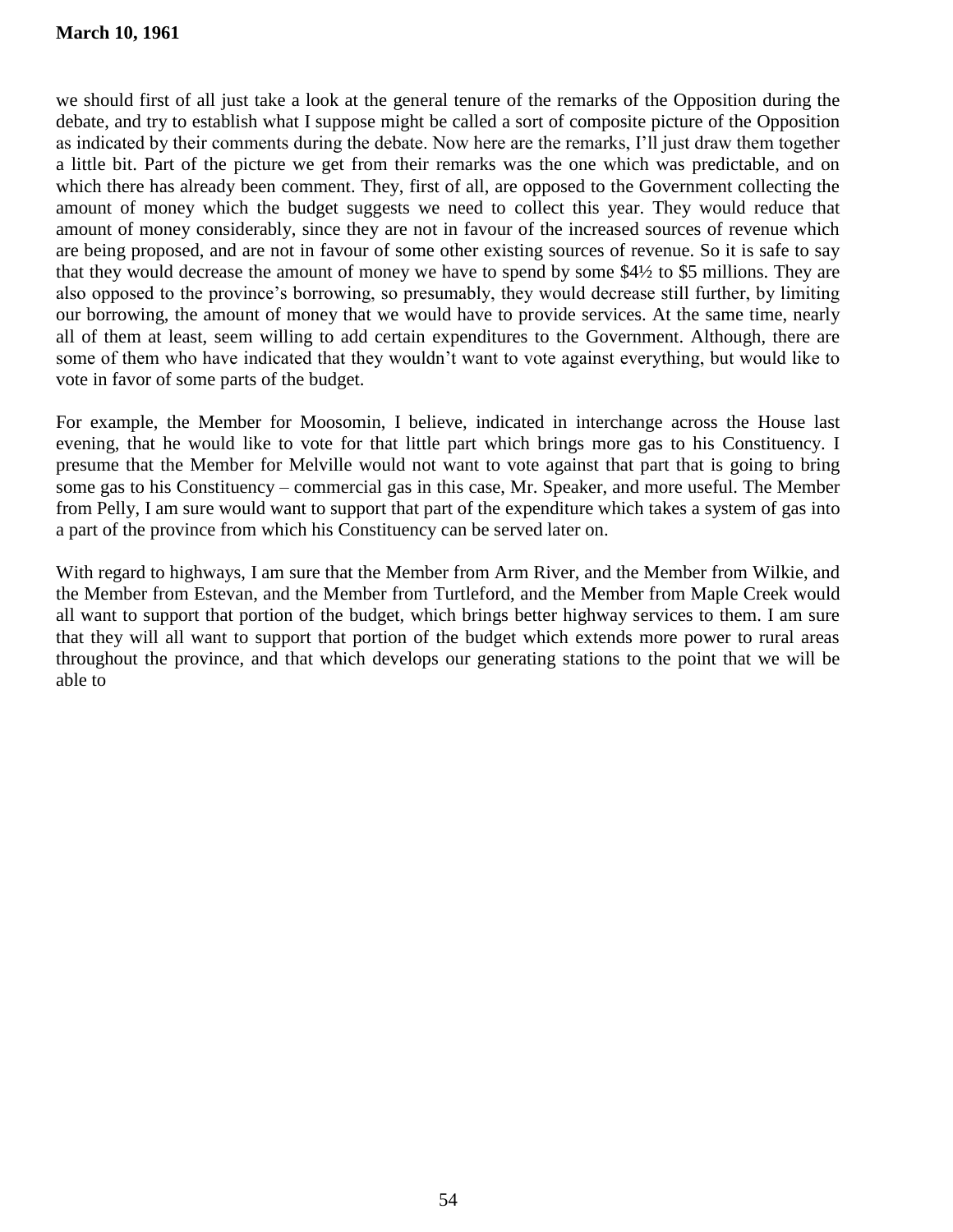we should first of all just take a look at the general tenure of the remarks of the Opposition during the debate, and try to establish what I suppose might be called a sort of composite picture of the Opposition as indicated by their comments during the debate. Now here are the remarks, I'll just draw them together a little bit. Part of the picture we get from their remarks was the one which was predictable, and on which there has already been comment. They, first of all, are opposed to the Government collecting the amount of money which the budget suggests we need to collect this year. They would reduce that amount of money considerably, since they are not in favour of the increased sources of revenue which are being proposed, and are not in favour of some other existing sources of revenue. So it is safe to say that they would decrease the amount of money we have to spend by some $4½ to $5 millions. They are also opposed to the province's borrowing, so presumably, they would decrease still further, by limiting our borrowing, the amount of money that we would have to provide services. At the same time, nearly all of them at least, seem willing to add certain expenditures to the Government. Although, there are some of them who have indicated that they wouldn't want to vote against everything, but would like to vote in favor of some parts of the budget.

For example, the Member for Moosomin, I believe, indicated in interchange across the House last evening, that he would like to vote for that little part which brings more gas to his Constituency. I presume that the Member for Melville would not want to vote against that part that is going to bring some gas to his Constituency – commercial gas in this case, Mr. Speaker, and more useful. The Member from Pelly, I am sure would want to support that part of the expenditure which takes a system of gas into a part of the province from which his Constituency can be served later on.

With regard to highways, I am sure that the Member from Arm River, and the Member from Wilkie, and the Member from Estevan, and the Member from Turtleford, and the Member from Maple Creek would all want to support that portion of the budget, which brings better highway services to them. I am sure that they will all want to support that portion of the budget which extends more power to rural areas throughout the province, and that which develops our generating stations to the point that we will be able to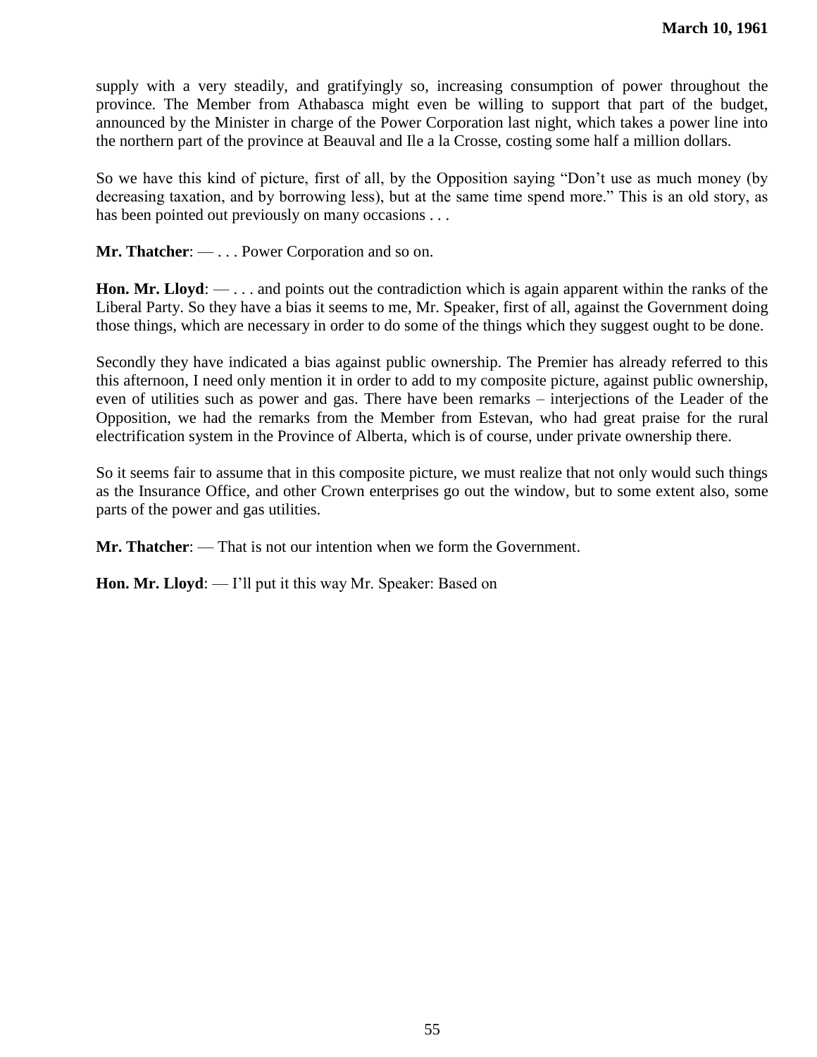supply with a very steadily, and gratifyingly so, increasing consumption of power throughout the province. The Member from Athabasca might even be willing to support that part of the budget, announced by the Minister in charge of the Power Corporation last night, which takes a power line into the northern part of the province at Beauval and Ile a la Crosse, costing some half a million dollars.

So we have this kind of picture, first of all, by the Opposition saying "Don't use as much money (by decreasing taxation, and by borrowing less), but at the same time spend more." This is an old story, as has been pointed out previously on many occasions . . .

**Mr. Thatcher**: — . . . Power Corporation and so on.

**Hon. Mr. Lloyd**: — . . . and points out the contradiction which is again apparent within the ranks of the Liberal Party. So they have a bias it seems to me, Mr. Speaker, first of all, against the Government doing those things, which are necessary in order to do some of the things which they suggest ought to be done.

Secondly they have indicated a bias against public ownership. The Premier has already referred to this this afternoon, I need only mention it in order to add to my composite picture, against public ownership, even of utilities such as power and gas. There have been remarks – interjections of the Leader of the Opposition, we had the remarks from the Member from Estevan, who had great praise for the rural electrification system in the Province of Alberta, which is of course, under private ownership there.

So it seems fair to assume that in this composite picture, we must realize that not only would such things as the Insurance Office, and other Crown enterprises go out the window, but to some extent also, some parts of the power and gas utilities.

**Mr. Thatcher**: — That is not our intention when we form the Government.

**Hon. Mr. Lloyd**: — I'll put it this way Mr. Speaker: Based on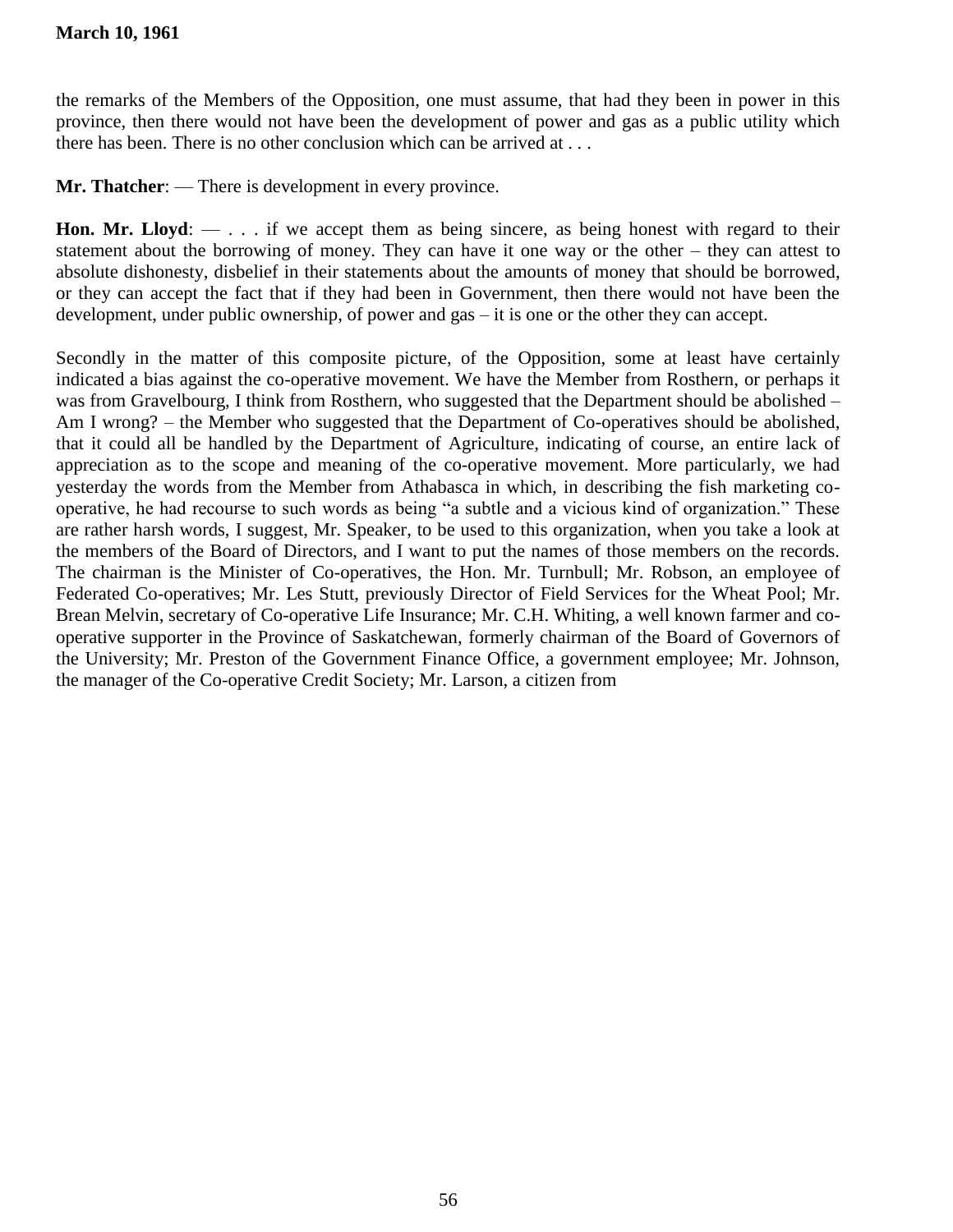the remarks of the Members of the Opposition, one must assume, that had they been in power in this province, then there would not have been the development of power and gas as a public utility which there has been. There is no other conclusion which can be arrived at . . .

**Mr. Thatcher**: — There is development in every province.

**Hon. Mr. Lloyd**: — . . . if we accept them as being sincere, as being honest with regard to their statement about the borrowing of money. They can have it one way or the other – they can attest to absolute dishonesty, disbelief in their statements about the amounts of money that should be borrowed, or they can accept the fact that if they had been in Government, then there would not have been the development, under public ownership, of power and gas – it is one or the other they can accept.

Secondly in the matter of this composite picture, of the Opposition, some at least have certainly indicated a bias against the co-operative movement. We have the Member from Rosthern, or perhaps it was from Gravelbourg, I think from Rosthern, who suggested that the Department should be abolished – Am I wrong? – the Member who suggested that the Department of Co-operatives should be abolished, that it could all be handled by the Department of Agriculture, indicating of course, an entire lack of appreciation as to the scope and meaning of the co-operative movement. More particularly, we had yesterday the words from the Member from Athabasca in which, in describing the fish marketing co-operative, he had recourse to such words as being "a subtle and a vicious kind of organization." These are rather harsh words, I suggest, Mr. Speaker, to be used to this organization, when you take a look at the members of the Board of Directors, and I want to put the names of those members on the records. The chairman is the Minister of Co-operatives, the Hon. Mr. Turnbull; Mr. Robson, an employee of Federated Co-operatives; Mr. Les Stutt, previously Director of Field Services for the Wheat Pool; Mr. Brean Melvin, secretary of Co-operative Life Insurance; Mr. C.H. Whiting, a well known farmer and co-operative supporter in the Province of Saskatchewan, formerly chairman of the Board of Governors of the University; Mr. Preston of the Government Finance Office, a government employee; Mr. Johnson, the manager of the Co-operative Credit Society; Mr. Larson, a citizen from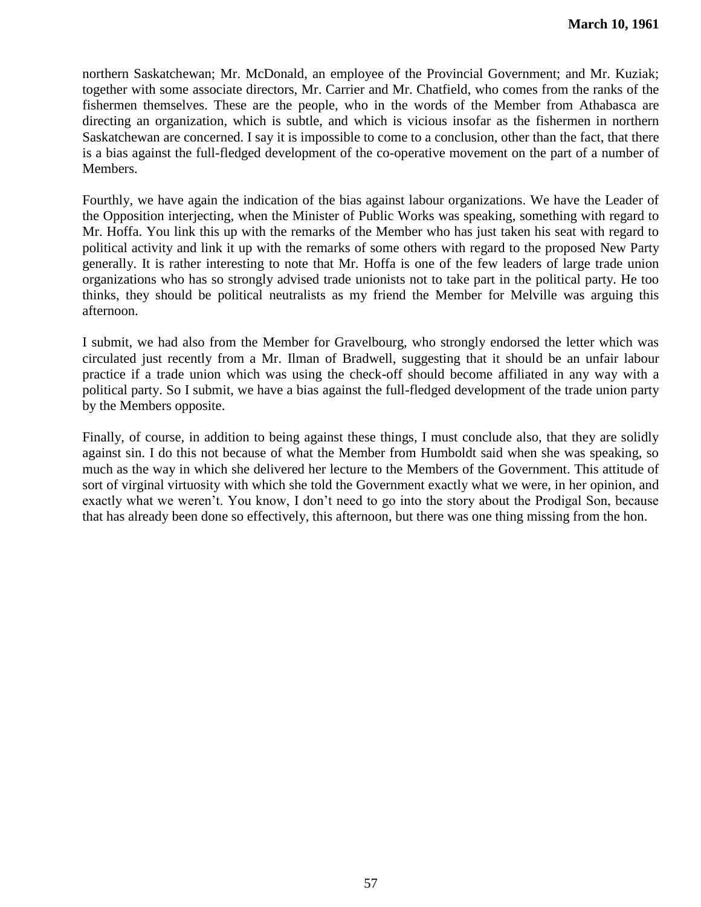northern Saskatchewan; Mr. McDonald, an employee of the Provincial Government; and Mr. Kuziak; together with some associate directors, Mr. Carrier and Mr. Chatfield, who comes from the ranks of the fishermen themselves. These are the people, who in the words of the Member from Athabasca are directing an organization, which is subtle, and which is vicious insofar as the fishermen in northern Saskatchewan are concerned. I say it is impossible to come to a conclusion, other than the fact, that there is a bias against the full-fledged development of the co-operative movement on the part of a number of Members.

Fourthly, we have again the indication of the bias against labour organizations. We have the Leader of the Opposition interjecting, when the Minister of Public Works was speaking, something with regard to Mr. Hoffa. You link this up with the remarks of the Member who has just taken his seat with regard to political activity and link it up with the remarks of some others with regard to the proposed New Party generally. It is rather interesting to note that Mr. Hoffa is one of the few leaders of large trade union organizations who has so strongly advised trade unionists not to take part in the political party. He too thinks, they should be political neutralists as my friend the Member for Melville was arguing this afternoon.

I submit, we had also from the Member for Gravelbourg, who strongly endorsed the letter which was circulated just recently from a Mr. Ilman of Bradwell, suggesting that it should be an unfair labour practice if a trade union which was using the check-off should become affiliated in any way with a political party. So I submit, we have a bias against the full-fledged development of the trade union party by the Members opposite.

Finally, of course, in addition to being against these things, I must conclude also, that they are solidly against sin. I do this not because of what the Member from Humboldt said when she was speaking, so much as the way in which she delivered her lecture to the Members of the Government. This attitude of sort of virginal virtuosity with which she told the Government exactly what we were, in her opinion, and exactly what we weren't. You know, I don't need to go into the story about the Prodigal Son, because that has already been done so effectively, this afternoon, but there was one thing missing from the hon.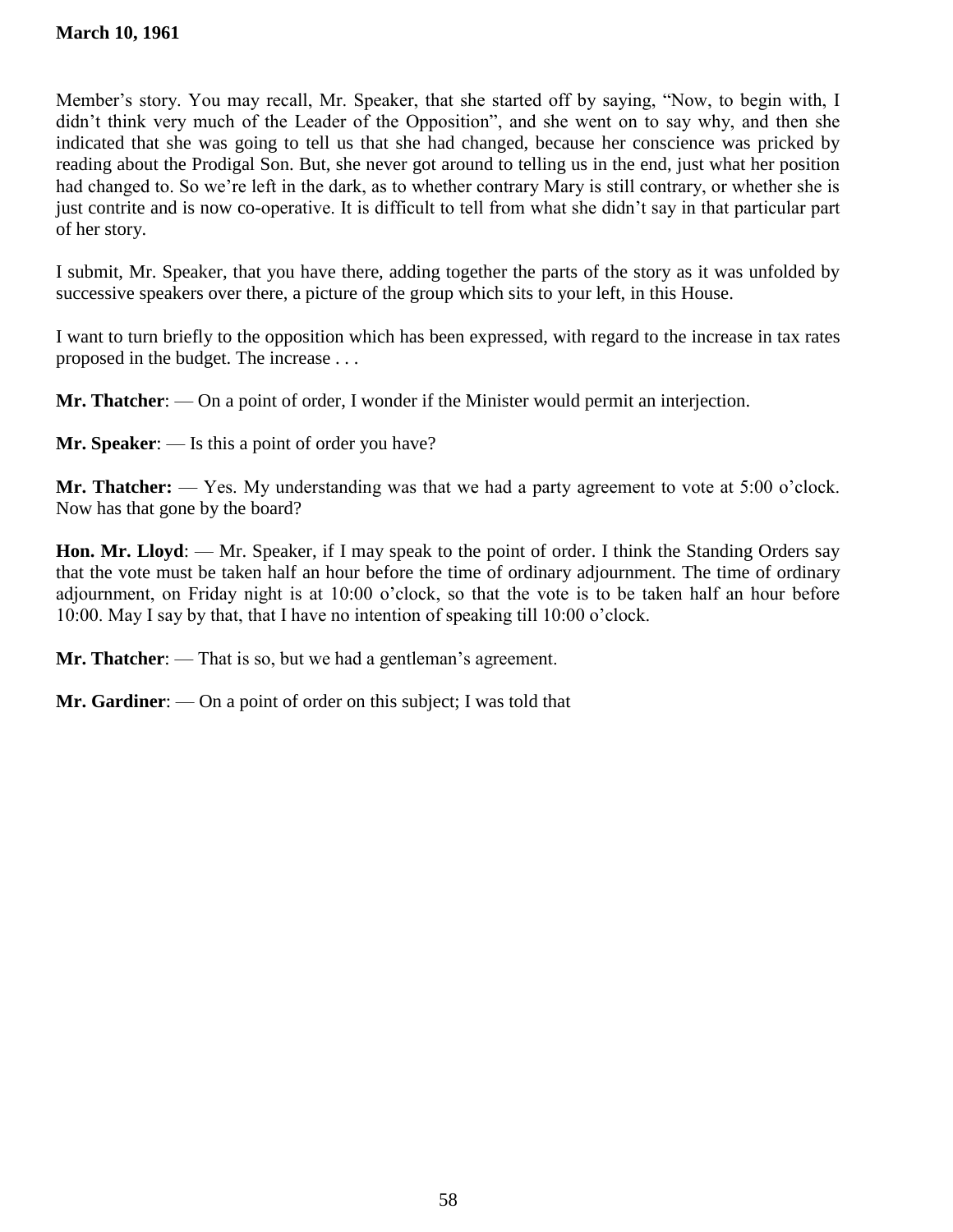Member's story. You may recall, Mr. Speaker, that she started off by saying, "Now, to begin with, I didn't think very much of the Leader of the Opposition", and she went on to say why, and then she indicated that she was going to tell us that she had changed, because her conscience was pricked by reading about the Prodigal Son. But, she never got around to telling us in the end, just what her position had changed to. So we're left in the dark, as to whether contrary Mary is still contrary, or whether she is just contrite and is now co-operative. It is difficult to tell from what she didn't say in that particular part of her story.

I submit, Mr. Speaker, that you have there, adding together the parts of the story as it was unfolded by successive speakers over there, a picture of the group which sits to your left, in this House.

I want to turn briefly to the opposition which has been expressed, with regard to the increase in tax rates proposed in the budget. The increase . . .

**Mr. Thatcher**: — On a point of order, I wonder if the Minister would permit an interjection.

**Mr. Speaker**: — Is this a point of order you have?

**Mr. Thatcher:** — Yes. My understanding was that we had a party agreement to vote at 5:00 o'clock. Now has that gone by the board?

**Hon. Mr. Lloyd**: — Mr. Speaker, if I may speak to the point of order. I think the Standing Orders say that the vote must be taken half an hour before the time of ordinary adjournment. The time of ordinary adjournment, on Friday night is at 10:00 o'clock, so that the vote is to be taken half an hour before 10:00. May I say by that, that I have no intention of speaking till 10:00 o'clock.

**Mr. Thatcher**: — That is so, but we had a gentleman's agreement.

**Mr. Gardiner**: — On a point of order on this subject; I was told that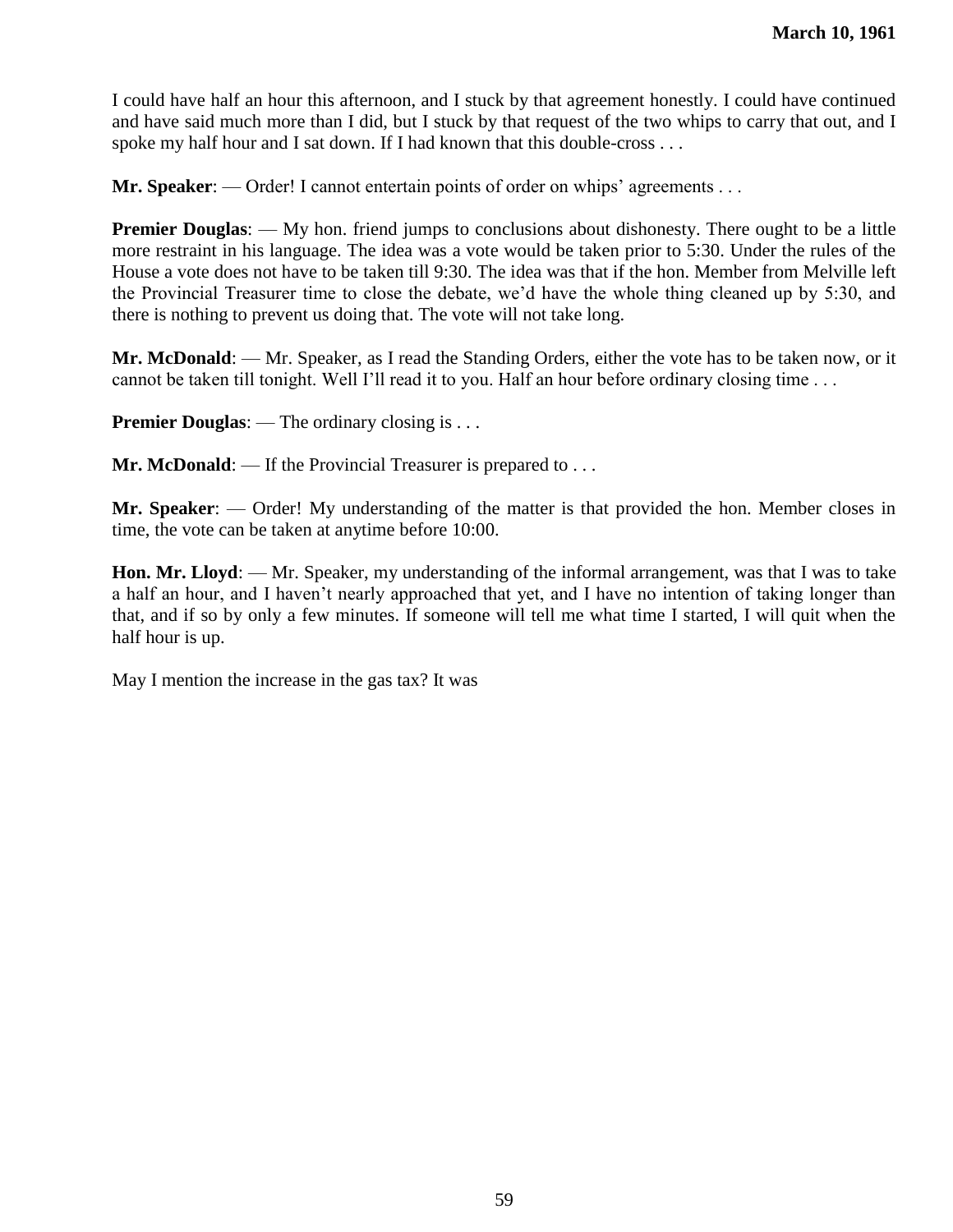I could have half an hour this afternoon, and I stuck by that agreement honestly. I could have continued and have said much more than I did, but I stuck by that request of the two whips to carry that out, and I spoke my half hour and I sat down. If I had known that this double-cross . . .

**Mr. Speaker**: — Order! I cannot entertain points of order on whips' agreements . . .

**Premier Douglas**: — My hon. friend jumps to conclusions about dishonesty. There ought to be a little more restraint in his language. The idea was a vote would be taken prior to 5:30. Under the rules of the House a vote does not have to be taken till 9:30. The idea was that if the hon. Member from Melville left the Provincial Treasurer time to close the debate, we'd have the whole thing cleaned up by 5:30, and there is nothing to prevent us doing that. The vote will not take long.

**Mr. McDonald**: — Mr. Speaker, as I read the Standing Orders, either the vote has to be taken now, or it cannot be taken till tonight. Well I'll read it to you. Half an hour before ordinary closing time . . .

**Premier Douglas**: — The ordinary closing is . . .

**Mr. McDonald**: — If the Provincial Treasurer is prepared to . . .

**Mr. Speaker**: — Order! My understanding of the matter is that provided the hon. Member closes in time, the vote can be taken at anytime before 10:00.

**Hon. Mr. Lloyd**: — Mr. Speaker, my understanding of the informal arrangement, was that I was to take a half an hour, and I haven't nearly approached that yet, and I have no intention of taking longer than that, and if so by only a few minutes. If someone will tell me what time I started, I will quit when the half hour is up.

May I mention the increase in the gas tax? It was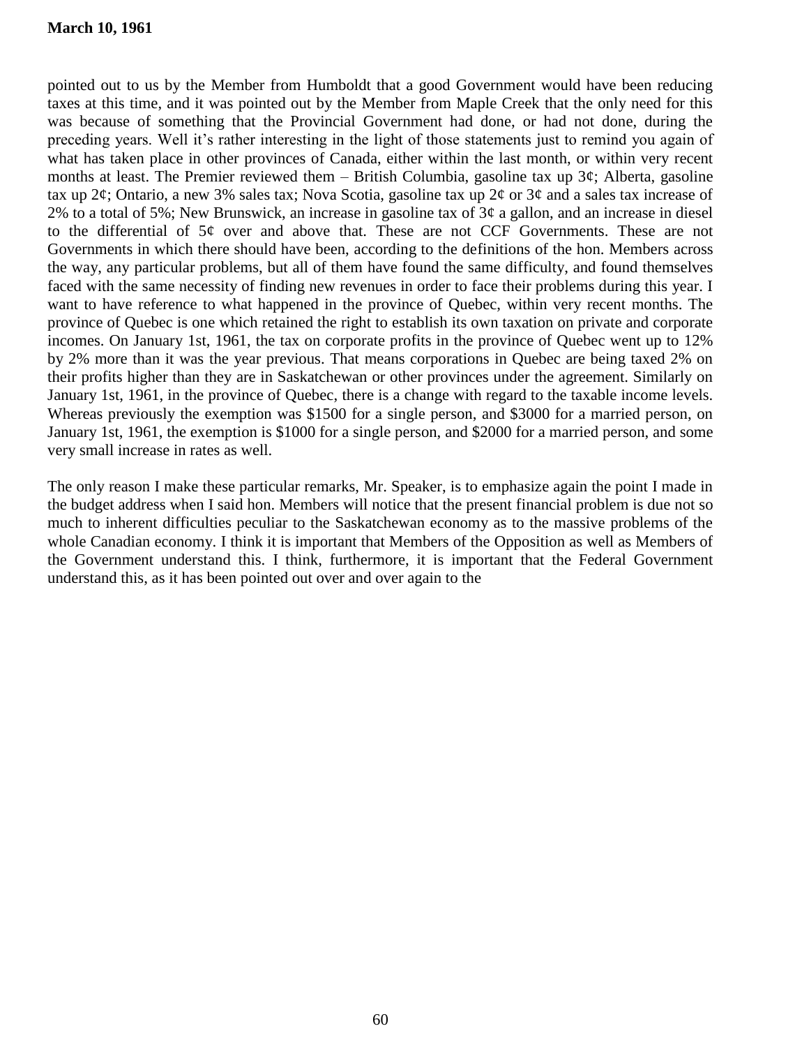pointed out to us by the Member from Humboldt that a good Government would have been reducing taxes at this time, and it was pointed out by the Member from Maple Creek that the only need for this was because of something that the Provincial Government had done, or had not done, during the preceding years. Well it's rather interesting in the light of those statements just to remind you again of what has taken place in other provinces of Canada, either within the last month, or within very recent months at least. The Premier reviewed them – British Columbia, gasoline tax up 3¢; Alberta, gasoline tax up 2¢; Ontario, a new 3% sales tax; Nova Scotia, gasoline tax up 2¢ or 3¢ and a sales tax increase of 2% to a total of 5%; New Brunswick, an increase in gasoline tax of 3¢ a gallon, and an increase in diesel to the differential of 5¢ over and above that. These are not CCF Governments. These are not Governments in which there should have been, according to the definitions of the hon. Members across the way, any particular problems, but all of them have found the same difficulty, and found themselves faced with the same necessity of finding new revenues in order to face their problems during this year. I want to have reference to what happened in the province of Quebec, within very recent months. The province of Quebec is one which retained the right to establish its own taxation on private and corporate incomes. On January 1st, 1961, the tax on corporate profits in the province of Quebec went up to 12% by 2% more than it was the year previous. That means corporations in Quebec are being taxed 2% on their profits higher than they are in Saskatchewan or other provinces under the agreement. Similarly on January 1st, 1961, in the province of Quebec, there is a change with regard to the taxable income levels. Whereas previously the exemption was $1500 for a single person, and $3000 for a married person, on January 1st, 1961, the exemption is $1000 for a single person, and $2000 for a married person, and some very small increase in rates as well.

The only reason I make these particular remarks, Mr. Speaker, is to emphasize again the point I made in the budget address when I said hon. Members will notice that the present financial problem is due not so much to inherent difficulties peculiar to the Saskatchewan economy as to the massive problems of the whole Canadian economy. I think it is important that Members of the Opposition as well as Members of the Government understand this. I think, furthermore, it is important that the Federal Government understand this, as it has been pointed out over and over again to the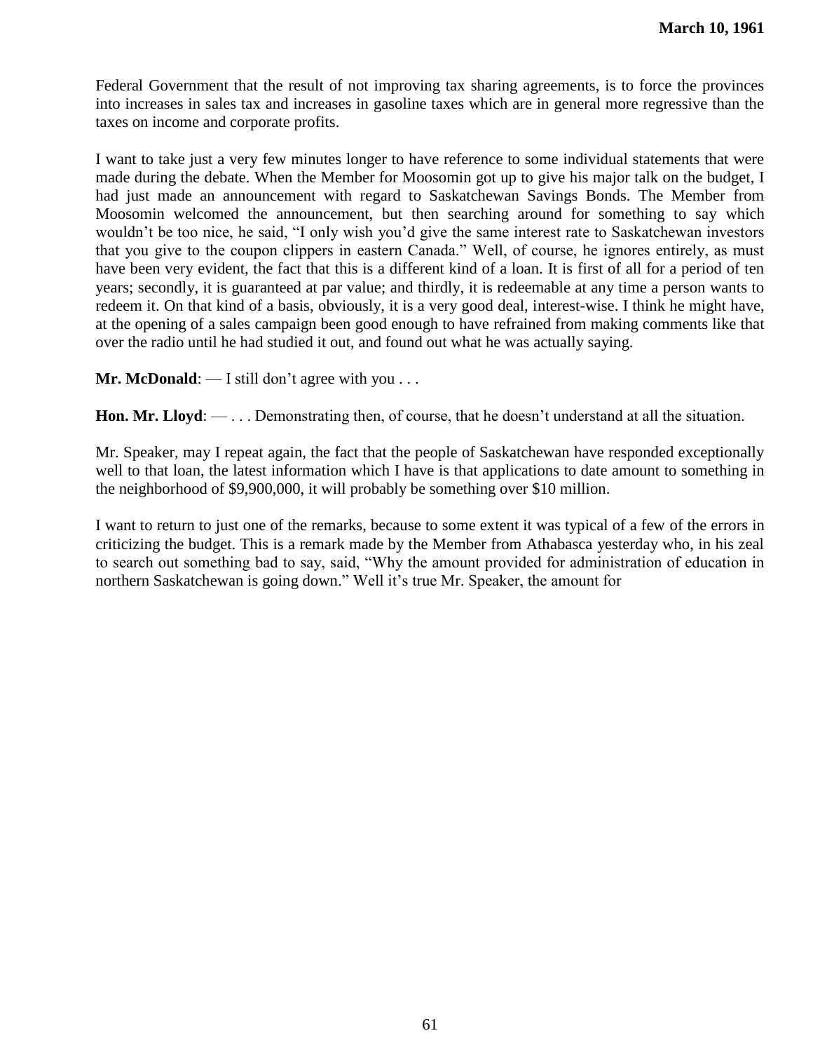Federal Government that the result of not improving tax sharing agreements, is to force the provinces into increases in sales tax and increases in gasoline taxes which are in general more regressive than the taxes on income and corporate profits.

I want to take just a very few minutes longer to have reference to some individual statements that were made during the debate. When the Member for Moosomin got up to give his major talk on the budget, I had just made an announcement with regard to Saskatchewan Savings Bonds. The Member from Moosomin welcomed the announcement, but then searching around for something to say which wouldn't be too nice, he said, "I only wish you'd give the same interest rate to Saskatchewan investors that you give to the coupon clippers in eastern Canada." Well, of course, he ignores entirely, as must have been very evident, the fact that this is a different kind of a loan. It is first of all for a period of ten years; secondly, it is guaranteed at par value; and thirdly, it is redeemable at any time a person wants to redeem it. On that kind of a basis, obviously, it is a very good deal, interest-wise. I think he might have, at the opening of a sales campaign been good enough to have refrained from making comments like that over the radio until he had studied it out, and found out what he was actually saying.

**Mr. McDonald**: — I still don't agree with you . . .

**Hon. Mr. Lloyd**: — . . . Demonstrating then, of course, that he doesn't understand at all the situation.

Mr. Speaker, may I repeat again, the fact that the people of Saskatchewan have responded exceptionally well to that loan, the latest information which I have is that applications to date amount to something in the neighborhood of $9,900,000, it will probably be something over $10 million.

I want to return to just one of the remarks, because to some extent it was typical of a few of the errors in criticizing the budget. This is a remark made by the Member from Athabasca yesterday who, in his zeal to search out something bad to say, said, "Why the amount provided for administration of education in northern Saskatchewan is going down." Well it's true Mr. Speaker, the amount for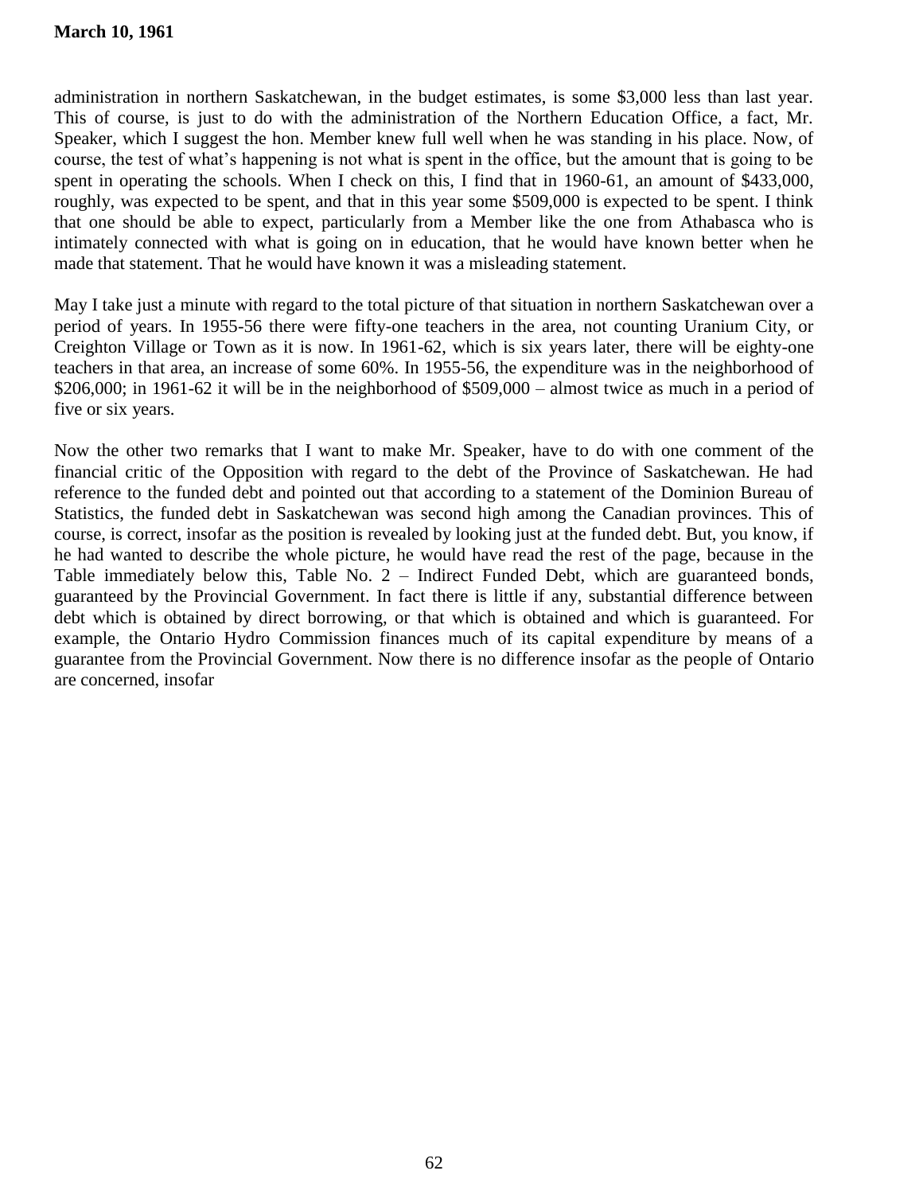administration in northern Saskatchewan, in the budget estimates, is some $3,000 less than last year. This of course, is just to do with the administration of the Northern Education Office, a fact, Mr. Speaker, which I suggest the hon. Member knew full well when he was standing in his place. Now, of course, the test of what's happening is not what is spent in the office, but the amount that is going to be spent in operating the schools. When I check on this, I find that in 1960-61, an amount of $433,000, roughly, was expected to be spent, and that in this year some $509,000 is expected to be spent. I think that one should be able to expect, particularly from a Member like the one from Athabasca who is intimately connected with what is going on in education, that he would have known better when he made that statement. That he would have known it was a misleading statement.

May I take just a minute with regard to the total picture of that situation in northern Saskatchewan over a period of years. In 1955-56 there were fifty-one teachers in the area, not counting Uranium City, or Creighton Village or Town as it is now. In 1961-62, which is six years later, there will be eighty-one teachers in that area, an increase of some 60%. In 1955-56, the expenditure was in the neighborhood of $206,000; in 1961-62 it will be in the neighborhood of $509,000 – almost twice as much in a period of five or six years.

Now the other two remarks that I want to make Mr. Speaker, have to do with one comment of the financial critic of the Opposition with regard to the debt of the Province of Saskatchewan. He had reference to the funded debt and pointed out that according to a statement of the Dominion Bureau of Statistics, the funded debt in Saskatchewan was second high among the Canadian provinces. This of course, is correct, insofar as the position is revealed by looking just at the funded debt. But, you know, if he had wanted to describe the whole picture, he would have read the rest of the page, because in the Table immediately below this, Table No. 2 – Indirect Funded Debt, which are guaranteed bonds, guaranteed by the Provincial Government. In fact there is little if any, substantial difference between debt which is obtained by direct borrowing, or that which is obtained and which is guaranteed. For example, the Ontario Hydro Commission finances much of its capital expenditure by means of a guarantee from the Provincial Government. Now there is no difference insofar as the people of Ontario are concerned, insofar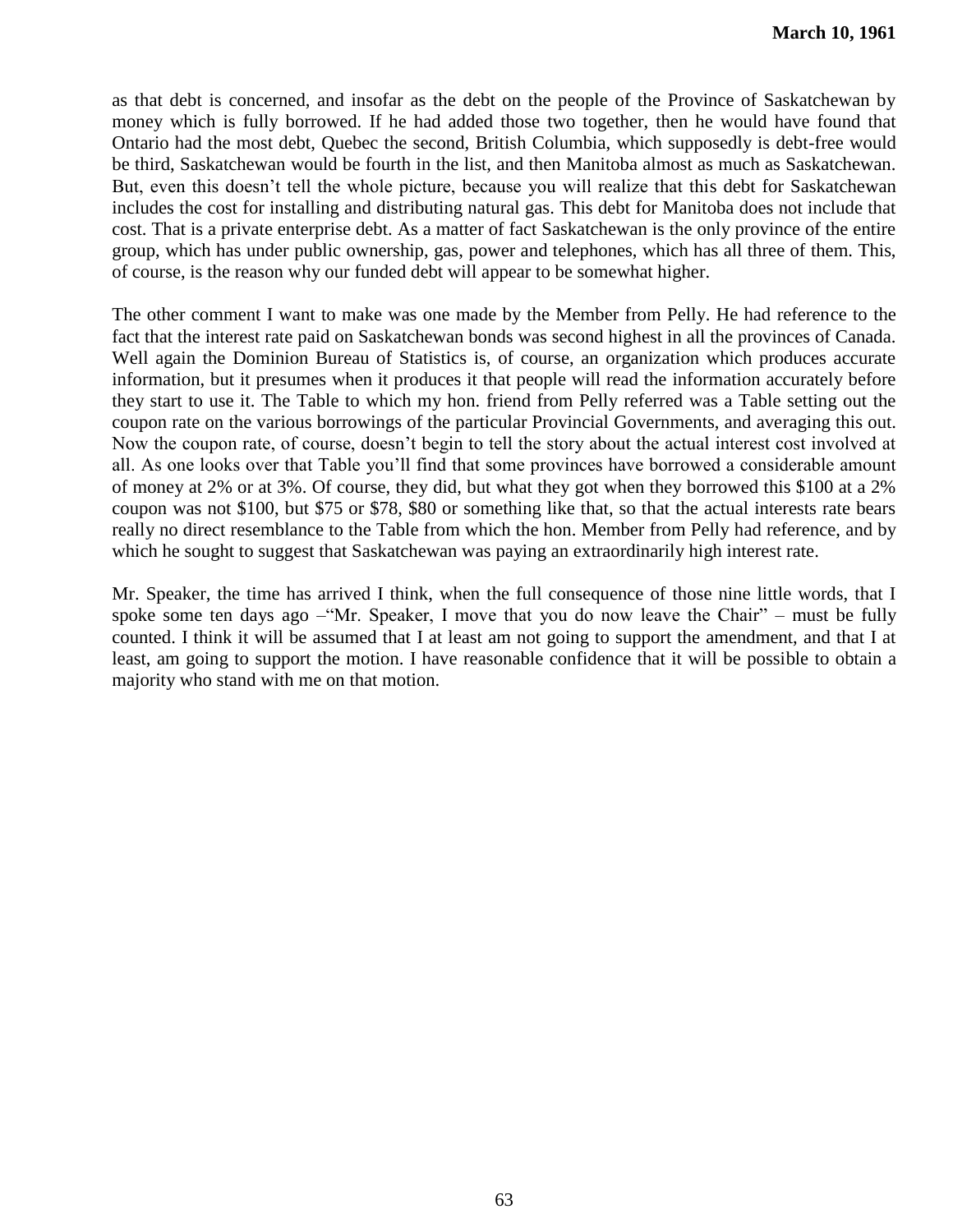as that debt is concerned, and insofar as the debt on the people of the Province of Saskatchewan by money which is fully borrowed. If he had added those two together, then he would have found that Ontario had the most debt, Quebec the second, British Columbia, which supposedly is debt-free would be third, Saskatchewan would be fourth in the list, and then Manitoba almost as much as Saskatchewan. But, even this doesn't tell the whole picture, because you will realize that this debt for Saskatchewan includes the cost for installing and distributing natural gas. This debt for Manitoba does not include that cost. That is a private enterprise debt. As a matter of fact Saskatchewan is the only province of the entire group, which has under public ownership, gas, power and telephones, which has all three of them. This, of course, is the reason why our funded debt will appear to be somewhat higher.

The other comment I want to make was one made by the Member from Pelly. He had reference to the fact that the interest rate paid on Saskatchewan bonds was second highest in all the provinces of Canada. Well again the Dominion Bureau of Statistics is, of course, an organization which produces accurate information, but it presumes when it produces it that people will read the information accurately before they start to use it. The Table to which my hon. friend from Pelly referred was a Table setting out the coupon rate on the various borrowings of the particular Provincial Governments, and averaging this out. Now the coupon rate, of course, doesn't begin to tell the story about the actual interest cost involved at all. As one looks over that Table you'll find that some provinces have borrowed a considerable amount of money at 2% or at 3%. Of course, they did, but what they got when they borrowed this $100 at a 2% coupon was not $100, but $75 or $78, $80 or something like that, so that the actual interests rate bears really no direct resemblance to the Table from which the hon. Member from Pelly had reference, and by which he sought to suggest that Saskatchewan was paying an extraordinarily high interest rate.

Mr. Speaker, the time has arrived I think, when the full consequence of those nine little words, that I spoke some ten days ago –"Mr. Speaker, I move that you do now leave the Chair" – must be fully counted. I think it will be assumed that I at least am not going to support the amendment, and that I at least, am going to support the motion. I have reasonable confidence that it will be possible to obtain a majority who stand with me on that motion.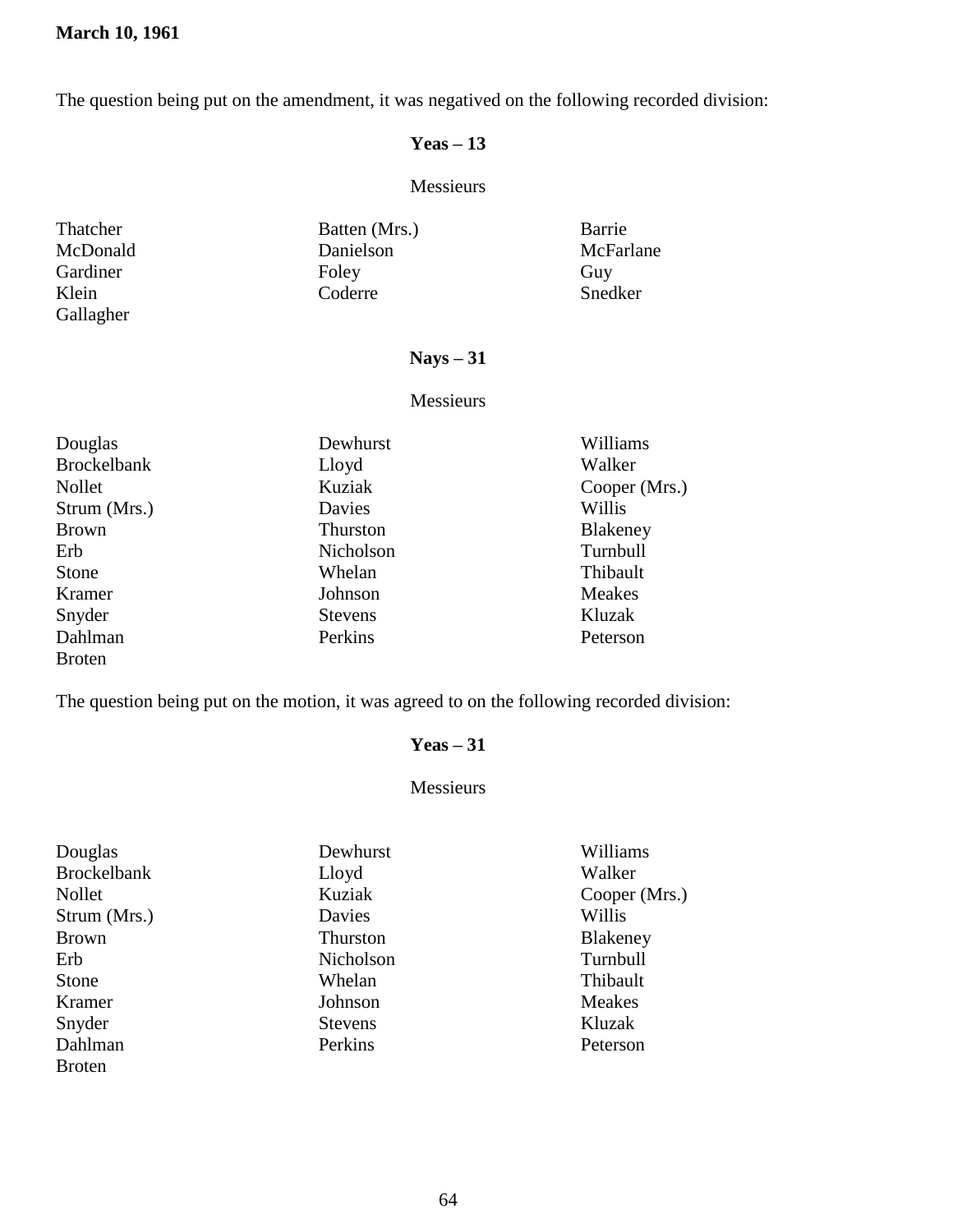**March 10, 1961**

The question being put on the amendment, it was negatived on the following recorded division:

**Yeas – 13**

Messieurs

| | | |
|---|---|---|
| Thatcher | Batten (Mrs.) | Barrie |
| McDonald | Danielson | McFarlane |
| Gardiner | Foley | Guy |
| Klein | Coderre | Snedker |
| Gallagher | | |

**Nays – 31**

Messieurs

| | | |
|---|---|---|
| Douglas | Dewhurst | Williams |
| Brockelbank | Lloyd | Walker |
| Nollet | Kuziak | Cooper (Mrs.) |
| Strum (Mrs.) | Davies | Willis |
| Brown | Thurston | Blakeney |
| Erb | Nicholson | Turnbull |
| Stone | Whelan | Thibault |
| Kramer | Johnson | Meakes |
| Snyder | Stevens | Kluzak |
| Dahlman | Perkins | Peterson |
| Broten | | |

The question being put on the motion, it was agreed to on the following recorded division:

**Yeas – 31**

Messieurs

| | | |
|---|---|---|
| Douglas | Dewhurst | Williams |
| Brockelbank | Lloyd | Walker |
| Nollet | Kuziak | Cooper (Mrs.) |
| Strum (Mrs.) | Davies | Willis |
| Brown | Thurston | Blakeney |
| Erb | Nicholson | Turnbull |
| Stone | Whelan | Thibault |
| Kramer | Johnson | Meakes |
| Snyder | Stevens | Kluzak |
| Dahlman | Perkins | Peterson |
| Broten | | |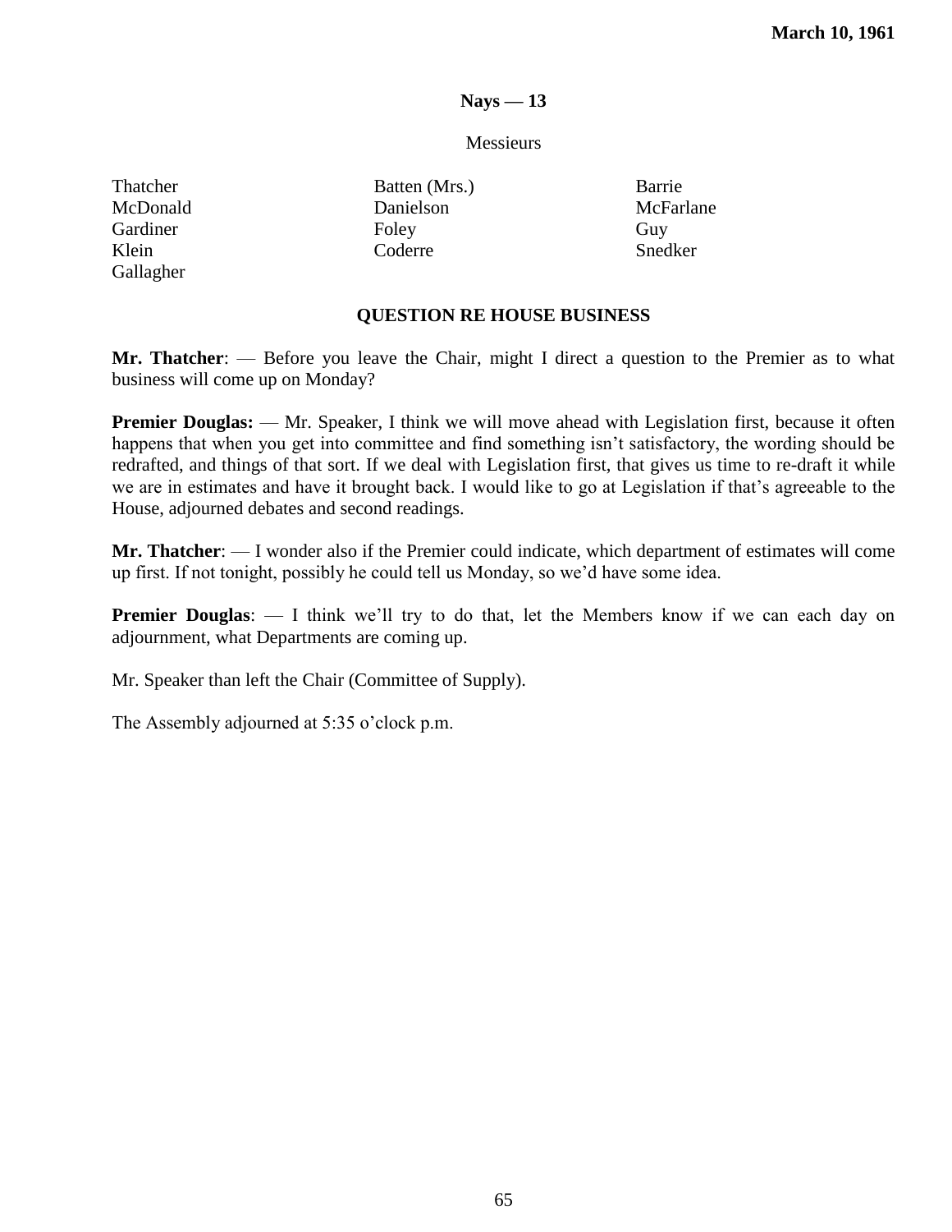**Nays — 13**

Messieurs

| | | |
|---|---|---|
| Thatcher | Batten (Mrs.) | Barrie |
| McDonald | Danielson | McFarlane |
| Gardiner | Foley | Guy |
| Klein | Coderre | Snedker |
| Gallagher | | |

## QUESTION RE HOUSE BUSINESS

**Mr. Thatcher**: — Before you leave the Chair, might I direct a question to the Premier as to what business will come up on Monday?

**Premier Douglas:** — Mr. Speaker, I think we will move ahead with Legislation first, because it often happens that when you get into committee and find something isn't satisfactory, the wording should be redrafted, and things of that sort. If we deal with Legislation first, that gives us time to re-draft it while we are in estimates and have it brought back. I would like to go at Legislation if that's agreeable to the House, adjourned debates and second readings.

**Mr. Thatcher**: — I wonder also if the Premier could indicate, which department of estimates will come up first. If not tonight, possibly he could tell us Monday, so we'd have some idea.

**Premier Douglas**: — I think we'll try to do that, let the Members know if we can each day on adjournment, what Departments are coming up.

Mr. Speaker than left the Chair (Committee of Supply).

The Assembly adjourned at 5:35 o'clock p.m.